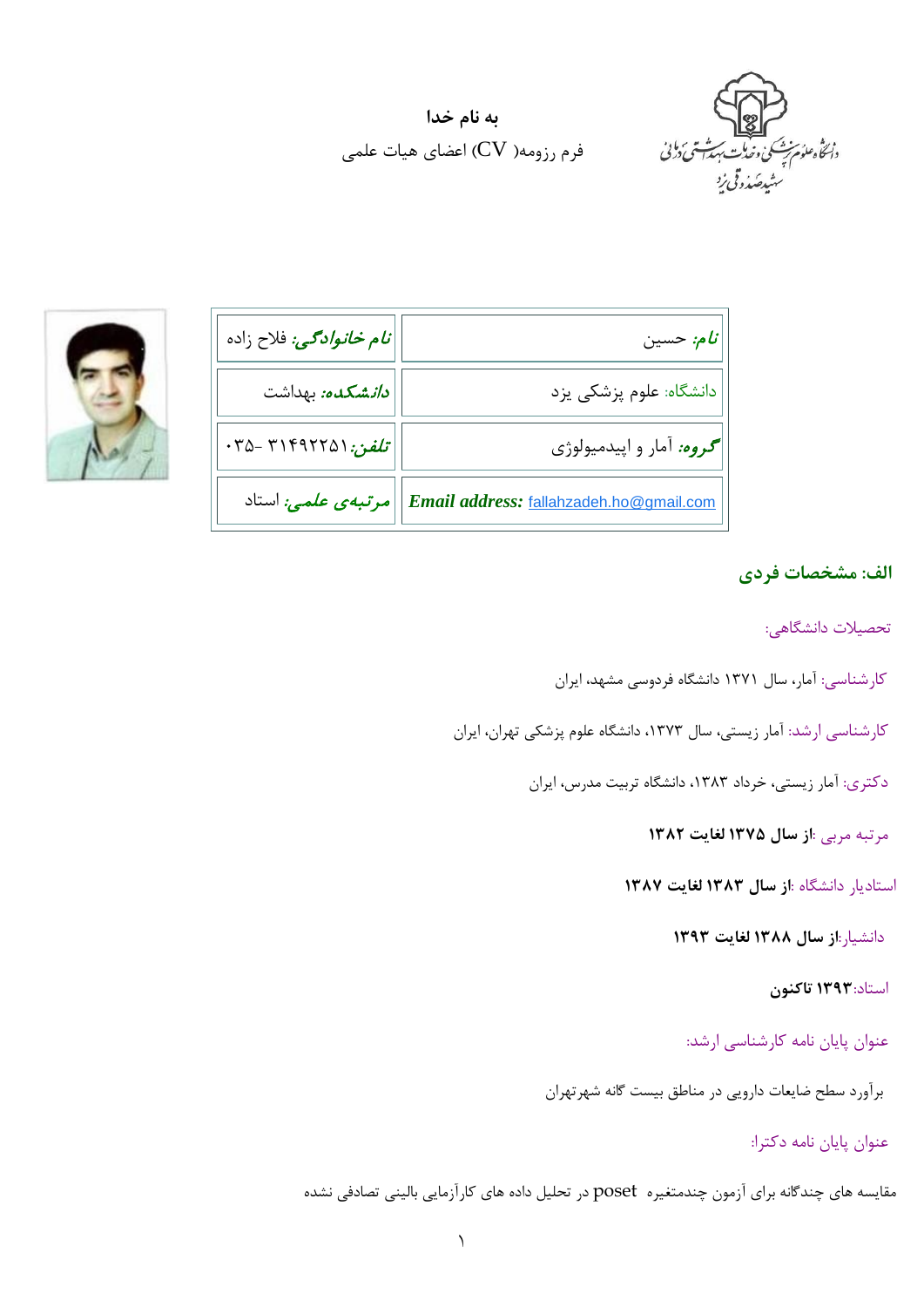**به نام خدا**

فرم رزومه( CV) اعضای هیات علمی

دانشگاه علوم پزشکی و خدمات بهداشتی درمانی شهید صدوقی یزد

| | |
|---|---|
| ***نام:*** حسین | ***نام خانوادگی:*** فلاح زاده |
| دانشگاه: علوم پزشکی یزد | ***دانشکده:*** بهداشت |
| ***گروه:*** آمار و اپیدمیولوژی | ***تلفن:*** ۰۳۵- ۳۱۴۹۲۲۵۱ |
| ***Email address:*** fallahzadeh.ho@gmail.com | ***مرتبه‌ی علمی:*** استاد |

## الف: مشخصات فردی

تحصیلات دانشگاهی:

کارشناسی: آمار، سال ۱۳۷۱ دانشگاه فردوسی مشهد، ایران

کارشناسی ارشد: آمار زیستی، سال ۱۳۷۳، دانشگاه علوم پزشکی تهران، ایران

دکتری: آمار زیستی، خرداد ۱۳۸۳، دانشگاه تربیت مدرس، ایران

مرتبه مربی :**از سال ۱۳۷۵ لغایت ۱۳۸۲**

استادیار دانشگاه :**از سال ۱۳۸۳ لغایت ۱۳۸۷**

دانشیار:**از سال ۱۳۸۸ لغایت ۱۳۹۳**

استاد:**۱۳۹۳ تاکنون**

عنوان پایان نامه کارشناسی ارشد:

برآورد سطح ضایعات دارویی در مناطق بیست گانه شهرتهران

عنوان پایان نامه دکترا:

مقایسه های چندگانه برای آزمون چندمتغیره poset در تحلیل داده های کارآزمایی بالینی تصادفی نشده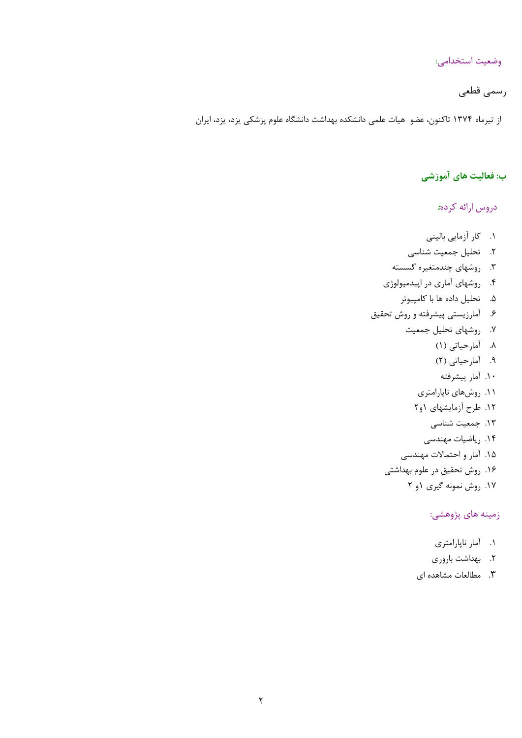وضعیت استخدامی:

رسمی قطعی

از تیرماه ۱۳۷۴ تاکنون، عضو هیات علمی دانشکده بهداشت دانشگاه علوم پزشکی یزد، یزد، ایران

## ب: فعالیت های آموزشی

دروس ارائه کرده:

۱. کار آزمایی بالینی
۲. تحلیل جمعیت شناسی
۳. روشهای چندمتغیره گسسته
۴. روشهای آماری در اپیدمیولوژی
۵. تحلیل داده ها با کامپیوتر
۶. آمارزیستی پیشرفته و روش تحقیق
۷. روشهای تحلیل جمعیت
۸. آمارحیاتی (۱)
۹. آمارحیاتی (۲)
۱۰. آمار پیشرفته
۱۱. روش‌های ناپارامتری
۱۲. طرح آزمایشهای ۱و۲
۱۳. جمعیت شناسی
۱۴. ریاضیات مهندسی
۱۵. آمار و احتمالات مهندسی
۱۶. روش تحقیق در علوم بهداشتی
۱۷. روش نمونه گیری ۱و ۲

زمینه های پژوهشی:

۱. آمار ناپارامتری
۲. بهداشت باروری
۳. مطالعات مشاهده ای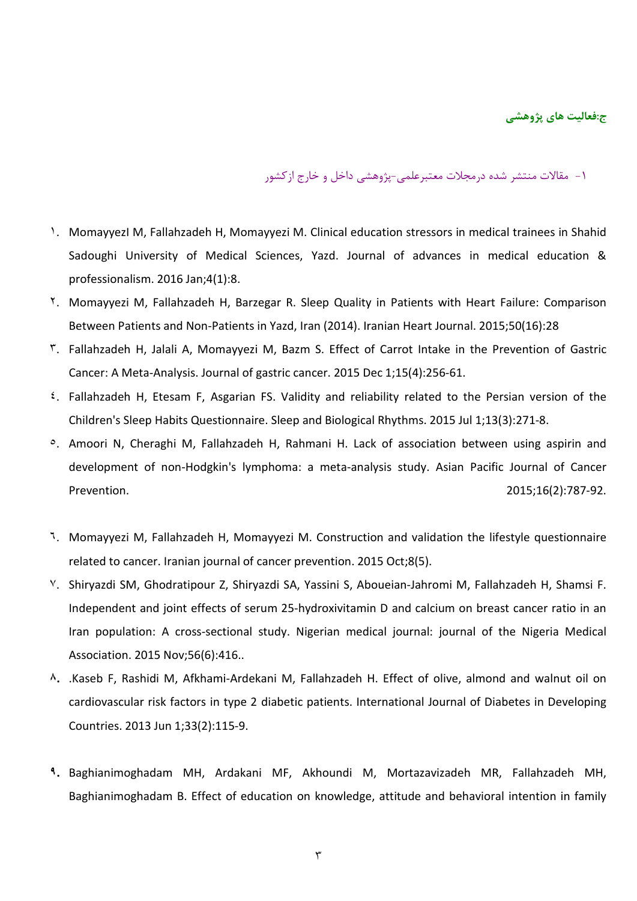## ج:فعالیت های پژوهشی

### ۱- مقالات منتشر شده درمجلات معتبرعلمی-پژوهشی داخل و خارج ازکشور

۱. MomayyezI M, Fallahzadeh H, Momayyezi M. Clinical education stressors in medical trainees in Shahid Sadoughi University of Medical Sciences, Yazd. Journal of advances in medical education & professionalism. 2016 Jan;4(1):8.

۲. Momayyezi M, Fallahzadeh H, Barzegar R. Sleep Quality in Patients with Heart Failure: Comparison Between Patients and Non-Patients in Yazd, Iran (2014). Iranian Heart Journal. 2015;50(16):28

۳. Fallahzadeh H, Jalali A, Momayyezi M, Bazm S. Effect of Carrot Intake in the Prevention of Gastric Cancer: A Meta-Analysis. Journal of gastric cancer. 2015 Dec 1;15(4):256-61.

٤. Fallahzadeh H, Etesam F, Asgarian FS. Validity and reliability related to the Persian version of the Children's Sleep Habits Questionnaire. Sleep and Biological Rhythms. 2015 Jul 1;13(3):271-8.

٥. Amoori N, Cheraghi M, Fallahzadeh H, Rahmani H. Lack of association between using aspirin and development of non-Hodgkin's lymphoma: a meta-analysis study. Asian Pacific Journal of Cancer Prevention. 2015;16(2):787-92.

٦. Momayyezi M, Fallahzadeh H, Momayyezi M. Construction and validation the lifestyle questionnaire related to cancer. Iranian journal of cancer prevention. 2015 Oct;8(5).

٧. Shiryazdi SM, Ghodratipour Z, Shiryazdi SA, Yassini S, Aboueian-Jahromi M, Fallahzadeh H, Shamsi F. Independent and joint effects of serum 25-hydroxivitamin D and calcium on breast cancer ratio in an Iran population: A cross-sectional study. Nigerian medical journal: journal of the Nigeria Medical Association. 2015 Nov;56(6):416..

۸. .Kaseb F, Rashidi M, Afkhami-Ardekani M, Fallahzadeh H. Effect of olive, almond and walnut oil on cardiovascular risk factors in type 2 diabetic patients. International Journal of Diabetes in Developing Countries. 2013 Jun 1;33(2):115-9.

۹. Baghianimoghadam MH, Ardakani MF, Akhoundi M, Mortazavizadeh MR, Fallahzadeh MH, Baghianimoghadam B. Effect of education on knowledge, attitude and behavioral intention in family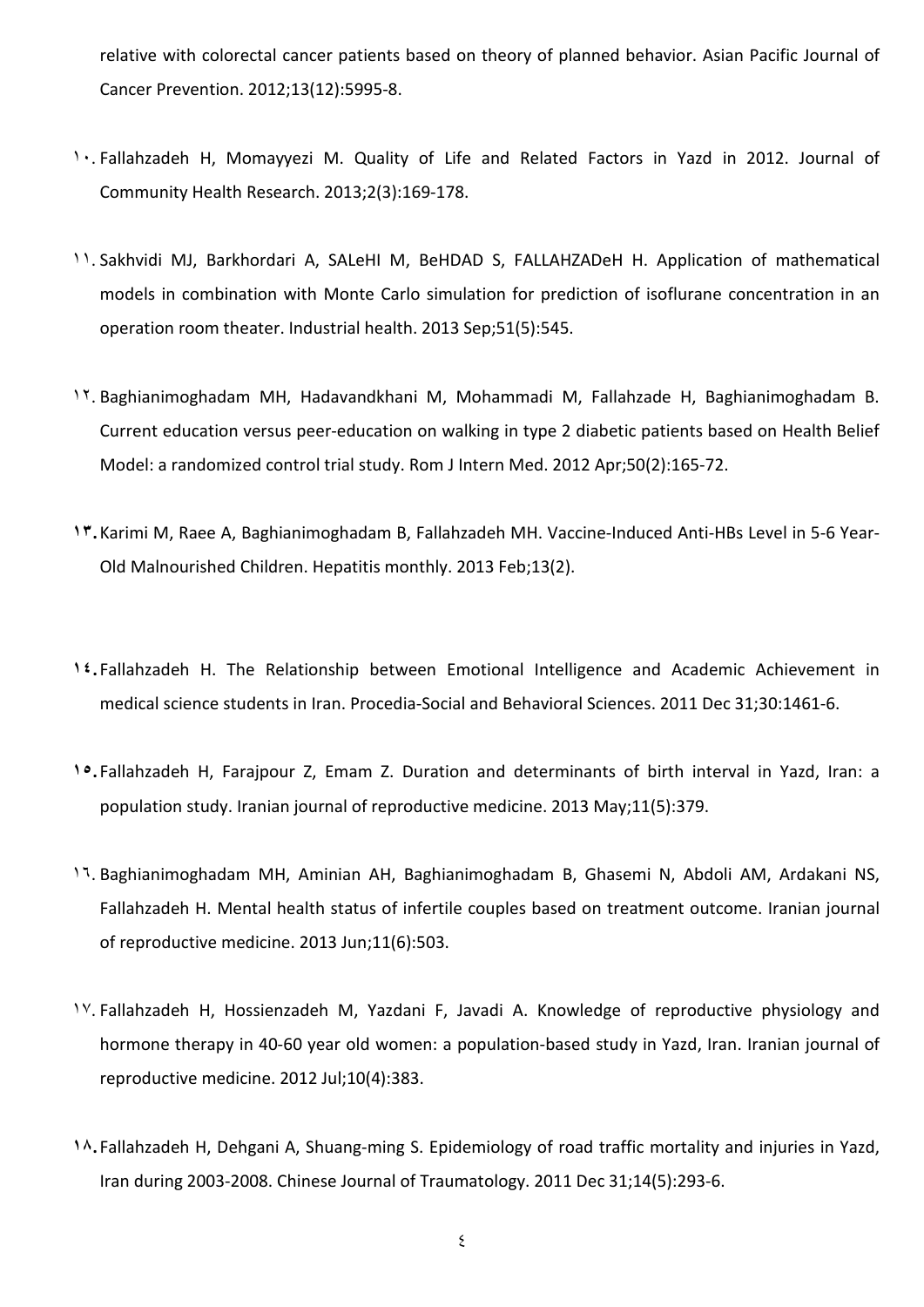relative with colorectal cancer patients based on theory of planned behavior. Asian Pacific Journal of Cancer Prevention. 2012;13(12):5995-8.

١٠. Fallahzadeh H, Momayyezi M. Quality of Life and Related Factors in Yazd in 2012. Journal of Community Health Research. 2013;2(3):169-178.

١١. Sakhvidi MJ, Barkhordari A, SALeHI M, BeHDAD S, FALLAHZADeH H. Application of mathematical models in combination with Monte Carlo simulation for prediction of isoflurane concentration in an operation room theater. Industrial health. 2013 Sep;51(5):545.

١٢. Baghianimoghadam MH, Hadavandkhani M, Mohammadi M, Fallahzade H, Baghianimoghadam B. Current education versus peer-education on walking in type 2 diabetic patients based on Health Belief Model: a randomized control trial study. Rom J Intern Med. 2012 Apr;50(2):165-72.

١٣. Karimi M, Raee A, Baghianimoghadam B, Fallahzadeh MH. Vaccine-Induced Anti-HBs Level in 5-6 Year-Old Malnourished Children. Hepatitis monthly. 2013 Feb;13(2).

١٤. Fallahzadeh H. The Relationship between Emotional Intelligence and Academic Achievement in medical science students in Iran. Procedia-Social and Behavioral Sciences. 2011 Dec 31;30:1461-6.

١٥. Fallahzadeh H, Farajpour Z, Emam Z. Duration and determinants of birth interval in Yazd, Iran: a population study. Iranian journal of reproductive medicine. 2013 May;11(5):379.

١٦. Baghianimoghadam MH, Aminian AH, Baghianimoghadam B, Ghasemi N, Abdoli AM, Ardakani NS, Fallahzadeh H. Mental health status of infertile couples based on treatment outcome. Iranian journal of reproductive medicine. 2013 Jun;11(6):503.

١٧. Fallahzadeh H, Hossienzadeh M, Yazdani F, Javadi A. Knowledge of reproductive physiology and hormone therapy in 40-60 year old women: a population-based study in Yazd, Iran. Iranian journal of reproductive medicine. 2012 Jul;10(4):383.

١٨. Fallahzadeh H, Dehgani A, Shuang-ming S. Epidemiology of road traffic mortality and injuries in Yazd, Iran during 2003-2008. Chinese Journal of Traumatology. 2011 Dec 31;14(5):293-6.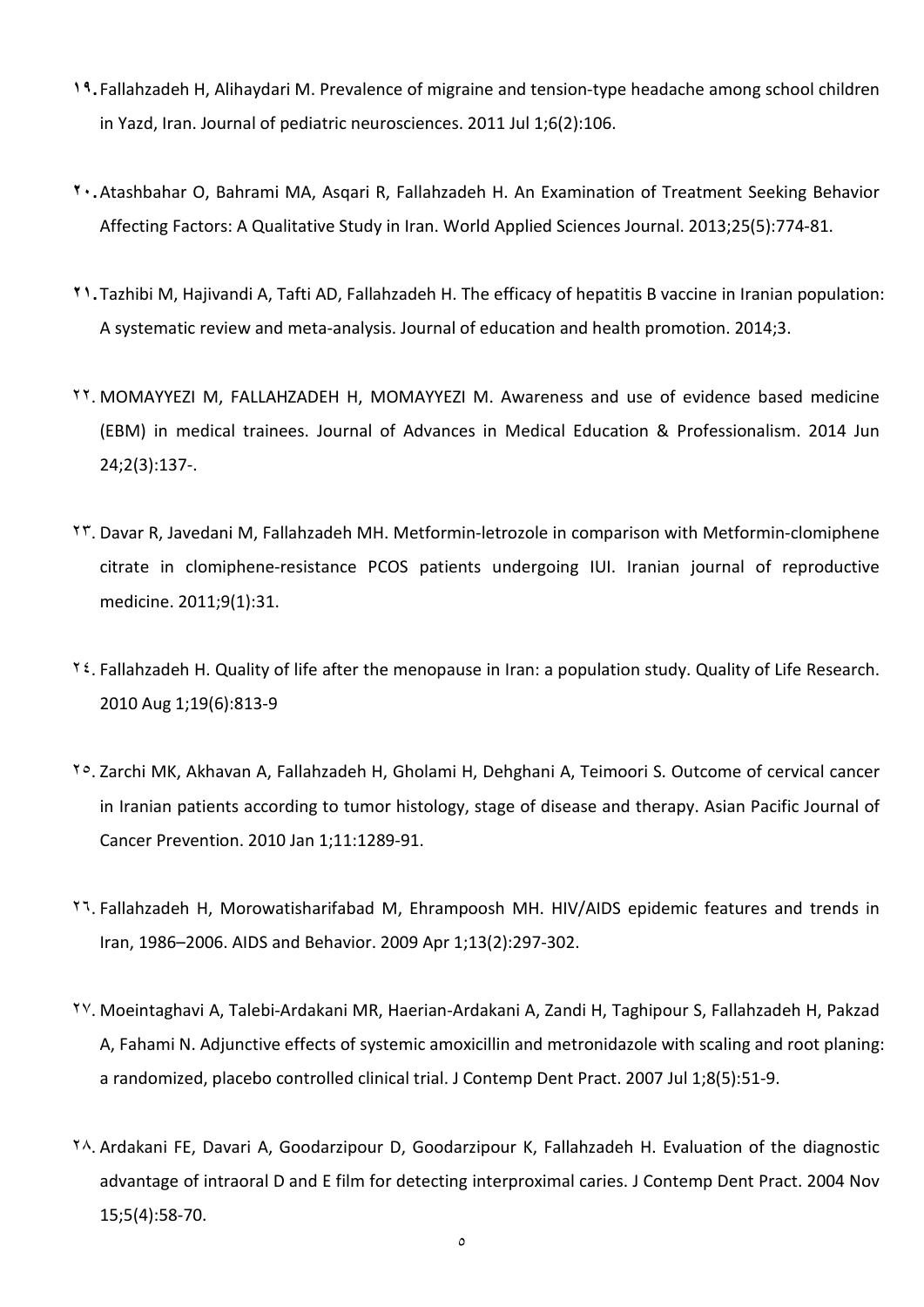۱۹. Fallahzadeh H, Alihaydari M. Prevalence of migraine and tension-type headache among school children in Yazd, Iran. Journal of pediatric neurosciences. 2011 Jul 1;6(2):106.

۲۰. Atashbahar O, Bahrami MA, Asqari R, Fallahzadeh H. An Examination of Treatment Seeking Behavior Affecting Factors: A Qualitative Study in Iran. World Applied Sciences Journal. 2013;25(5):774-81.

۲۱. Tazhibi M, Hajivandi A, Tafti AD, Fallahzadeh H. The efficacy of hepatitis B vaccine in Iranian population: A systematic review and meta-analysis. Journal of education and health promotion. 2014;3.

۲۲. MOMAYYEZI M, FALLAHZADEH H, MOMAYYEZI M. Awareness and use of evidence based medicine (EBM) in medical trainees. Journal of Advances in Medical Education & Professionalism. 2014 Jun 24;2(3):137-.

۲۳. Davar R, Javedani M, Fallahzadeh MH. Metformin-letrozole in comparison with Metformin-clomiphene citrate in clomiphene-resistance PCOS patients undergoing IUI. Iranian journal of reproductive medicine. 2011;9(1):31.

۲٤. Fallahzadeh H. Quality of life after the menopause in Iran: a population study. Quality of Life Research. 2010 Aug 1;19(6):813-9

۲٥. Zarchi MK, Akhavan A, Fallahzadeh H, Gholami H, Dehghani A, Teimoori S. Outcome of cervical cancer in Iranian patients according to tumor histology, stage of disease and therapy. Asian Pacific Journal of Cancer Prevention. 2010 Jan 1;11:1289-91.

۲٦. Fallahzadeh H, Morowatisharifabad M, Ehrampoosh MH. HIV/AIDS epidemic features and trends in Iran, 1986–2006. AIDS and Behavior. 2009 Apr 1;13(2):297-302.

۲۷. Moeintaghavi A, Talebi-Ardakani MR, Haerian-Ardakani A, Zandi H, Taghipour S, Fallahzadeh H, Pakzad A, Fahami N. Adjunctive effects of systemic amoxicillin and metronidazole with scaling and root planing: a randomized, placebo controlled clinical trial. J Contemp Dent Pract. 2007 Jul 1;8(5):51-9.

۲۸. Ardakani FE, Davari A, Goodarzipour D, Goodarzipour K, Fallahzadeh H. Evaluation of the diagnostic advantage of intraoral D and E film for detecting interproximal caries. J Contemp Dent Pract. 2004 Nov 15;5(4):58-70.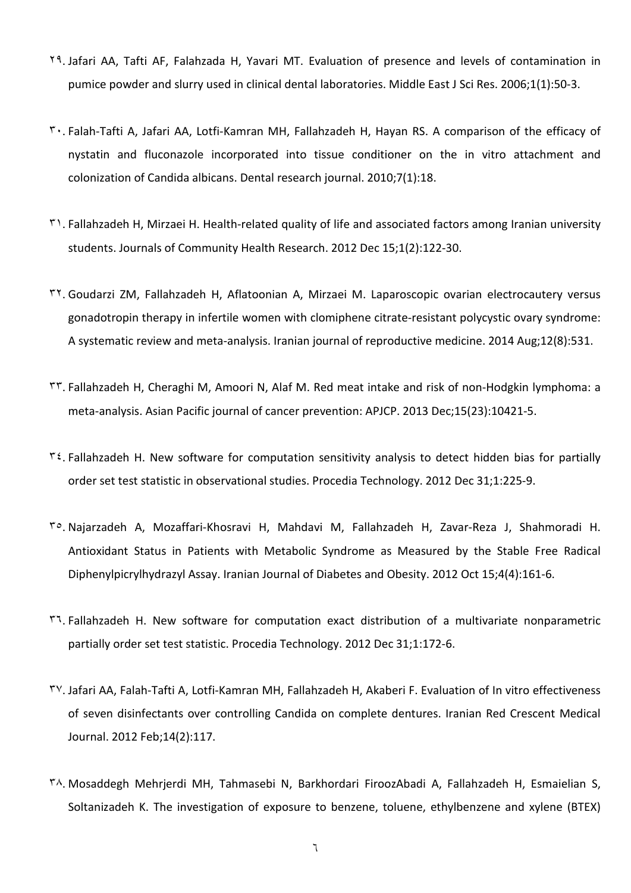۲۹. Jafari AA, Tafti AF, Falahzada H, Yavari MT. Evaluation of presence and levels of contamination in pumice powder and slurry used in clinical dental laboratories. Middle East J Sci Res. 2006;1(1):50-3.

۳۰. Falah-Tafti A, Jafari AA, Lotfi-Kamran MH, Fallahzadeh H, Hayan RS. A comparison of the efficacy of nystatin and fluconazole incorporated into tissue conditioner on the in vitro attachment and colonization of Candida albicans. Dental research journal. 2010;7(1):18.

۳۱. Fallahzadeh H, Mirzaei H. Health-related quality of life and associated factors among Iranian university students. Journals of Community Health Research. 2012 Dec 15;1(2):122-30.

۳۲. Goudarzi ZM, Fallahzadeh H, Aflatoonian A, Mirzaei M. Laparoscopic ovarian electrocautery versus gonadotropin therapy in infertile women with clomiphene citrate-resistant polycystic ovary syndrome: A systematic review and meta-analysis. Iranian journal of reproductive medicine. 2014 Aug;12(8):531.

۳۳. Fallahzadeh H, Cheraghi M, Amoori N, Alaf M. Red meat intake and risk of non-Hodgkin lymphoma: a meta-analysis. Asian Pacific journal of cancer prevention: APJCP. 2013 Dec;15(23):10421-5.

۳٤. Fallahzadeh H. New software for computation sensitivity analysis to detect hidden bias for partially order set test statistic in observational studies. Procedia Technology. 2012 Dec 31;1:225-9.

۳٥. Najarzadeh A, Mozaffari-Khosravi H, Mahdavi M, Fallahzadeh H, Zavar-Reza J, Shahmoradi H. Antioxidant Status in Patients with Metabolic Syndrome as Measured by the Stable Free Radical Diphenylpicrylhydrazyl Assay. Iranian Journal of Diabetes and Obesity. 2012 Oct 15;4(4):161-6.

۳٦. Fallahzadeh H. New software for computation exact distribution of a multivariate nonparametric partially order set test statistic. Procedia Technology. 2012 Dec 31;1:172-6.

۳۷. Jafari AA, Falah-Tafti A, Lotfi-Kamran MH, Fallahzadeh H, Akaberi F. Evaluation of In vitro effectiveness of seven disinfectants over controlling Candida on complete dentures. Iranian Red Crescent Medical Journal. 2012 Feb;14(2):117.

۳۸. Mosaddegh Mehrjerdi MH, Tahmasebi N, Barkhordari FiroozAbadi A, Fallahzadeh H, Esmaielian S, Soltanizadeh K. The investigation of exposure to benzene, toluene, ethylbenzene and xylene (BTEX)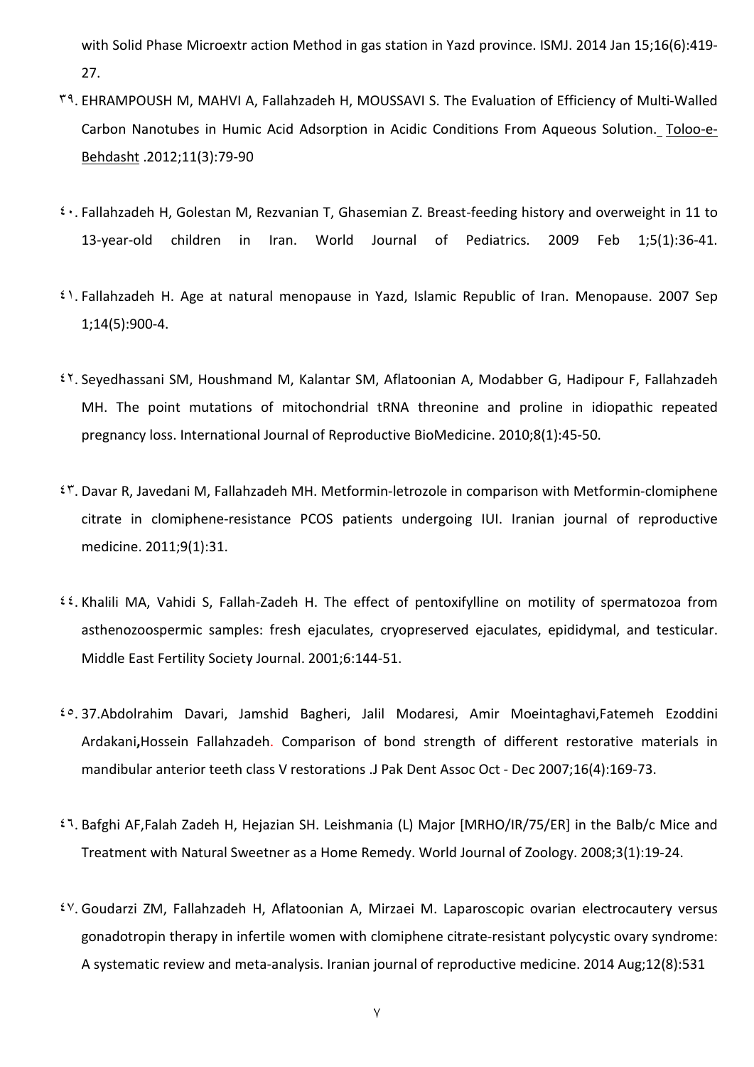with Solid Phase Microextr action Method in gas station in Yazd province. ISMJ. 2014 Jan 15;16(6):419-27.

۳۹. EHRAMPOUSH M, MAHVI A, Fallahzadeh H, MOUSSAVI S. The Evaluation of Efficiency of Multi-Walled Carbon Nanotubes in Humic Acid Adsorption in Acidic Conditions From Aqueous Solution. Toloo-e-Behdasht .2012;11(3):79-90

٤٠. Fallahzadeh H, Golestan M, Rezvanian T, Ghasemian Z. Breast-feeding history and overweight in 11 to 13-year-old children in Iran. World Journal of Pediatrics. 2009 Feb 1;5(1):36-41.

٤١. Fallahzadeh H. Age at natural menopause in Yazd, Islamic Republic of Iran. Menopause. 2007 Sep 1;14(5):900-4.

٤٢. Seyedhassani SM, Houshmand M, Kalantar SM, Aflatoonian A, Modabber G, Hadipour F, Fallahzadeh MH. The point mutations of mitochondrial tRNA threonine and proline in idiopathic repeated pregnancy loss. International Journal of Reproductive BioMedicine. 2010;8(1):45-50.

٤٣. Davar R, Javedani M, Fallahzadeh MH. Metformin-letrozole in comparison with Metformin-clomiphene citrate in clomiphene-resistance PCOS patients undergoing IUI. Iranian journal of reproductive medicine. 2011;9(1):31.

٤٤. Khalili MA, Vahidi S, Fallah-Zadeh H. The effect of pentoxifylline on motility of spermatozoa from asthenozoospermic samples: fresh ejaculates, cryopreserved ejaculates, epididymal, and testicular. Middle East Fertility Society Journal. 2001;6:144-51.

٤٥. 37.Abdolrahim Davari, Jamshid Bagheri, Jalil Modaresi, Amir Moeintaghavi,Fatemeh Ezoddini Ardakani,Hossein Fallahzadeh. Comparison of bond strength of different restorative materials in mandibular anterior teeth class V restorations .J Pak Dent Assoc Oct - Dec 2007;16(4):169-73.

٤٦. Bafghi AF,Falah Zadeh H, Hejazian SH. Leishmania (L) Major [MRHO/IR/75/ER] in the Balb/c Mice and Treatment with Natural Sweetner as a Home Remedy. World Journal of Zoology. 2008;3(1):19-24.

٤٧. Goudarzi ZM, Fallahzadeh H, Aflatoonian A, Mirzaei M. Laparoscopic ovarian electrocautery versus gonadotropin therapy in infertile women with clomiphene citrate-resistant polycystic ovary syndrome: A systematic review and meta-analysis. Iranian journal of reproductive medicine. 2014 Aug;12(8):531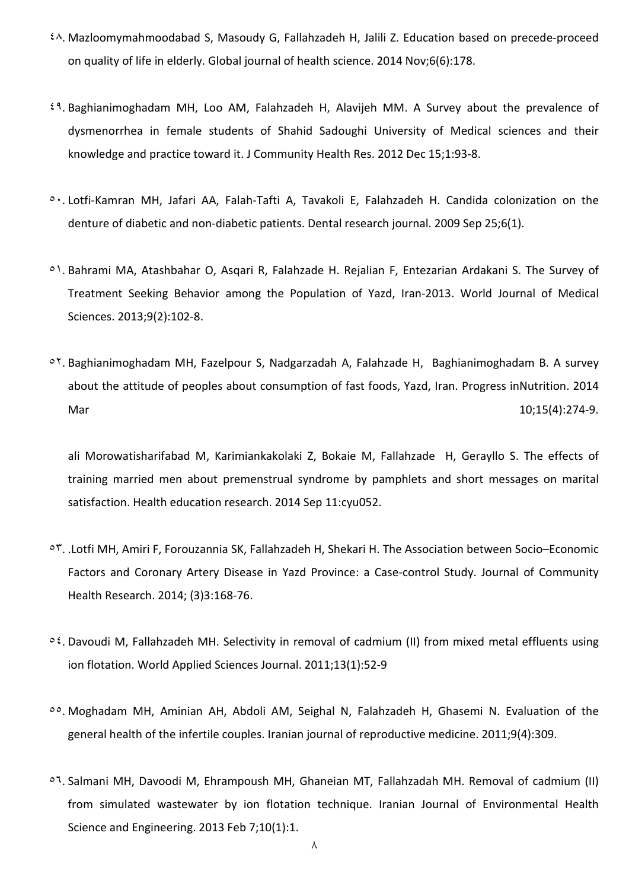۴۸. Mazloomymahmoodabad S, Masoudy G, Fallahzadeh H, Jalili Z. Education based on precede-proceed on quality of life in elderly. Global journal of health science. 2014 Nov;6(6):178.

۴۹. Baghianimoghadam MH, Loo AM, Falahzadeh H, Alavijeh MM. A Survey about the prevalence of dysmenorrhea in female students of Shahid Sadoughi University of Medical sciences and their knowledge and practice toward it. J Community Health Res. 2012 Dec 15;1:93-8.

۵۰. Lotfi-Kamran MH, Jafari AA, Falah-Tafti A, Tavakoli E, Falahzadeh H. Candida colonization on the denture of diabetic and non-diabetic patients. Dental research journal. 2009 Sep 25;6(1).

۵۱. Bahrami MA, Atashbahar O, Asqari R, Falahzade H. Rejalian F, Entezarian Ardakani S. The Survey of Treatment Seeking Behavior among the Population of Yazd, Iran-2013. World Journal of Medical Sciences. 2013;9(2):102-8.

۵۲. Baghianimoghadam MH, Fazelpour S, Nadgarzadah A, Falahzade H, Baghianimoghadam B. A survey about the attitude of peoples about consumption of fast foods, Yazd, Iran. Progress inNutrition. 2014 Mar 10;15(4):274-9.

ali Morowatisharifabad M, Karimiankakolaki Z, Bokaie M, Fallahzade H, Gerayllo S. The effects of training married men about premenstrual syndrome by pamphlets and short messages on marital satisfaction. Health education research. 2014 Sep 11:cyu052.

۵۳. .Lotfi MH, Amiri F, Forouzannia SK, Fallahzadeh H, Shekari H. The Association between Socio–Economic Factors and Coronary Artery Disease in Yazd Province: a Case-control Study. Journal of Community Health Research. 2014; (3)3:168-76.

۵۴. Davoudi M, Fallahzadeh MH. Selectivity in removal of cadmium (II) from mixed metal effluents using ion flotation. World Applied Sciences Journal. 2011;13(1):52-9

۵۵. Moghadam MH, Aminian AH, Abdoli AM, Seighal N, Falahzadeh H, Ghasemi N. Evaluation of the general health of the infertile couples. Iranian journal of reproductive medicine. 2011;9(4):309.

۵۶. Salmani MH, Davoodi M, Ehrampoush MH, Ghaneian MT, Fallahzadah MH. Removal of cadmium (II) from simulated wastewater by ion flotation technique. Iranian Journal of Environmental Health Science and Engineering. 2013 Feb 7;10(1):1.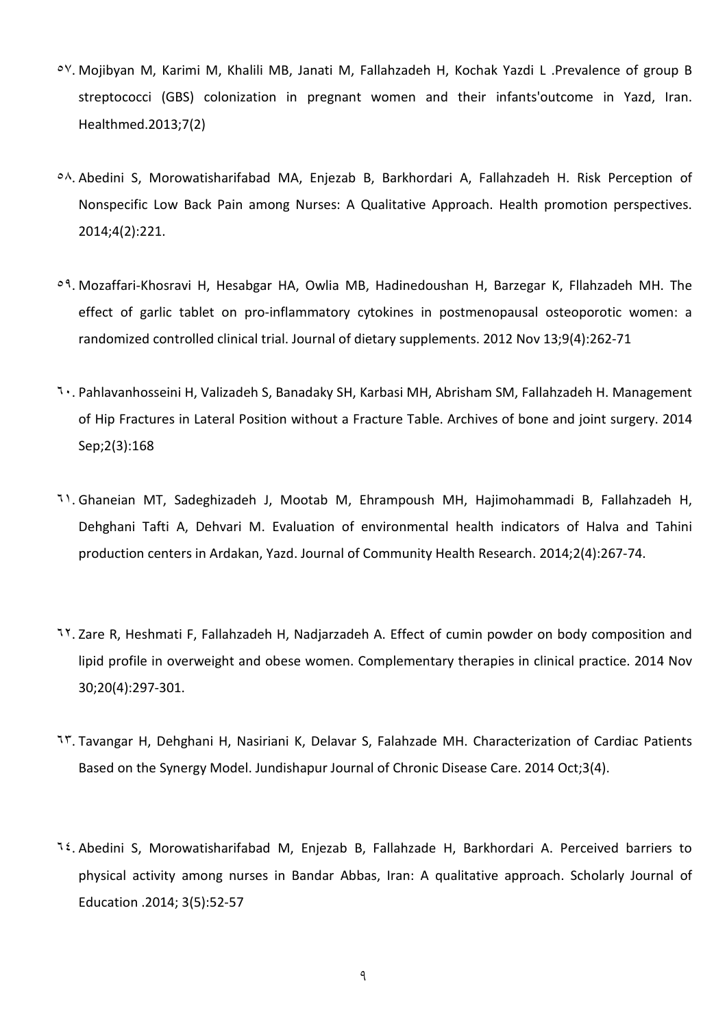٥٧. Mojibyan M, Karimi M, Khalili MB, Janati M, Fallahzadeh H, Kochak Yazdi L .Prevalence of group B streptococci (GBS) colonization in pregnant women and their infants'outcome in Yazd, Iran. Healthmed.2013;7(2)

٥٨. Abedini S, Morowatisharifabad MA, Enjezab B, Barkhordari A, Fallahzadeh H. Risk Perception of Nonspecific Low Back Pain among Nurses: A Qualitative Approach. Health promotion perspectives. 2014;4(2):221.

٥٩. Mozaffari-Khosravi H, Hesabgar HA, Owlia MB, Hadinedoushan H, Barzegar K, Fllahzadeh MH. The effect of garlic tablet on pro-inflammatory cytokines in postmenopausal osteoporotic women: a randomized controlled clinical trial. Journal of dietary supplements. 2012 Nov 13;9(4):262-71

٦٠. Pahlavanhosseini H, Valizadeh S, Banadaky SH, Karbasi MH, Abrisham SM, Fallahzadeh H. Management of Hip Fractures in Lateral Position without a Fracture Table. Archives of bone and joint surgery. 2014 Sep;2(3):168

٦١. Ghaneian MT, Sadeghizadeh J, Mootab M, Ehrampoush MH, Hajimohammadi B, Fallahzadeh H, Dehghani Tafti A, Dehvari M. Evaluation of environmental health indicators of Halva and Tahini production centers in Ardakan, Yazd. Journal of Community Health Research. 2014;2(4):267-74.

٦٢. Zare R, Heshmati F, Fallahzadeh H, Nadjarzadeh A. Effect of cumin powder on body composition and lipid profile in overweight and obese women. Complementary therapies in clinical practice. 2014 Nov 30;20(4):297-301.

٦٣. Tavangar H, Dehghani H, Nasiriani K, Delavar S, Falahzade MH. Characterization of Cardiac Patients Based on the Synergy Model. Jundishapur Journal of Chronic Disease Care. 2014 Oct;3(4).

٦٤. Abedini S, Morowatisharifabad M, Enjezab B, Fallahzade H, Barkhordari A. Perceived barriers to physical activity among nurses in Bandar Abbas, Iran: A qualitative approach. Scholarly Journal of Education .2014; 3(5):52-57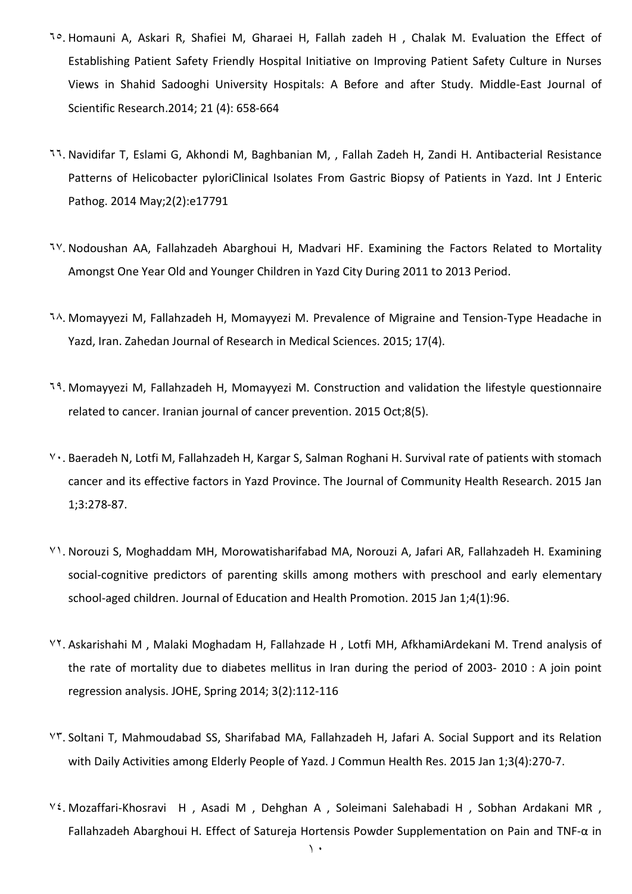٦٥. Homauni A, Askari R, Shafiei M, Gharaei H, Fallah zadeh H , Chalak M. Evaluation the Effect of Establishing Patient Safety Friendly Hospital Initiative on Improving Patient Safety Culture in Nurses Views in Shahid Sadooghi University Hospitals: A Before and after Study. Middle-East Journal of Scientific Research.2014; 21 (4): 658-664

٦٦. Navidifar T, Eslami G, Akhondi M, Baghbanian M, , Fallah Zadeh H, Zandi H. Antibacterial Resistance Patterns of Helicobacter pyloriClinical Isolates From Gastric Biopsy of Patients in Yazd. Int J Enteric Pathog. 2014 May;2(2):e17791

٦٧. Nodoushan AA, Fallahzadeh Abarghoui H, Madvari HF. Examining the Factors Related to Mortality Amongst One Year Old and Younger Children in Yazd City During 2011 to 2013 Period.

٦٨. Momayyezi M, Fallahzadeh H, Momayyezi M. Prevalence of Migraine and Tension-Type Headache in Yazd, Iran. Zahedan Journal of Research in Medical Sciences. 2015; 17(4).

٦٩. Momayyezi M, Fallahzadeh H, Momayyezi M. Construction and validation the lifestyle questionnaire related to cancer. Iranian journal of cancer prevention. 2015 Oct;8(5).

٧٠. Baeradeh N, Lotfi M, Fallahzadeh H, Kargar S, Salman Roghani H. Survival rate of patients with stomach cancer and its effective factors in Yazd Province. The Journal of Community Health Research. 2015 Jan 1;3:278-87.

٧١. Norouzi S, Moghaddam MH, Morowatisharifabad MA, Norouzi A, Jafari AR, Fallahzadeh H. Examining social-cognitive predictors of parenting skills among mothers with preschool and early elementary school-aged children. Journal of Education and Health Promotion. 2015 Jan 1;4(1):96.

٧٢. Askarishahi M , Malaki Moghadam H, Fallahzade H , Lotfi MH, AfkhamiArdekani M. Trend analysis of the rate of mortality due to diabetes mellitus in Iran during the period of 2003- 2010 : A join point regression analysis. JOHE, Spring 2014; 3(2):112-116

٧٣. Soltani T, Mahmoudabad SS, Sharifabad MA, Fallahzadeh H, Jafari A. Social Support and its Relation with Daily Activities among Elderly People of Yazd. J Commun Health Res. 2015 Jan 1;3(4):270-7.

٧٤. Mozaffari-Khosravi H , Asadi M , Dehghan A , Soleimani Salehabadi H , Sobhan Ardakani MR , Fallahzadeh Abarghoui H. Effect of Satureja Hortensis Powder Supplementation on Pain and TNF-α in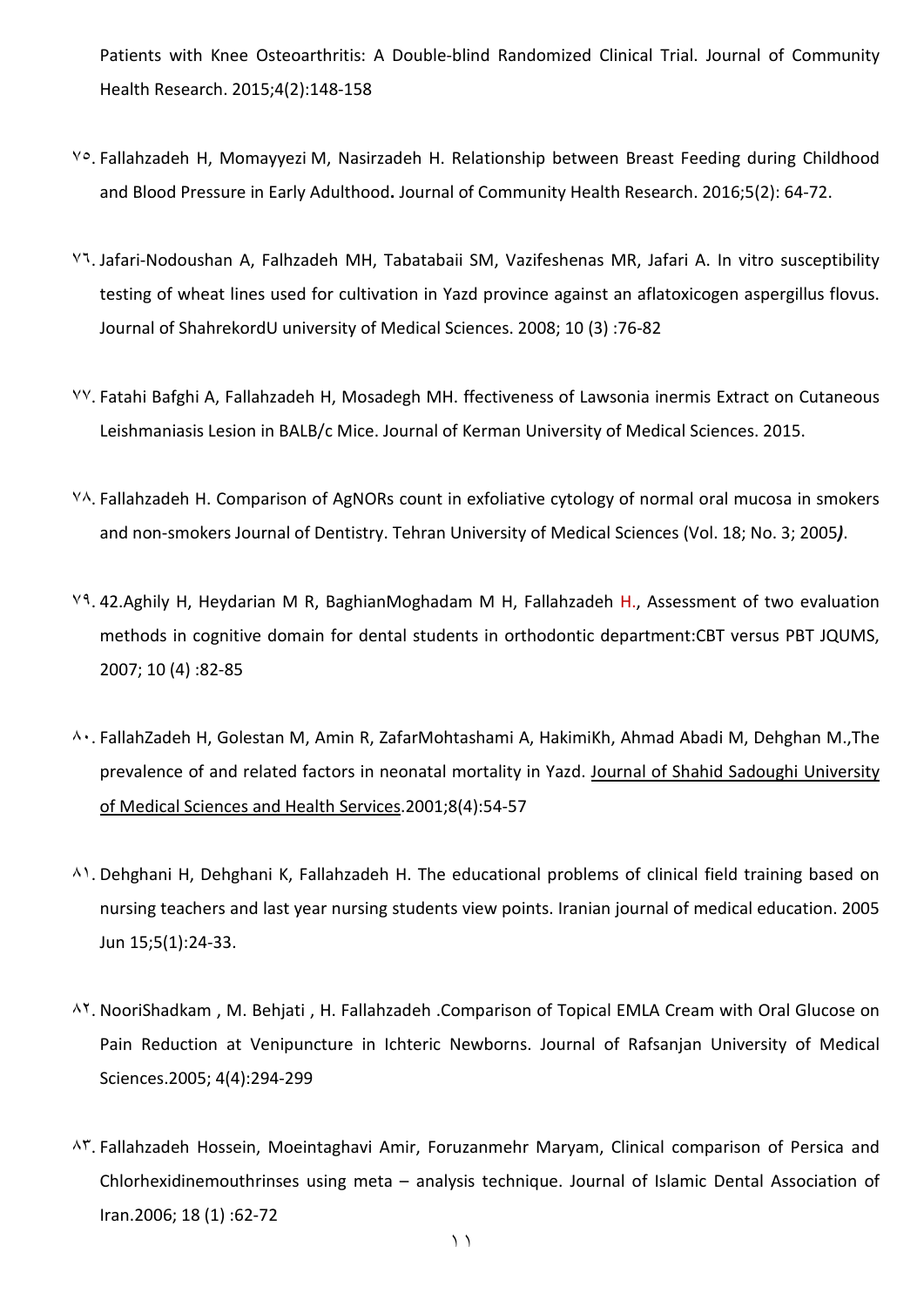Patients with Knee Osteoarthritis: A Double-blind Randomized Clinical Trial. Journal of Community Health Research. 2015;4(2):148-158

۷۵. Fallahzadeh H, Momayyezi M, Nasirzadeh H. Relationship between Breast Feeding during Childhood and Blood Pressure in Early Adulthood**.** Journal of Community Health Research. 2016;5(2): 64-72.

۷٦. Jafari-Nodoushan A, Falhzadeh MH, Tabatabaii SM, Vazifeshenas MR, Jafari A. In vitro susceptibility testing of wheat lines used for cultivation in Yazd province against an aflatoxicogen aspergillus flovus. Journal of ShahrekordU university of Medical Sciences. 2008; 10 (3) :76-82

۷۷. Fatahi Bafghi A, Fallahzadeh H, Mosadegh MH. ffectiveness of Lawsonia inermis Extract on Cutaneous Leishmaniasis Lesion in BALB/c Mice. Journal of Kerman University of Medical Sciences. 2015.

۷۸. Fallahzadeh H. Comparison of AgNORs count in exfoliative cytology of normal oral mucosa in smokers and non-smokers Journal of Dentistry. Tehran University of Medical Sciences (Vol. 18; No. 3; 2005***)***.

۷۹. 42.Aghily H, Heydarian M R, BaghianMoghadam M H, Fallahzadeh H., Assessment of two evaluation methods in cognitive domain for dental students in orthodontic department:CBT versus PBT JQUMS, 2007; 10 (4) :82-85

۸۰. FallahZadeh H, Golestan M, Amin R, ZafarMohtashami A, HakimiKh, Ahmad Abadi M, Dehghan M.,The prevalence of and related factors in neonatal mortality in Yazd. Journal of Shahid Sadoughi University of Medical Sciences and Health Services.2001;8(4):54-57

۸۱. Dehghani H, Dehghani K, Fallahzadeh H. The educational problems of clinical field training based on nursing teachers and last year nursing students view points. Iranian journal of medical education. 2005 Jun 15;5(1):24-33.

۸۲. NooriShadkam , M. Behjati , H. Fallahzadeh .Comparison of Topical EMLA Cream with Oral Glucose on Pain Reduction at Venipuncture in Ichteric Newborns. Journal of Rafsanjan University of Medical Sciences.2005; 4(4):294-299

۸۳. Fallahzadeh Hossein, Moeintaghavi Amir, Foruzanmehr Maryam, Clinical comparison of Persica and Chlorhexidinemouthrinses using meta – analysis technique. Journal of Islamic Dental Association of Iran.2006; 18 (1) :62-72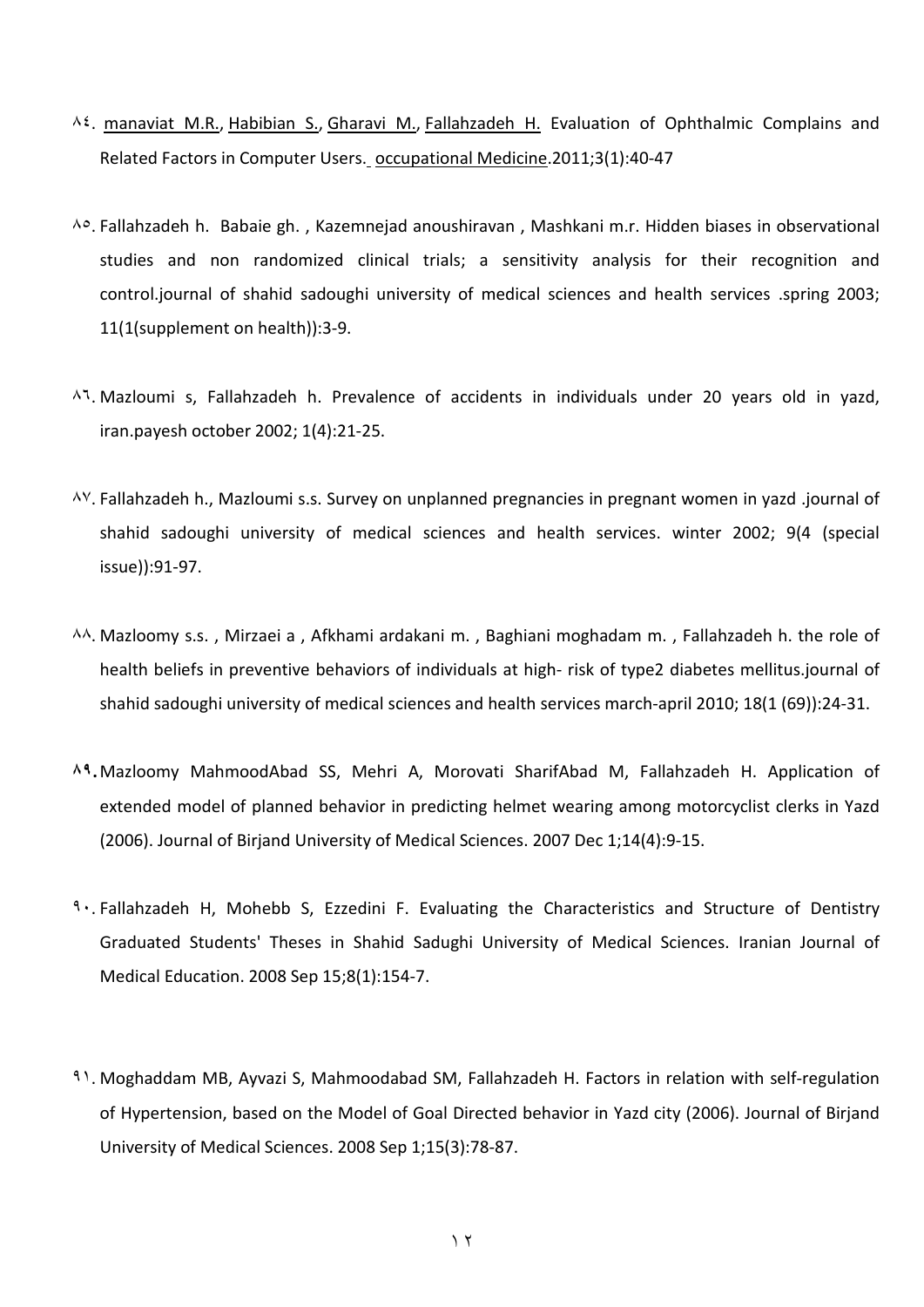٨٤. manaviat M.R., Habibian S., Gharavi M., Fallahzadeh H. Evaluation of Ophthalmic Complains and Related Factors in Computer Users. occupational Medicine.2011;3(1):40-47

٨٥. Fallahzadeh h. Babaie gh. , Kazemnejad anoushiravan , Mashkani m.r. Hidden biases in observational studies and non randomized clinical trials; a sensitivity analysis for their recognition and control.journal of shahid sadoughi university of medical sciences and health services .spring 2003; 11(1(supplement on health)):3-9.

٨٦. Mazloumi s, Fallahzadeh h. Prevalence of accidents in individuals under 20 years old in yazd, iran.payesh october 2002; 1(4):21-25.

٨٧. Fallahzadeh h., Mazloumi s.s. Survey on unplanned pregnancies in pregnant women in yazd .journal of shahid sadoughi university of medical sciences and health services. winter 2002; 9(4 (special issue)):91-97.

٨٨. Mazloomy s.s. , Mirzaei a , Afkhami ardakani m. , Baghiani moghadam m. , Fallahzadeh h. the role of health beliefs in preventive behaviors of individuals at high- risk of type2 diabetes mellitus.journal of shahid sadoughi university of medical sciences and health services march-april 2010; 18(1 (69)):24-31.

٨٩. Mazloomy MahmoodAbad SS, Mehri A, Morovati SharifAbad M, Fallahzadeh H. Application of extended model of planned behavior in predicting helmet wearing among motorcyclist clerks in Yazd (2006). Journal of Birjand University of Medical Sciences. 2007 Dec 1;14(4):9-15.

٩٠. Fallahzadeh H, Mohebb S, Ezzedini F. Evaluating the Characteristics and Structure of Dentistry Graduated Students' Theses in Shahid Sadughi University of Medical Sciences. Iranian Journal of Medical Education. 2008 Sep 15;8(1):154-7.

٩١. Moghaddam MB, Ayvazi S, Mahmoodabad SM, Fallahzadeh H. Factors in relation with self-regulation of Hypertension, based on the Model of Goal Directed behavior in Yazd city (2006). Journal of Birjand University of Medical Sciences. 2008 Sep 1;15(3):78-87.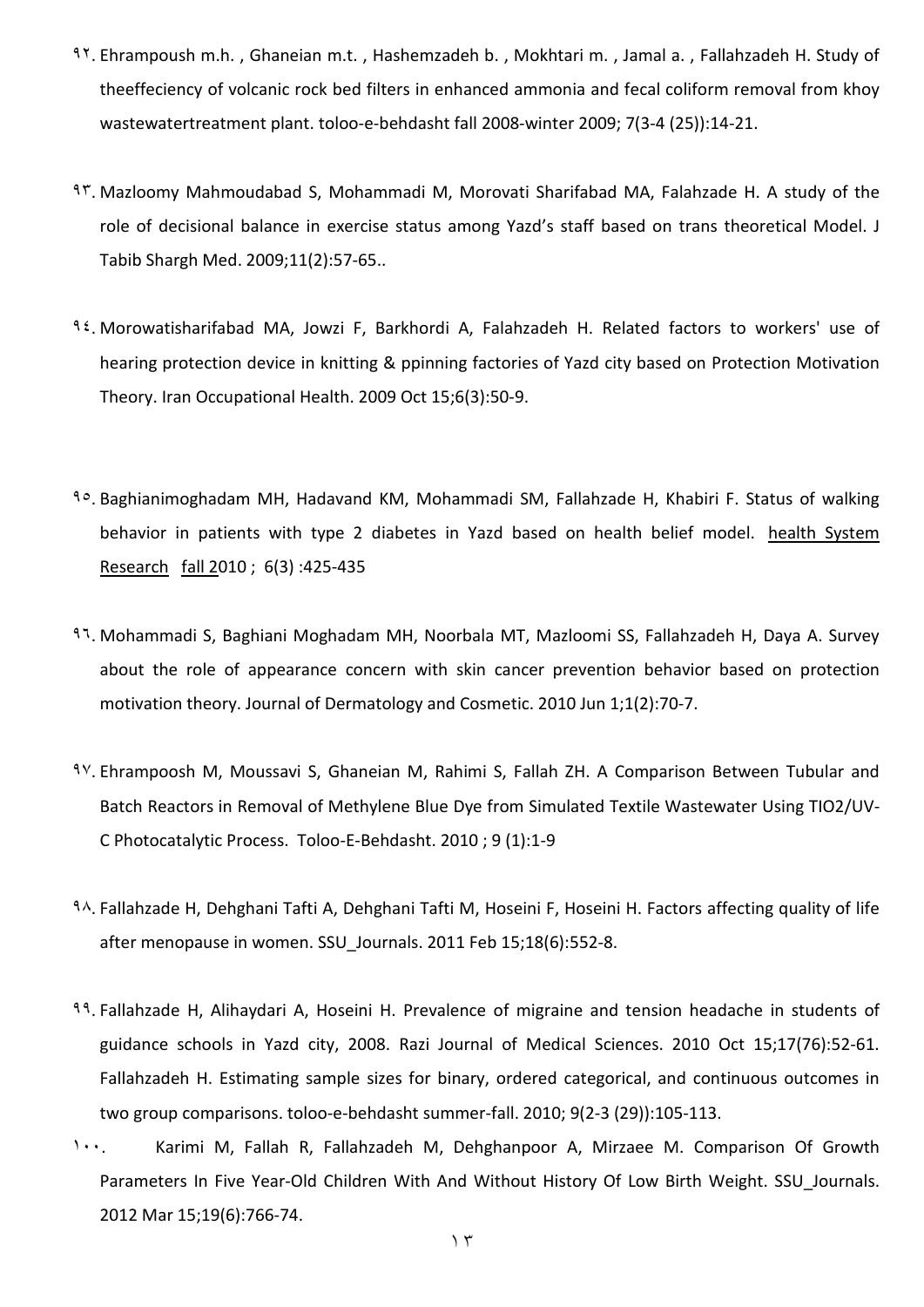۹۲. Ehrampoush m.h. , Ghaneian m.t. , Hashemzadeh b. , Mokhtari m. , Jamal a. , Fallahzadeh H. Study of theeffeciency of volcanic rock bed filters in enhanced ammonia and fecal coliform removal from khoy wastewatertreatment plant. toloo-e-behdasht fall 2008-winter 2009; 7(3-4 (25)):14-21.

۹۳. Mazloomy Mahmoudabad S, Mohammadi M, Morovati Sharifabad MA, Falahzade H. A study of the role of decisional balance in exercise status among Yazd's staff based on trans theoretical Model. J Tabib Shargh Med. 2009;11(2):57-65..

۹٤. Morowatisharifabad MA, Jowzi F, Barkhordi A, Falahzadeh H. Related factors to workers' use of hearing protection device in knitting & ppinning factories of Yazd city based on Protection Motivation Theory. Iran Occupational Health. 2009 Oct 15;6(3):50-9.

۹٥. Baghianimoghadam MH, Hadavand KM, Mohammadi SM, Fallahzade H, Khabiri F. Status of walking behavior in patients with type 2 diabetes in Yazd based on health belief model. health System Research fall 2010 ; 6(3) :425-435

۹٦. Mohammadi S, Baghiani Moghadam MH, Noorbala MT, Mazloomi SS, Fallahzadeh H, Daya A. Survey about the role of appearance concern with skin cancer prevention behavior based on protection motivation theory. Journal of Dermatology and Cosmetic. 2010 Jun 1;1(2):70-7.

۹۷. Ehrampoosh M, Moussavi S, Ghaneian M, Rahimi S, Fallah ZH. A Comparison Between Tubular and Batch Reactors in Removal of Methylene Blue Dye from Simulated Textile Wastewater Using TIO2/UV-C Photocatalytic Process. Toloo-E-Behdasht. 2010 ; 9 (1):1-9

۹۸. Fallahzade H, Dehghani Tafti A, Dehghani Tafti M, Hoseini F, Hoseini H. Factors affecting quality of life after menopause in women. SSU_Journals. 2011 Feb 15;18(6):552-8.

۹۹. Fallahzade H, Alihaydari A, Hoseini H. Prevalence of migraine and tension headache in students of guidance schools in Yazd city, 2008. Razi Journal of Medical Sciences. 2010 Oct 15;17(76):52-61. Fallahzadeh H. Estimating sample sizes for binary, ordered categorical, and continuous outcomes in two group comparisons. toloo-e-behdasht summer-fall. 2010; 9(2-3 (29)):105-113.

۱۰۰. Karimi M, Fallah R, Fallahzadeh M, Dehghanpoor A, Mirzaee M. Comparison Of Growth Parameters In Five Year-Old Children With And Without History Of Low Birth Weight. SSU_Journals. 2012 Mar 15;19(6):766-74.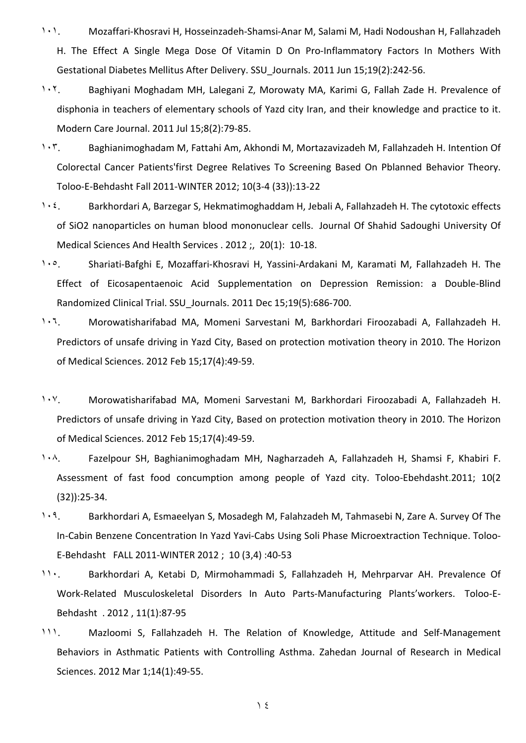۱۰۱. Mozaffari-Khosravi H, Hosseinzadeh-Shamsi-Anar M, Salami M, Hadi Nodoushan H, Fallahzadeh H. The Effect A Single Mega Dose Of Vitamin D On Pro-Inflammatory Factors In Mothers With Gestational Diabetes Mellitus After Delivery. SSU_Journals. 2011 Jun 15;19(2):242-56.

۱۰۲. Baghiyani Moghadam MH, Lalegani Z, Morowaty MA, Karimi G, Fallah Zade H. Prevalence of disphonia in teachers of elementary schools of Yazd city Iran, and their knowledge and practice to it. Modern Care Journal. 2011 Jul 15;8(2):79-85.

۱۰۳. Baghianimoghadam M, Fattahi Am, Akhondi M, Mortazavizadeh M, Fallahzadeh H. Intention Of Colorectal Cancer Patients'first Degree Relatives To Screening Based On Pblanned Behavior Theory. Toloo-E-Behdasht Fall 2011-WINTER 2012; 10(3-4 (33)):13-22

۱۰٤. Barkhordari A, Barzegar S, Hekmatimoghaddam H, Jebali A, Fallahzadeh H. The cytotoxic effects of SiO2 nanoparticles on human blood mononuclear cells. Journal Of Shahid Sadoughi University Of Medical Sciences And Health Services . 2012 ;, 20(1): 10-18.

۱۰٥. Shariati-Bafghi E, Mozaffari-Khosravi H, Yassini-Ardakani M, Karamati M, Fallahzadeh H. The Effect of Eicosapentaenoic Acid Supplementation on Depression Remission: a Double-Blind Randomized Clinical Trial. SSU_Journals. 2011 Dec 15;19(5):686-700.

۱۰٦. Morowatisharifabad MA, Momeni Sarvestani M, Barkhordari Firoozabadi A, Fallahzadeh H. Predictors of unsafe driving in Yazd City, Based on protection motivation theory in 2010. The Horizon of Medical Sciences. 2012 Feb 15;17(4):49-59.

۱۰۷. Morowatisharifabad MA, Momeni Sarvestani M, Barkhordari Firoozabadi A, Fallahzadeh H. Predictors of unsafe driving in Yazd City, Based on protection motivation theory in 2010. The Horizon of Medical Sciences. 2012 Feb 15;17(4):49-59.

۱۰۸. Fazelpour SH, Baghianimoghadam MH, Nagharzadeh A, Fallahzadeh H, Shamsi F, Khabiri F. Assessment of fast food concumption among people of Yazd city. Toloo-Ebehdasht.2011; 10(2 (32)):25-34.

۱۰۹. Barkhordari A, Esmaeelyan S, Mosadegh M, Falahzadeh M, Tahmasebi N, Zare A. Survey Of The In-Cabin Benzene Concentration In Yazd Yavi-Cabs Using Soli Phase Microextraction Technique. Toloo-E-Behdasht FALL 2011-WINTER 2012 ; 10 (3,4) :40-53

۱۱۰. Barkhordari A, Ketabi D, Mirmohammadi S, Fallahzadeh H, Mehrparvar AH. Prevalence Of Work-Related Musculoskeletal Disorders In Auto Parts-Manufacturing Plants'workers. Toloo-E-Behdasht . 2012 , 11(1):87-95

۱۱۱. Mazloomi S, Fallahzadeh H. The Relation of Knowledge, Attitude and Self-Management Behaviors in Asthmatic Patients with Controlling Asthma. Zahedan Journal of Research in Medical Sciences. 2012 Mar 1;14(1):49-55.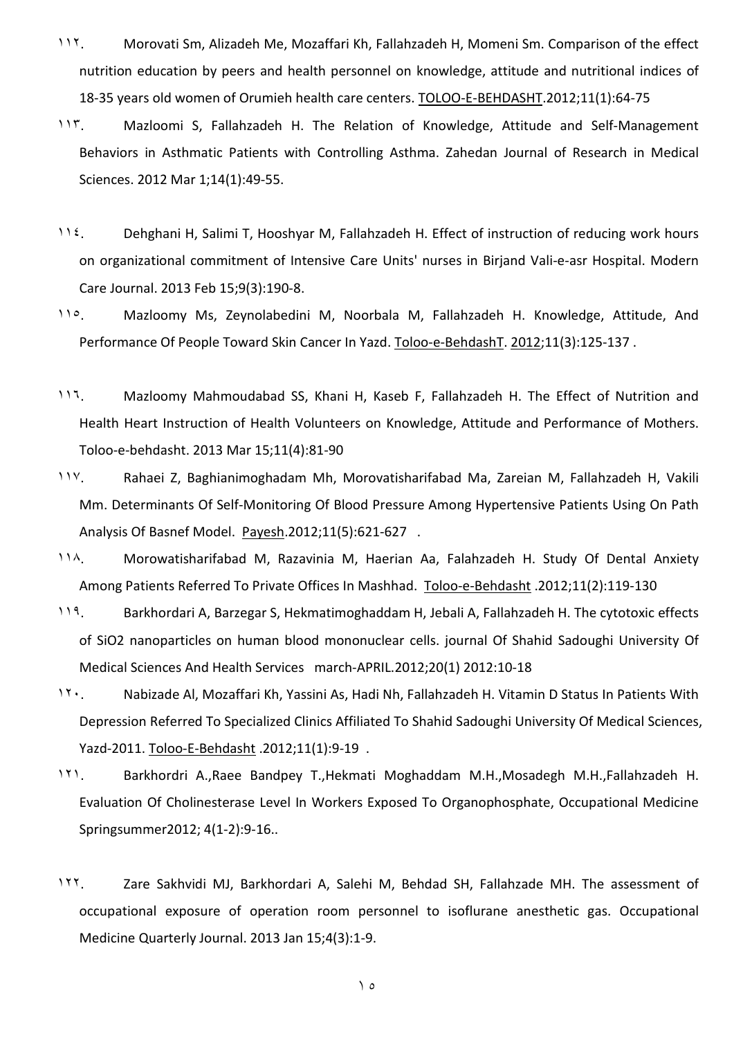١١٢. Morovati Sm, Alizadeh Me, Mozaffari Kh, Fallahzadeh H, Momeni Sm. Comparison of the effect nutrition education by peers and health personnel on knowledge, attitude and nutritional indices of 18-35 years old women of Orumieh health care centers. TOLOO-E-BEHDASHT.2012;11(1):64-75

١١٣. Mazloomi S, Fallahzadeh H. The Relation of Knowledge, Attitude and Self-Management Behaviors in Asthmatic Patients with Controlling Asthma. Zahedan Journal of Research in Medical Sciences. 2012 Mar 1;14(1):49-55.

١١٤. Dehghani H, Salimi T, Hooshyar M, Fallahzadeh H. Effect of instruction of reducing work hours on organizational commitment of Intensive Care Units' nurses in Birjand Vali-e-asr Hospital. Modern Care Journal. 2013 Feb 15;9(3):190-8.

١١٥. Mazloomy Ms, Zeynolabedini M, Noorbala M, Fallahzadeh H. Knowledge, Attitude, And Performance Of People Toward Skin Cancer In Yazd. Toloo-e-BehdashT. 2012;11(3):125-137 .

١١٦. Mazloomy Mahmoudabad SS, Khani H, Kaseb F, Fallahzadeh H. The Effect of Nutrition and Health Heart Instruction of Health Volunteers on Knowledge, Attitude and Performance of Mothers. Toloo-e-behdasht. 2013 Mar 15;11(4):81-90

١١٧. Rahaei Z, Baghianimoghadam Mh, Morovatisharifabad Ma, Zareian M, Fallahzadeh H, Vakili Mm. Determinants Of Self-Monitoring Of Blood Pressure Among Hypertensive Patients Using On Path Analysis Of Basnef Model. Payesh.2012;11(5):621-627 .

١١٨. Morowatisharifabad M, Razavinia M, Haerian Aa, Falahzadeh H. Study Of Dental Anxiety Among Patients Referred To Private Offices In Mashhad. Toloo-e-Behdasht .2012;11(2):119-130

١١٩. Barkhordari A, Barzegar S, Hekmatimoghaddam H, Jebali A, Fallahzadeh H. The cytotoxic effects of SiO2 nanoparticles on human blood mononuclear cells. journal Of Shahid Sadoughi University Of Medical Sciences And Health Services march-APRIL.2012;20(1) 2012:10-18

١٢٠. Nabizade Al, Mozaffari Kh, Yassini As, Hadi Nh, Fallahzadeh H. Vitamin D Status In Patients With Depression Referred To Specialized Clinics Affiliated To Shahid Sadoughi University Of Medical Sciences, Yazd-2011. Toloo-E-Behdasht .2012;11(1):9-19 .

١٢١. Barkhordri A.,Raee Bandpey T.,Hekmati Moghaddam M.H.,Mosadegh M.H.,Fallahzadeh H. Evaluation Of Cholinesterase Level In Workers Exposed To Organophosphate, Occupational Medicine Springsummer2012; 4(1-2):9-16..

١٢٢. Zare Sakhvidi MJ, Barkhordari A, Salehi M, Behdad SH, Fallahzade MH. The assessment of occupational exposure of operation room personnel to isoflurane anesthetic gas. Occupational Medicine Quarterly Journal. 2013 Jan 15;4(3):1-9.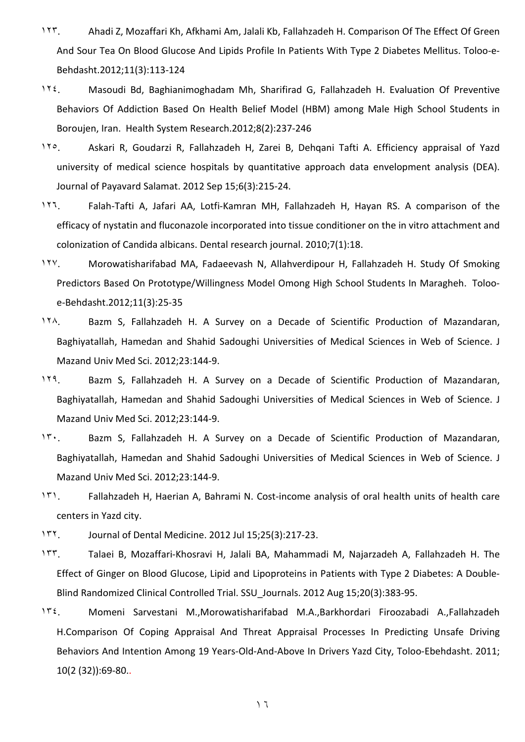۱۲۳. Ahadi Z, Mozaffari Kh, Afkhami Am, Jalali Kb, Fallahzadeh H. Comparison Of The Effect Of Green And Sour Tea On Blood Glucose And Lipids Profile In Patients With Type 2 Diabetes Mellitus. Toloo-e-Behdasht.2012;11(3):113-124

۱۲٤. Masoudi Bd, Baghianimoghadam Mh, Sharifirad G, Fallahzadeh H. Evaluation Of Preventive Behaviors Of Addiction Based On Health Belief Model (HBM) among Male High School Students in Boroujen, Iran. Health System Research.2012;8(2):237-246

۱۲٥. Askari R, Goudarzi R, Fallahzadeh H, Zarei B, Dehqani Tafti A. Efficiency appraisal of Yazd university of medical science hospitals by quantitative approach data envelopment analysis (DEA). Journal of Payavard Salamat. 2012 Sep 15;6(3):215-24.

۱۲٦. Falah-Tafti A, Jafari AA, Lotfi-Kamran MH, Fallahzadeh H, Hayan RS. A comparison of the efficacy of nystatin and fluconazole incorporated into tissue conditioner on the in vitro attachment and colonization of Candida albicans. Dental research journal. 2010;7(1):18.

۱۲۷. Morowatisharifabad MA, Fadaeevash N, Allahverdipour H, Fallahzadeh H. Study Of Smoking Predictors Based On Prototype/Willingness Model Omong High School Students In Maragheh. Toloo-e-Behdasht.2012;11(3):25-35

۱۲۸. Bazm S, Fallahzadeh H. A Survey on a Decade of Scientific Production of Mazandaran, Baghiyatallah, Hamedan and Shahid Sadoughi Universities of Medical Sciences in Web of Science. J Mazand Univ Med Sci. 2012;23:144-9.

۱۲۹. Bazm S, Fallahzadeh H. A Survey on a Decade of Scientific Production of Mazandaran, Baghiyatallah, Hamedan and Shahid Sadoughi Universities of Medical Sciences in Web of Science. J Mazand Univ Med Sci. 2012;23:144-9.

۱۳۰. Bazm S, Fallahzadeh H. A Survey on a Decade of Scientific Production of Mazandaran, Baghiyatallah, Hamedan and Shahid Sadoughi Universities of Medical Sciences in Web of Science. J Mazand Univ Med Sci. 2012;23:144-9.

۱۳۱. Fallahzadeh H, Haerian A, Bahrami N. Cost-income analysis of oral health units of health care centers in Yazd city.

۱۳۲. Journal of Dental Medicine. 2012 Jul 15;25(3):217-23.

۱۳۳. Talaei B, Mozaffari-Khosravi H, Jalali BA, Mahammadi M, Najarzadeh A, Fallahzadeh H. The Effect of Ginger on Blood Glucose, Lipid and Lipoproteins in Patients with Type 2 Diabetes: A Double-Blind Randomized Clinical Controlled Trial. SSU_Journals. 2012 Aug 15;20(3):383-95.

۱۳٤. Momeni Sarvestani M.,Morowatisharifabad M.A.,Barkhordari Firoozabadi A.,Fallahzadeh H.Comparison Of Coping Appraisal And Threat Appraisal Processes In Predicting Unsafe Driving Behaviors And Intention Among 19 Years-Old-And-Above In Drivers Yazd City, Toloo-Ebehdasht. 2011; 10(2 (32)):69-80..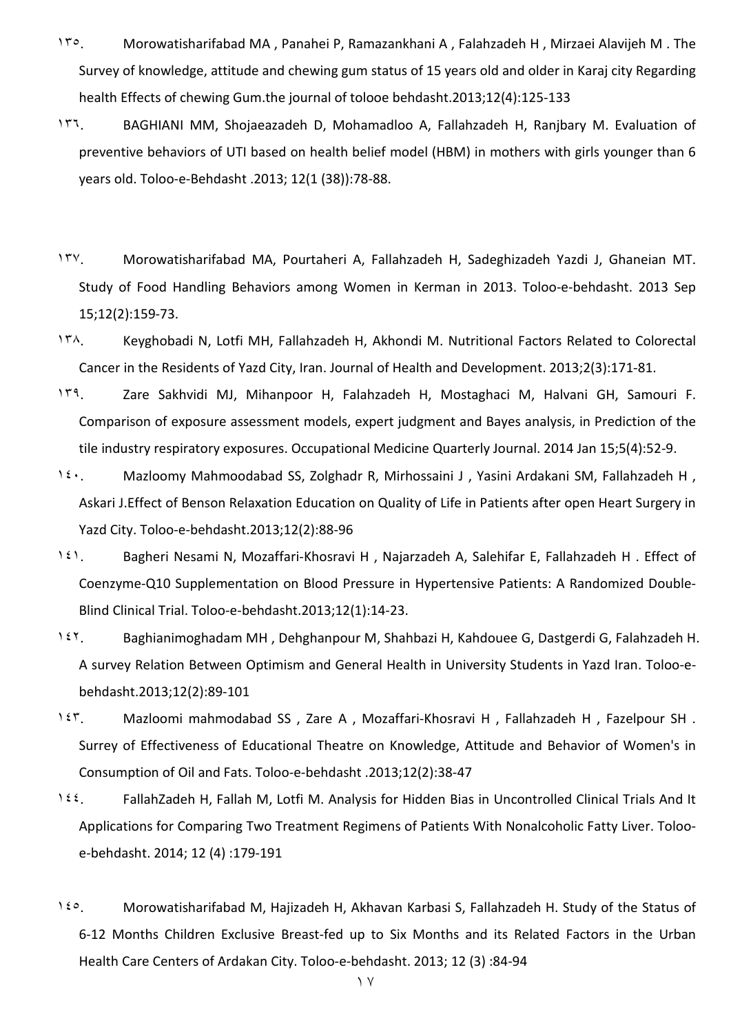١٣٥. Morowatisharifabad MA , Panahei P, Ramazankhani A , Falahzadeh H , Mirzaei Alavijeh M . The Survey of knowledge, attitude and chewing gum status of 15 years old and older in Karaj city Regarding health Effects of chewing Gum.the journal of tolooe behdasht.2013;12(4):125-133

١٣٦. BAGHIANI MM, Shojaeazadeh D, Mohamadloo A, Fallahzadeh H, Ranjbary M. Evaluation of preventive behaviors of UTI based on health belief model (HBM) in mothers with girls younger than 6 years old. Toloo-e-Behdasht .2013; 12(1 (38)):78-88.

١٣٧. Morowatisharifabad MA, Pourtaheri A, Fallahzadeh H, Sadeghizadeh Yazdi J, Ghaneian MT. Study of Food Handling Behaviors among Women in Kerman in 2013. Toloo-e-behdasht. 2013 Sep 15;12(2):159-73.

١٣٨. Keyghobadi N, Lotfi MH, Fallahzadeh H, Akhondi M. Nutritional Factors Related to Colorectal Cancer in the Residents of Yazd City, Iran. Journal of Health and Development. 2013;2(3):171-81.

١٣٩. Zare Sakhvidi MJ, Mihanpoor H, Falahzadeh H, Mostaghaci M, Halvani GH, Samouri F. Comparison of exposure assessment models, expert judgment and Bayes analysis, in Prediction of the tile industry respiratory exposures. Occupational Medicine Quarterly Journal. 2014 Jan 15;5(4):52-9.

١٤٠. Mazloomy Mahmoodabad SS, Zolghadr R, Mirhossaini J , Yasini Ardakani SM, Fallahzadeh H , Askari J.Effect of Benson Relaxation Education on Quality of Life in Patients after open Heart Surgery in Yazd City. Toloo-e-behdasht.2013;12(2):88-96

١٤١. Bagheri Nesami N, Mozaffari-Khosravi H , Najarzadeh A, Salehifar E, Fallahzadeh H . Effect of Coenzyme-Q10 Supplementation on Blood Pressure in Hypertensive Patients: A Randomized Double-Blind Clinical Trial. Toloo-e-behdasht.2013;12(1):14-23.

١٤٢. Baghianimoghadam MH , Dehghanpour M, Shahbazi H, Kahdouee G, Dastgerdi G, Falahzadeh H. A survey Relation Between Optimism and General Health in University Students in Yazd Iran. Toloo-e-behdasht.2013;12(2):89-101

١٤٣. Mazloomi mahmodabad SS , Zare A , Mozaffari-Khosravi H , Fallahzadeh H , Fazelpour SH . Surrey of Effectiveness of Educational Theatre on Knowledge, Attitude and Behavior of Women's in Consumption of Oil and Fats. Toloo-e-behdasht .2013;12(2):38-47

١٤٤. FallahZadeh H, Fallah M, Lotfi M. Analysis for Hidden Bias in Uncontrolled Clinical Trials And It Applications for Comparing Two Treatment Regimens of Patients With Nonalcoholic Fatty Liver. Toloo-e-behdasht. 2014; 12 (4) :179-191

١٤٥. Morowatisharifabad M, Hajizadeh H, Akhavan Karbasi S, Fallahzadeh H. Study of the Status of 6-12 Months Children Exclusive Breast-fed up to Six Months and its Related Factors in the Urban Health Care Centers of Ardakan City. Toloo-e-behdasht. 2013; 12 (3) :84-94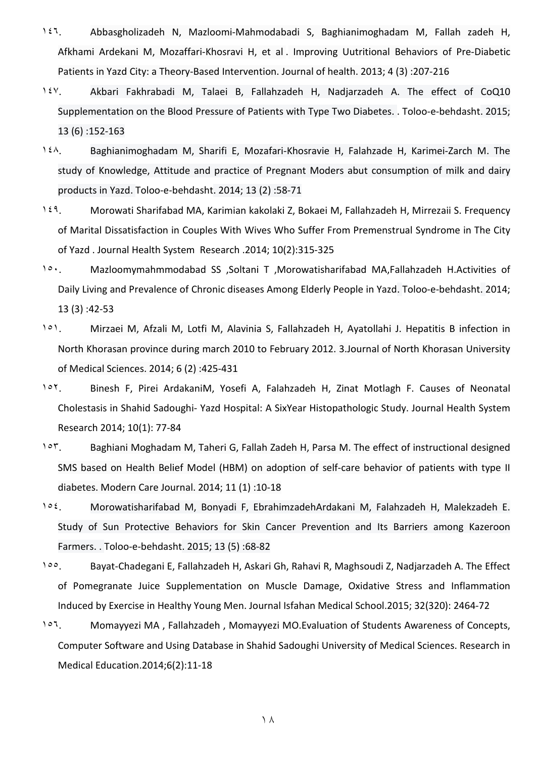١٤٦. Abbasgholizadeh N, Mazloomi-Mahmodabadi S, Baghianimoghadam M, Fallah zadeh H, Afkhami Ardekani M, Mozaffari-Khosravi H, et al . Improving Uutritional Behaviors of Pre-Diabetic Patients in Yazd City: a Theory-Based Intervention. Journal of health. 2013; 4 (3) :207-216

١٤٧. Akbari Fakhrabadi M, Talaei B, Fallahzadeh H, Nadjarzadeh A. The effect of CoQ10 Supplementation on the Blood Pressure of Patients with Type Two Diabetes. . Toloo-e-behdasht. 2015; 13 (6) :152-163

١٤٨. Baghianimoghadam M, Sharifi E, Mozafari-Khosravie H, Falahzade H, Karimei-Zarch M. The study of Knowledge, Attitude and practice of Pregnant Moders abut consumption of milk and dairy products in Yazd. Toloo-e-behdasht. 2014; 13 (2) :58-71

١٤٩. Morowati Sharifabad MA, Karimian kakolaki Z, Bokaei M, Fallahzadeh H, Mirrezaii S. Frequency of Marital Dissatisfaction in Couples With Wives Who Suffer From Premenstrual Syndrome in The City of Yazd . Journal Health System Research .2014; 10(2):315-325

١٥٠. Mazloomymahmmodabad SS ,Soltani T ,Morowatisharifabad MA,Fallahzadeh H.Activities of Daily Living and Prevalence of Chronic diseases Among Elderly People in Yazd. Toloo-e-behdasht. 2014; 13 (3) :42-53

١٥١. Mirzaei M, Afzali M, Lotfi M, Alavinia S, Fallahzadeh H, Ayatollahi J. Hepatitis B infection in North Khorasan province during march 2010 to February 2012. 3.Journal of North Khorasan University of Medical Sciences. 2014; 6 (2) :425-431

١٥٢. Binesh F, Pirei ArdakaniM, Yosefi A, Falahzadeh H, Zinat Motlagh F. Causes of Neonatal Cholestasis in Shahid Sadoughi- Yazd Hospital: A SixYear Histopathologic Study. Journal Health System Research 2014; 10(1): 77-84

١٥٣. Baghiani Moghadam M, Taheri G, Fallah Zadeh H, Parsa M. The effect of instructional designed SMS based on Health Belief Model (HBM) on adoption of self-care behavior of patients with type II diabetes. Modern Care Journal. 2014; 11 (1) :10-18

١٥٤. Morowatisharifabad M, Bonyadi F, EbrahimzadehArdakani M, Falahzadeh H, Malekzadeh E. Study of Sun Protective Behaviors for Skin Cancer Prevention and Its Barriers among Kazeroon Farmers. . Toloo-e-behdasht. 2015; 13 (5) :68-82

١٥٥. Bayat-Chadegani E, Fallahzadeh H, Askari Gh, Rahavi R, Maghsoudi Z, Nadjarzadeh A. The Effect of Pomegranate Juice Supplementation on Muscle Damage, Oxidative Stress and Inflammation Induced by Exercise in Healthy Young Men. Journal Isfahan Medical School.2015; 32(320): 2464-72

١٥٦. Momayyezi MA , Fallahzadeh , Momayyezi MO.Evaluation of Students Awareness of Concepts, Computer Software and Using Database in Shahid Sadoughi University of Medical Sciences. Research in Medical Education.2014;6(2):11-18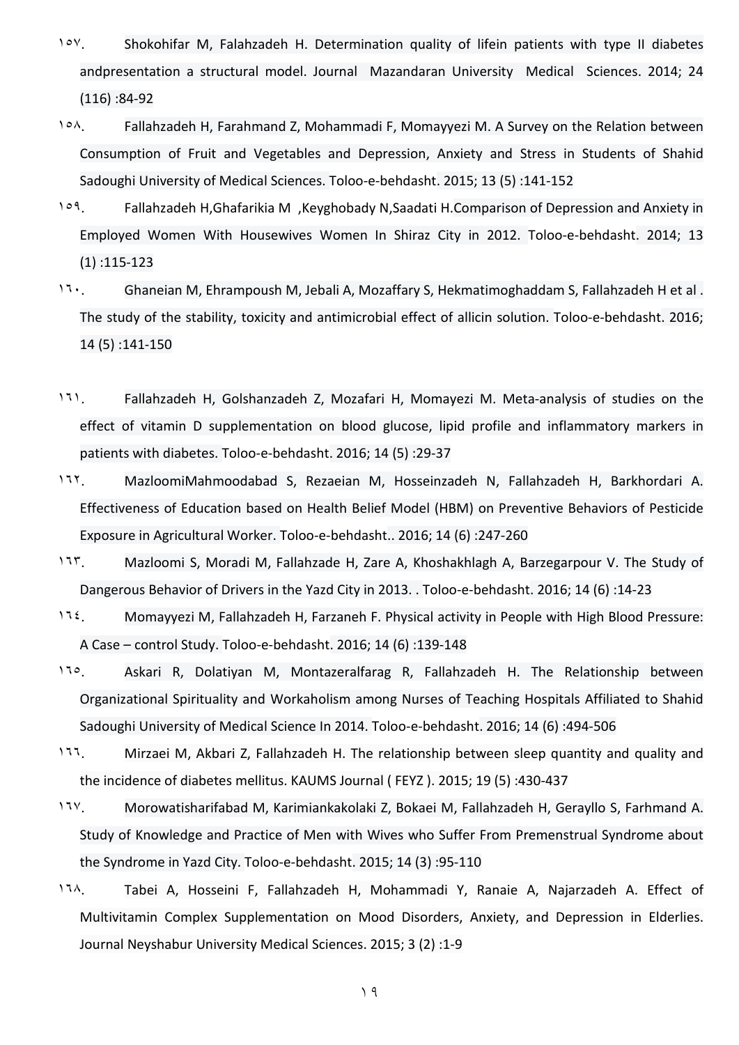١٥٧. Shokohifar M, Falahzadeh H. Determination quality of lifein patients with type II diabetes andpresentation a structural model. Journal Mazandaran University Medical Sciences. 2014; 24 (116) :84-92

١٥٨. Fallahzadeh H, Farahmand Z, Mohammadi F, Momayyezi M. A Survey on the Relation between Consumption of Fruit and Vegetables and Depression, Anxiety and Stress in Students of Shahid Sadoughi University of Medical Sciences. Toloo-e-behdasht. 2015; 13 (5) :141-152

١٥٩. Fallahzadeh H,Ghafarikia M ,Keyghobady N,Saadati H.Comparison of Depression and Anxiety in Employed Women With Housewives Women In Shiraz City in 2012. Toloo-e-behdasht. 2014; 13 (1) :115-123

١٦٠. Ghaneian M, Ehrampoush M, Jebali A, Mozaffary S, Hekmatimoghaddam S, Fallahzadeh H et al . The study of the stability, toxicity and antimicrobial effect of allicin solution. Toloo-e-behdasht. 2016; 14 (5) :141-150

١٦١. Fallahzadeh H, Golshanzadeh Z, Mozafari H, Momayezi M. Meta-analysis of studies on the effect of vitamin D supplementation on blood glucose, lipid profile and inflammatory markers in patients with diabetes. Toloo-e-behdasht. 2016; 14 (5) :29-37

١٦٢. MazloomiMahmoodabad S, Rezaeian M, Hosseinzadeh N, Fallahzadeh H, Barkhordari A. Effectiveness of Education based on Health Belief Model (HBM) on Preventive Behaviors of Pesticide Exposure in Agricultural Worker. Toloo-e-behdasht.. 2016; 14 (6) :247-260

١٦٣. Mazloomi S, Moradi M, Fallahzade H, Zare A, Khoshakhlagh A, Barzegarpour V. The Study of Dangerous Behavior of Drivers in the Yazd City in 2013. . Toloo-e-behdasht. 2016; 14 (6) :14-23

١٦٤. Momayyezi M, Fallahzadeh H, Farzaneh F. Physical activity in People with High Blood Pressure: A Case – control Study. Toloo-e-behdasht. 2016; 14 (6) :139-148

١٦٥. Askari R, Dolatiyan M, Montazeralfarag R, Fallahzadeh H. The Relationship between Organizational Spirituality and Workaholism among Nurses of Teaching Hospitals Affiliated to Shahid Sadoughi University of Medical Science In 2014. Toloo-e-behdasht. 2016; 14 (6) :494-506

١٦٦. Mirzaei M, Akbari Z, Fallahzadeh H. The relationship between sleep quantity and quality and the incidence of diabetes mellitus. KAUMS Journal ( FEYZ ). 2015; 19 (5) :430-437

١٦٧. Morowatisharifabad M, Karimiankakolaki Z, Bokaei M, Fallahzadeh H, Gerayllo S, Farhmand A. Study of Knowledge and Practice of Men with Wives who Suffer From Premenstrual Syndrome about the Syndrome in Yazd City. Toloo-e-behdasht. 2015; 14 (3) :95-110

١٦٨. Tabei A, Hosseini F, Fallahzadeh H, Mohammadi Y, Ranaie A, Najarzadeh A. Effect of Multivitamin Complex Supplementation on Mood Disorders, Anxiety, and Depression in Elderlies. Journal Neyshabur University Medical Sciences. 2015; 3 (2) :1-9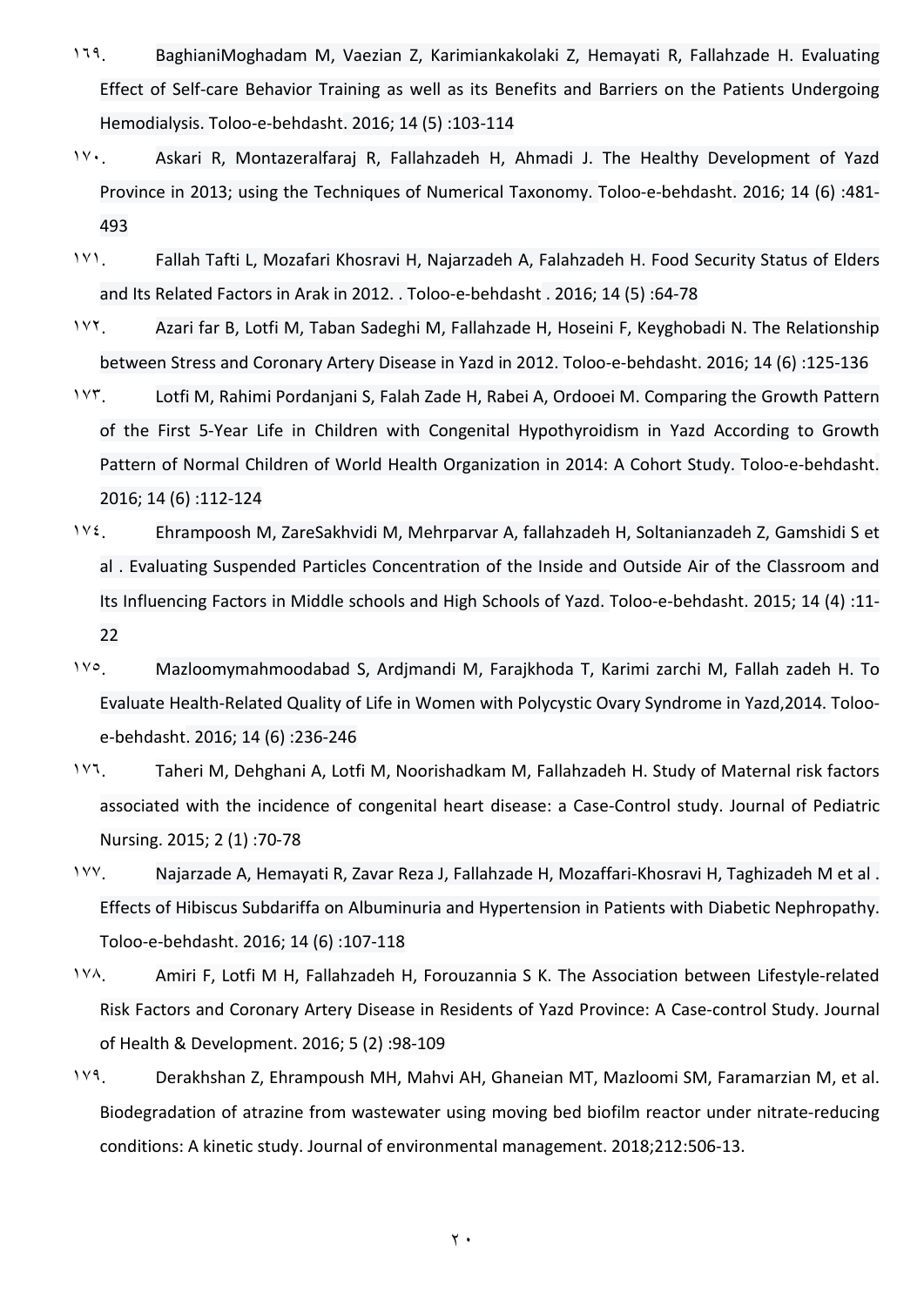۱۶۹. BaghianiMoghadam M, Vaezian Z, Karimiankakolaki Z, Hemayati R, Fallahzade H. Evaluating Effect of Self-care Behavior Training as well as its Benefits and Barriers on the Patients Undergoing Hemodialysis. Toloo-e-behdasht. 2016; 14 (5) :103-114

۱۷۰. Askari R, Montazeralfaraj R, Fallahzadeh H, Ahmadi J. The Healthy Development of Yazd Province in 2013; using the Techniques of Numerical Taxonomy. Toloo-e-behdasht. 2016; 14 (6) :481-493

۱۷۱. Fallah Tafti L, Mozafari Khosravi H, Najarzadeh A, Falahzadeh H. Food Security Status of Elders and Its Related Factors in Arak in 2012. . Toloo-e-behdasht . 2016; 14 (5) :64-78

۱۷۲. Azari far B, Lotfi M, Taban Sadeghi M, Fallahzade H, Hoseini F, Keyghobadi N. The Relationship between Stress and Coronary Artery Disease in Yazd in 2012. Toloo-e-behdasht. 2016; 14 (6) :125-136

۱۷۳. Lotfi M, Rahimi Pordanjani S, Falah Zade H, Rabei A, Ordooei M. Comparing the Growth Pattern of the First 5-Year Life in Children with Congenital Hypothyroidism in Yazd According to Growth Pattern of Normal Children of World Health Organization in 2014: A Cohort Study. Toloo-e-behdasht. 2016; 14 (6) :112-124

۱۷٤. Ehrampoosh M, ZareSakhvidi M, Mehrparvar A, fallahzadeh H, Soltanianzadeh Z, Gamshidi S et al . Evaluating Suspended Particles Concentration of the Inside and Outside Air of the Classroom and Its Influencing Factors in Middle schools and High Schools of Yazd. Toloo-e-behdasht. 2015; 14 (4) :11-22

۱۷۵. Mazloomymahmoodabad S, Ardjmandi M, Farajkhoda T, Karimi zarchi M, Fallah zadeh H. To Evaluate Health-Related Quality of Life in Women with Polycystic Ovary Syndrome in Yazd,2014. Toloo-e-behdasht. 2016; 14 (6) :236-246

۱۷٦. Taheri M, Dehghani A, Lotfi M, Noorishadkam M, Fallahzadeh H. Study of Maternal risk factors associated with the incidence of congenital heart disease: a Case-Control study. Journal of Pediatric Nursing. 2015; 2 (1) :70-78

۱۷۷. Najarzade A, Hemayati R, Zavar Reza J, Fallahzade H, Mozaffari-Khosravi H, Taghizadeh M et al . Effects of Hibiscus Subdariffa on Albuminuria and Hypertension in Patients with Diabetic Nephropathy. Toloo-e-behdasht. 2016; 14 (6) :107-118

۱۷۸. Amiri F, Lotfi M H, Fallahzadeh H, Forouzannia S K. The Association between Lifestyle-related Risk Factors and Coronary Artery Disease in Residents of Yazd Province: A Case-control Study. Journal of Health & Development. 2016; 5 (2) :98-109

۱۷۹. Derakhshan Z, Ehrampoush MH, Mahvi AH, Ghaneian MT, Mazloomi SM, Faramarzian M, et al. Biodegradation of atrazine from wastewater using moving bed biofilm reactor under nitrate-reducing conditions: A kinetic study. Journal of environmental management. 2018;212:506-13.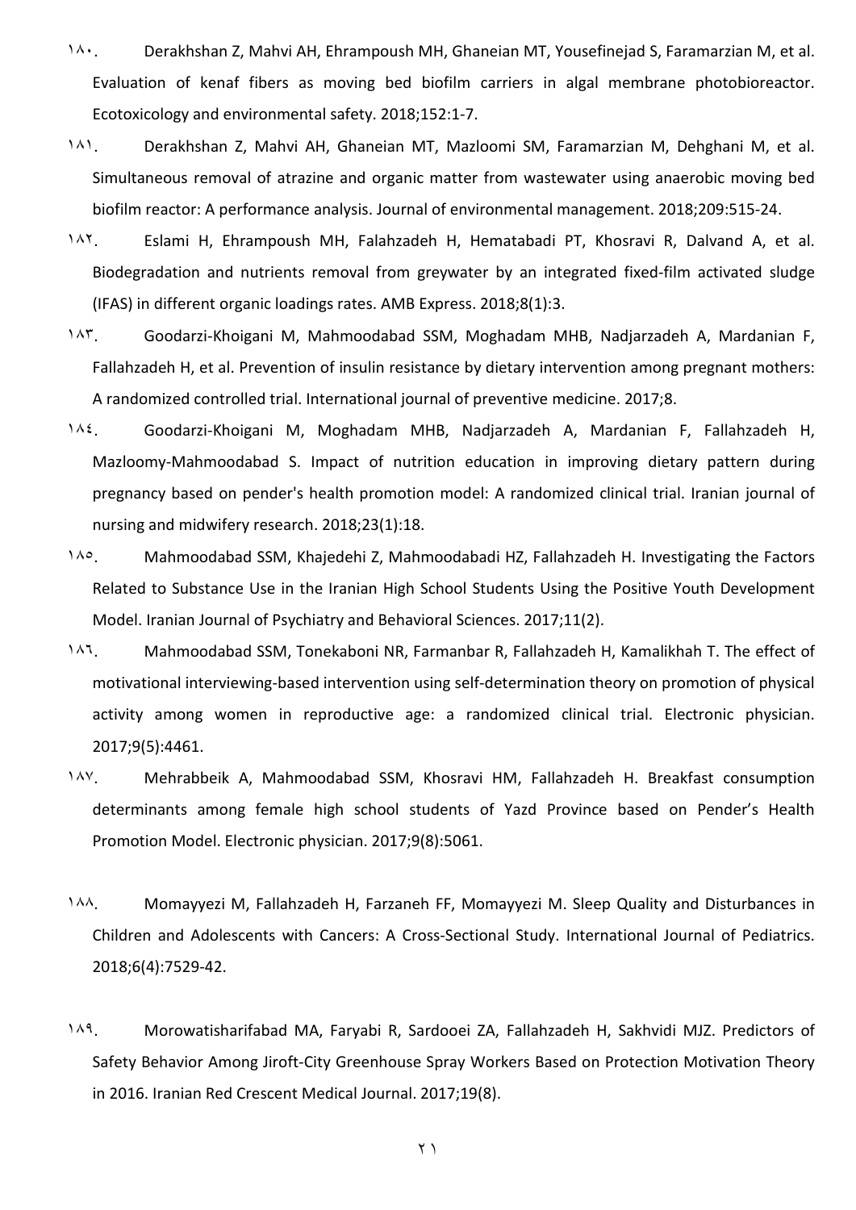۱۸۰. Derakhshan Z, Mahvi AH, Ehrampoush MH, Ghaneian MT, Yousefinejad S, Faramarzian M, et al. Evaluation of kenaf fibers as moving bed biofilm carriers in algal membrane photobioreactor. Ecotoxicology and environmental safety. 2018;152:1-7.

۱۸۱. Derakhshan Z, Mahvi AH, Ghaneian MT, Mazloomi SM, Faramarzian M, Dehghani M, et al. Simultaneous removal of atrazine and organic matter from wastewater using anaerobic moving bed biofilm reactor: A performance analysis. Journal of environmental management. 2018;209:515-24.

۱۸۲. Eslami H, Ehrampoush MH, Falahzadeh H, Hematabadi PT, Khosravi R, Dalvand A, et al. Biodegradation and nutrients removal from greywater by an integrated fixed-film activated sludge (IFAS) in different organic loadings rates. AMB Express. 2018;8(1):3.

۱۸۳. Goodarzi-Khoigani M, Mahmoodabad SSM, Moghadam MHB, Nadjarzadeh A, Mardanian F, Fallahzadeh H, et al. Prevention of insulin resistance by dietary intervention among pregnant mothers: A randomized controlled trial. International journal of preventive medicine. 2017;8.

۱۸٤. Goodarzi-Khoigani M, Moghadam MHB, Nadjarzadeh A, Mardanian F, Fallahzadeh H, Mazloomy-Mahmoodabad S. Impact of nutrition education in improving dietary pattern during pregnancy based on pender's health promotion model: A randomized clinical trial. Iranian journal of nursing and midwifery research. 2018;23(1):18.

۱۸٥. Mahmoodabad SSM, Khajedehi Z, Mahmoodabadi HZ, Fallahzadeh H. Investigating the Factors Related to Substance Use in the Iranian High School Students Using the Positive Youth Development Model. Iranian Journal of Psychiatry and Behavioral Sciences. 2017;11(2).

۱۸٦. Mahmoodabad SSM, Tonekaboni NR, Farmanbar R, Fallahzadeh H, Kamalikhah T. The effect of motivational interviewing-based intervention using self-determination theory on promotion of physical activity among women in reproductive age: a randomized clinical trial. Electronic physician. 2017;9(5):4461.

۱۸۷. Mehrabbeik A, Mahmoodabad SSM, Khosravi HM, Fallahzadeh H. Breakfast consumption determinants among female high school students of Yazd Province based on Pender's Health Promotion Model. Electronic physician. 2017;9(8):5061.

۱۸۸. Momayyezi M, Fallahzadeh H, Farzaneh FF, Momayyezi M. Sleep Quality and Disturbances in Children and Adolescents with Cancers: A Cross-Sectional Study. International Journal of Pediatrics. 2018;6(4):7529-42.

۱۸۹. Morowatisharifabad MA, Faryabi R, Sardooei ZA, Fallahzadeh H, Sakhvidi MJZ. Predictors of Safety Behavior Among Jiroft-City Greenhouse Spray Workers Based on Protection Motivation Theory in 2016. Iranian Red Crescent Medical Journal. 2017;19(8).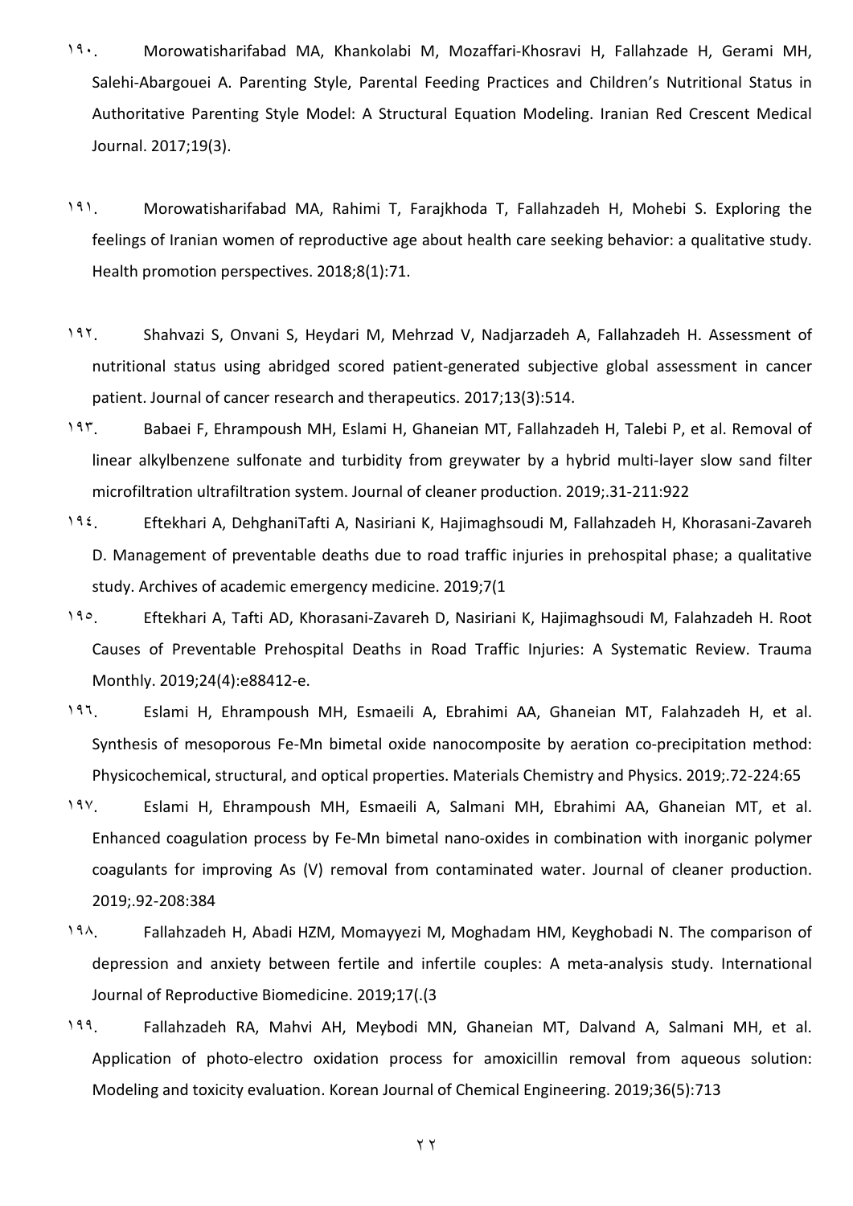۱۹۰. Morowatisharifabad MA, Khankolabi M, Mozaffari-Khosravi H, Fallahzade H, Gerami MH, Salehi-Abargouei A. Parenting Style, Parental Feeding Practices and Children's Nutritional Status in Authoritative Parenting Style Model: A Structural Equation Modeling. Iranian Red Crescent Medical Journal. 2017;19(3).

۱۹۱. Morowatisharifabad MA, Rahimi T, Farajkhoda T, Fallahzadeh H, Mohebi S. Exploring the feelings of Iranian women of reproductive age about health care seeking behavior: a qualitative study. Health promotion perspectives. 2018;8(1):71.

۱۹۲. Shahvazi S, Onvani S, Heydari M, Mehrzad V, Nadjarzadeh A, Fallahzadeh H. Assessment of nutritional status using abridged scored patient-generated subjective global assessment in cancer patient. Journal of cancer research and therapeutics. 2017;13(3):514.

۱۹۳. Babaei F, Ehrampoush MH, Eslami H, Ghaneian MT, Fallahzadeh H, Talebi P, et al. Removal of linear alkylbenzene sulfonate and turbidity from greywater by a hybrid multi-layer slow sand filter microfiltration ultrafiltration system. Journal of cleaner production. 2019;.31-211:922

۱۹٤. Eftekhari A, DehghaniTafti A, Nasiriani K, Hajimaghsoudi M, Fallahzadeh H, Khorasani-Zavareh D. Management of preventable deaths due to road traffic injuries in prehospital phase; a qualitative study. Archives of academic emergency medicine. 2019;7(1

۱۹٥. Eftekhari A, Tafti AD, Khorasani-Zavareh D, Nasiriani K, Hajimaghsoudi M, Falahzadeh H. Root Causes of Preventable Prehospital Deaths in Road Traffic Injuries: A Systematic Review. Trauma Monthly. 2019;24(4):e88412-e.

۱۹٦. Eslami H, Ehrampoush MH, Esmaeili A, Ebrahimi AA, Ghaneian MT, Falahzadeh H, et al. Synthesis of mesoporous Fe-Mn bimetal oxide nanocomposite by aeration co-precipitation method: Physicochemical, structural, and optical properties. Materials Chemistry and Physics. 2019;.72-224:65

۱۹۷. Eslami H, Ehrampoush MH, Esmaeili A, Salmani MH, Ebrahimi AA, Ghaneian MT, et al. Enhanced coagulation process by Fe-Mn bimetal nano-oxides in combination with inorganic polymer coagulants for improving As (V) removal from contaminated water. Journal of cleaner production. 2019;.92-208:384

۱۹۸. Fallahzadeh H, Abadi HZM, Momayyezi M, Moghadam HM, Keyghobadi N. The comparison of depression and anxiety between fertile and infertile couples: A meta-analysis study. International Journal of Reproductive Biomedicine. 2019;17(.(3

۱۹۹. Fallahzadeh RA, Mahvi AH, Meybodi MN, Ghaneian MT, Dalvand A, Salmani MH, et al. Application of photo-electro oxidation process for amoxicillin removal from aqueous solution: Modeling and toxicity evaluation. Korean Journal of Chemical Engineering. 2019;36(5):713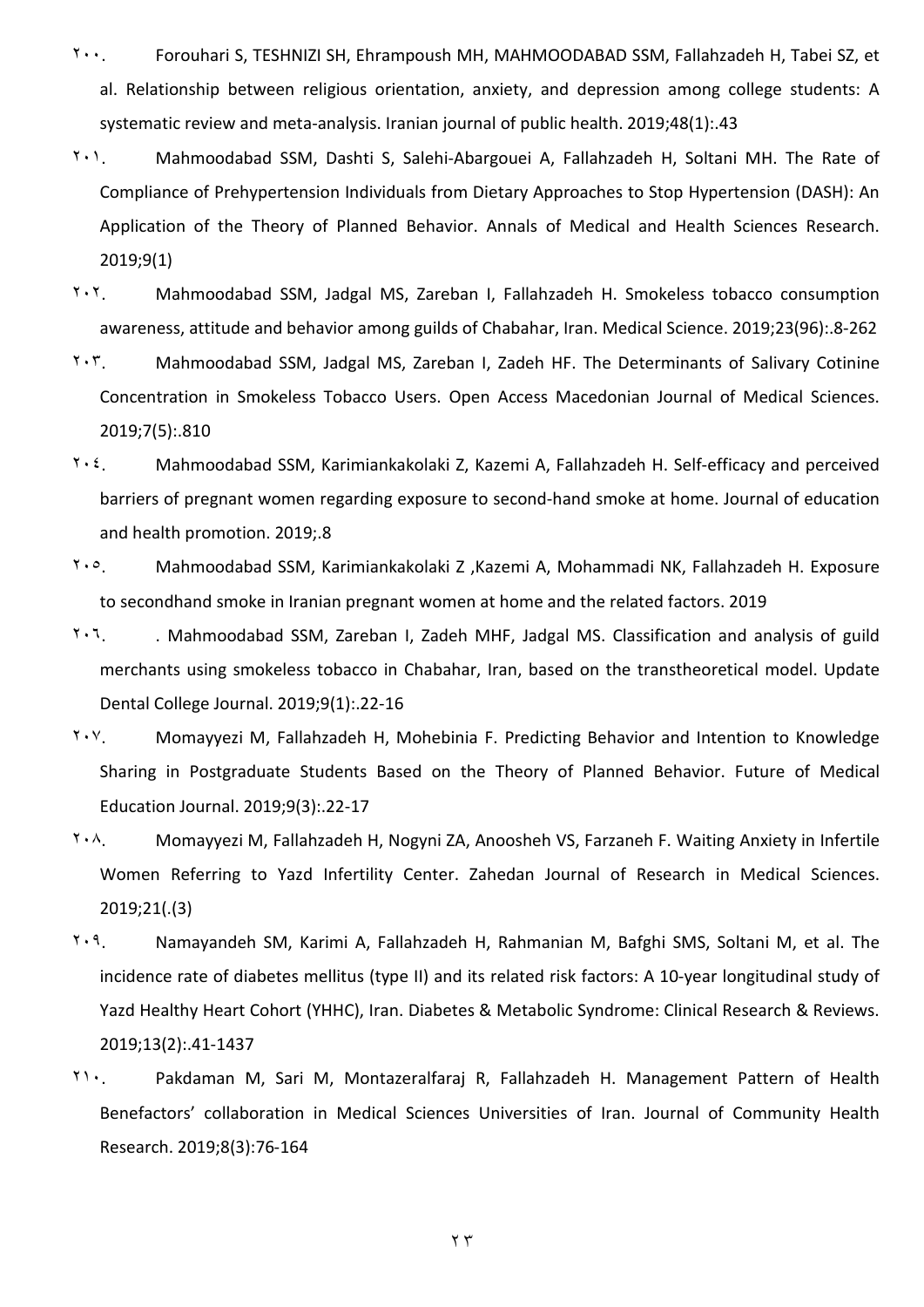٢٠٠. Forouhari S, TESHNIZI SH, Ehrampoush MH, MAHMOODABAD SSM, Fallahzadeh H, Tabei SZ, et al. Relationship between religious orientation, anxiety, and depression among college students: A systematic review and meta-analysis. Iranian journal of public health. 2019;48(1):.43

٢٠١. Mahmoodabad SSM, Dashti S, Salehi-Abargouei A, Fallahzadeh H, Soltani MH. The Rate of Compliance of Prehypertension Individuals from Dietary Approaches to Stop Hypertension (DASH): An Application of the Theory of Planned Behavior. Annals of Medical and Health Sciences Research. 2019;9(1)

٢٠٢. Mahmoodabad SSM, Jadgal MS, Zareban I, Fallahzadeh H. Smokeless tobacco consumption awareness, attitude and behavior among guilds of Chabahar, Iran. Medical Science. 2019;23(96):.8-262

٢٠٣. Mahmoodabad SSM, Jadgal MS, Zareban I, Zadeh HF. The Determinants of Salivary Cotinine Concentration in Smokeless Tobacco Users. Open Access Macedonian Journal of Medical Sciences. 2019;7(5):.810

٢٠٤. Mahmoodabad SSM, Karimiankakolaki Z, Kazemi A, Fallahzadeh H. Self-efficacy and perceived barriers of pregnant women regarding exposure to second-hand smoke at home. Journal of education and health promotion. 2019;.8

٢٠٥. Mahmoodabad SSM, Karimiankakolaki Z ,Kazemi A, Mohammadi NK, Fallahzadeh H. Exposure to secondhand smoke in Iranian pregnant women at home and the related factors. 2019

٢٠٦. . Mahmoodabad SSM, Zareban I, Zadeh MHF, Jadgal MS. Classification and analysis of guild merchants using smokeless tobacco in Chabahar, Iran, based on the transtheoretical model. Update Dental College Journal. 2019;9(1):.22-16

٢٠٧. Momayyezi M, Fallahzadeh H, Mohebinia F. Predicting Behavior and Intention to Knowledge Sharing in Postgraduate Students Based on the Theory of Planned Behavior. Future of Medical Education Journal. 2019;9(3):.22-17

٢٠٨. Momayyezi M, Fallahzadeh H, Nogyni ZA, Anoosheh VS, Farzaneh F. Waiting Anxiety in Infertile Women Referring to Yazd Infertility Center. Zahedan Journal of Research in Medical Sciences. 2019;21(.(3)

٢٠٩. Namayandeh SM, Karimi A, Fallahzadeh H, Rahmanian M, Bafghi SMS, Soltani M, et al. The incidence rate of diabetes mellitus (type II) and its related risk factors: A 10-year longitudinal study of Yazd Healthy Heart Cohort (YHHC), Iran. Diabetes & Metabolic Syndrome: Clinical Research & Reviews. 2019;13(2):.41-1437

٢١٠. Pakdaman M, Sari M, Montazeralfaraj R, Fallahzadeh H. Management Pattern of Health Benefactors' collaboration in Medical Sciences Universities of Iran. Journal of Community Health Research. 2019;8(3):76-164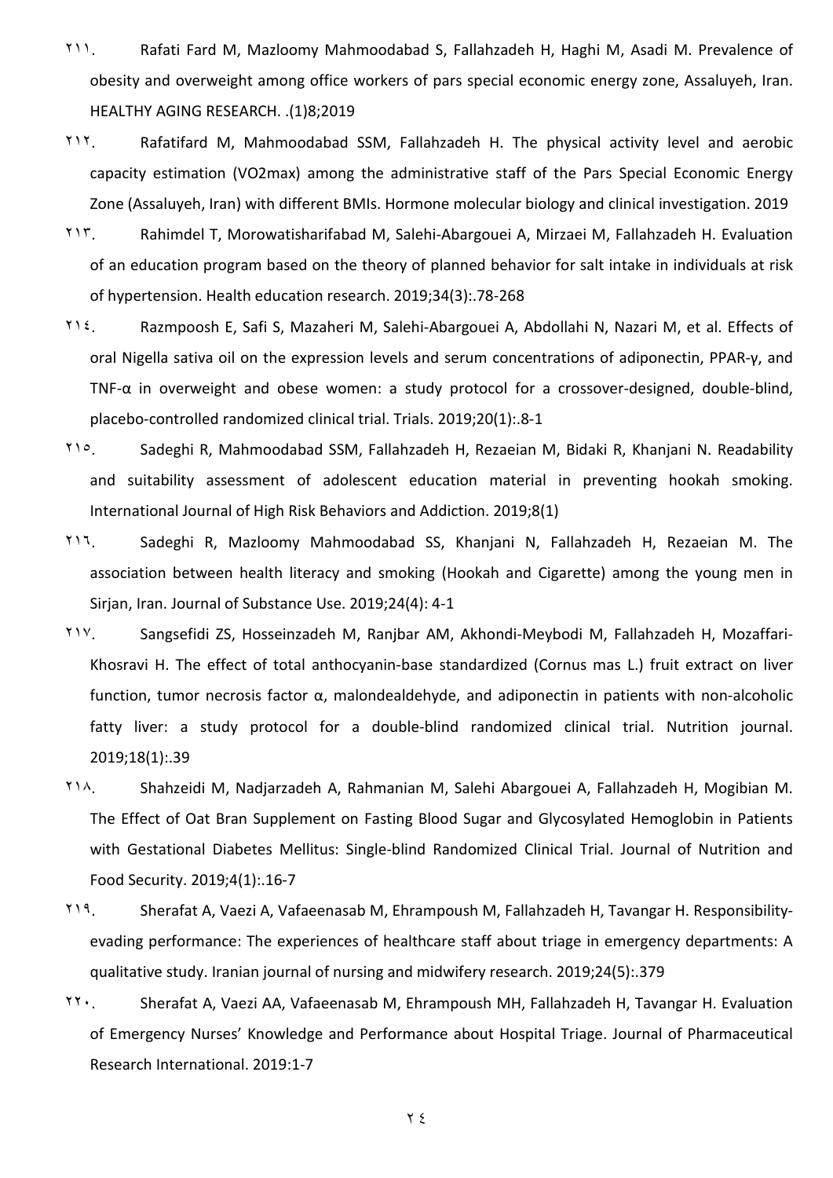٢١١. Rafati Fard M, Mazloomy Mahmoodabad S, Fallahzadeh H, Haghi M, Asadi M. Prevalence of obesity and overweight among office workers of pars special economic energy zone, Assaluyeh, Iran. HEALTHY AGING RESEARCH. .(1)8;2019

٢١٢. Rafatifard M, Mahmoodabad SSM, Fallahzadeh H. The physical activity level and aerobic capacity estimation (VO2max) among the administrative staff of the Pars Special Economic Energy Zone (Assaluyeh, Iran) with different BMIs. Hormone molecular biology and clinical investigation. 2019

٢١٣. Rahimdel T, Morowatisharifabad M, Salehi-Abargouei A, Mirzaei M, Fallahzadeh H. Evaluation of an education program based on the theory of planned behavior for salt intake in individuals at risk of hypertension. Health education research. 2019;34(3):.78-268

٢١٤. Razmpoosh E, Safi S, Mazaheri M, Salehi-Abargouei A, Abdollahi N, Nazari M, et al. Effects of oral Nigella sativa oil on the expression levels and serum concentrations of adiponectin, PPAR-γ, and TNF-α in overweight and obese women: a study protocol for a crossover-designed, double-blind, placebo-controlled randomized clinical trial. Trials. 2019;20(1):.8-1

٢١٥. Sadeghi R, Mahmoodabad SSM, Fallahzadeh H, Rezaeian M, Bidaki R, Khanjani N. Readability and suitability assessment of adolescent education material in preventing hookah smoking. International Journal of High Risk Behaviors and Addiction. 2019;8(1)

٢١٦. Sadeghi R, Mazloomy Mahmoodabad SS, Khanjani N, Fallahzadeh H, Rezaeian M. The association between health literacy and smoking (Hookah and Cigarette) among the young men in Sirjan, Iran. Journal of Substance Use. 2019;24(4): 4-1

٢١٧. Sangsefidi ZS, Hosseinzadeh M, Ranjbar AM, Akhondi-Meybodi M, Fallahzadeh H, Mozaffari-Khosravi H. The effect of total anthocyanin-base standardized (Cornus mas L.) fruit extract on liver function, tumor necrosis factor α, malondealdehyde, and adiponectin in patients with non-alcoholic fatty liver: a study protocol for a double-blind randomized clinical trial. Nutrition journal. 2019;18(1):.39

٢١٨. Shahzeidi M, Nadjarzadeh A, Rahmanian M, Salehi Abargouei A, Fallahzadeh H, Mogibian M. The Effect of Oat Bran Supplement on Fasting Blood Sugar and Glycosylated Hemoglobin in Patients with Gestational Diabetes Mellitus: Single-blind Randomized Clinical Trial. Journal of Nutrition and Food Security. 2019;4(1):.16-7

٢١٩. Sherafat A, Vaezi A, Vafaeenasab M, Ehrampoush M, Fallahzadeh H, Tavangar H. Responsibility-evading performance: The experiences of healthcare staff about triage in emergency departments: A qualitative study. Iranian journal of nursing and midwifery research. 2019;24(5):.379

٢٢٠. Sherafat A, Vaezi AA, Vafaeenasab M, Ehrampoush MH, Fallahzadeh H, Tavangar H. Evaluation of Emergency Nurses' Knowledge and Performance about Hospital Triage. Journal of Pharmaceutical Research International. 2019:1-7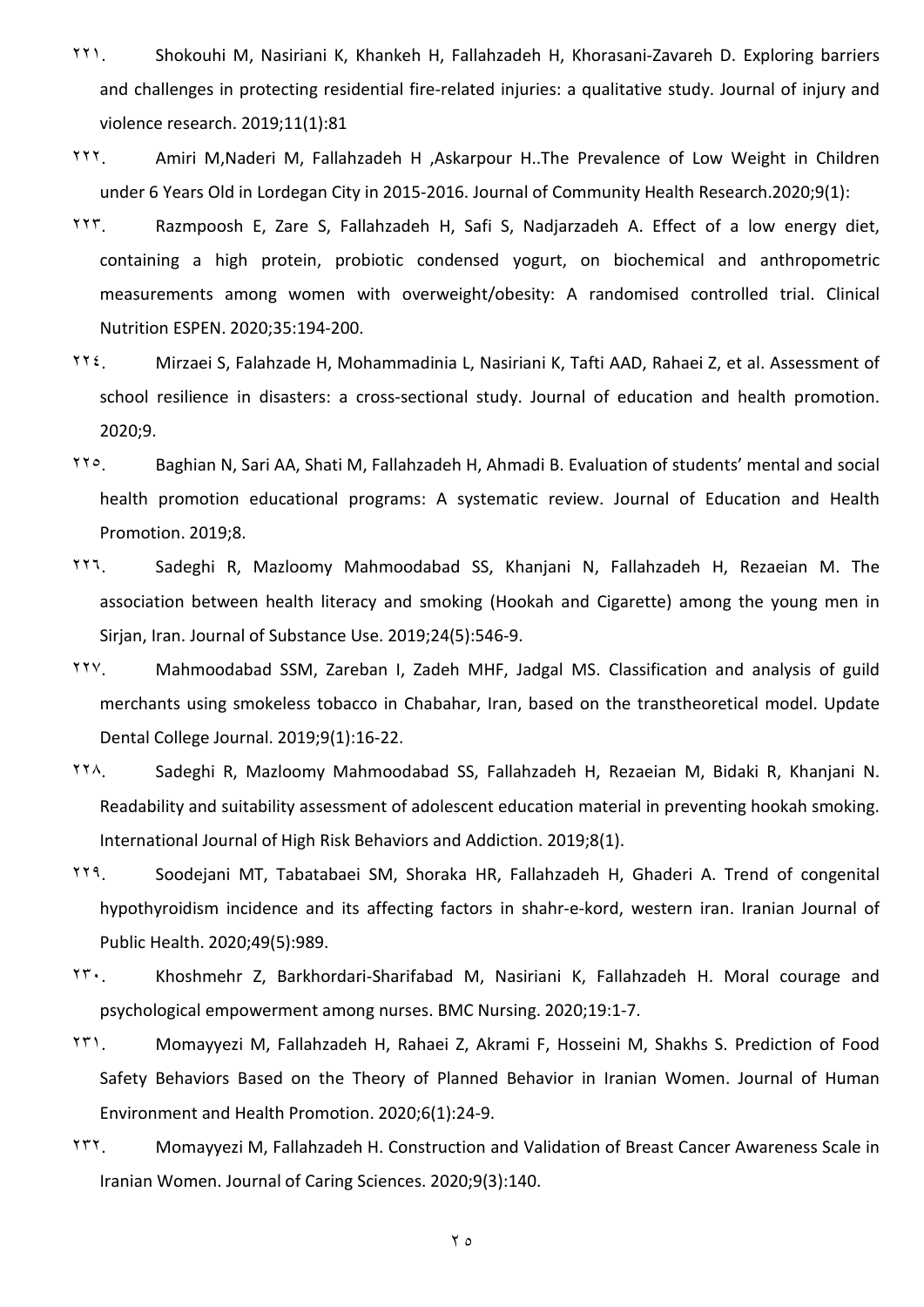۲۲۱. Shokouhi M, Nasiriani K, Khankeh H, Fallahzadeh H, Khorasani-Zavareh D. Exploring barriers and challenges in protecting residential fire-related injuries: a qualitative study. Journal of injury and violence research. 2019;11(1):81

۲۲۲. Amiri M,Naderi M, Fallahzadeh H ,Askarpour H..The Prevalence of Low Weight in Children under 6 Years Old in Lordegan City in 2015-2016. Journal of Community Health Research.2020;9(1):

۲۲۳. Razmpoosh E, Zare S, Fallahzadeh H, Safi S, Nadjarzadeh A. Effect of a low energy diet, containing a high protein, probiotic condensed yogurt, on biochemical and anthropometric measurements among women with overweight/obesity: A randomised controlled trial. Clinical Nutrition ESPEN. 2020;35:194-200.

۲۲٤. Mirzaei S, Falahzade H, Mohammadinia L, Nasiriani K, Tafti AAD, Rahaei Z, et al. Assessment of school resilience in disasters: a cross-sectional study. Journal of education and health promotion. 2020;9.

۲۲٥. Baghian N, Sari AA, Shati M, Fallahzadeh H, Ahmadi B. Evaluation of students' mental and social health promotion educational programs: A systematic review. Journal of Education and Health Promotion. 2019;8.

۲۲٦. Sadeghi R, Mazloomy Mahmoodabad SS, Khanjani N, Fallahzadeh H, Rezaeian M. The association between health literacy and smoking (Hookah and Cigarette) among the young men in Sirjan, Iran. Journal of Substance Use. 2019;24(5):546-9.

۲۲۷. Mahmoodabad SSM, Zareban I, Zadeh MHF, Jadgal MS. Classification and analysis of guild merchants using smokeless tobacco in Chabahar, Iran, based on the transtheoretical model. Update Dental College Journal. 2019;9(1):16-22.

۲۲۸. Sadeghi R, Mazloomy Mahmoodabad SS, Fallahzadeh H, Rezaeian M, Bidaki R, Khanjani N. Readability and suitability assessment of adolescent education material in preventing hookah smoking. International Journal of High Risk Behaviors and Addiction. 2019;8(1).

۲۲۹. Soodejani MT, Tabatabaei SM, Shoraka HR, Fallahzadeh H, Ghaderi A. Trend of congenital hypothyroidism incidence and its affecting factors in shahr-e-kord, western iran. Iranian Journal of Public Health. 2020;49(5):989.

۲۳۰. Khoshmehr Z, Barkhordari-Sharifabad M, Nasiriani K, Fallahzadeh H. Moral courage and psychological empowerment among nurses. BMC Nursing. 2020;19:1-7.

۲۳۱. Momayyezi M, Fallahzadeh H, Rahaei Z, Akrami F, Hosseini M, Shakhs S. Prediction of Food Safety Behaviors Based on the Theory of Planned Behavior in Iranian Women. Journal of Human Environment and Health Promotion. 2020;6(1):24-9.

۲۳۲. Momayyezi M, Fallahzadeh H. Construction and Validation of Breast Cancer Awareness Scale in Iranian Women. Journal of Caring Sciences. 2020;9(3):140.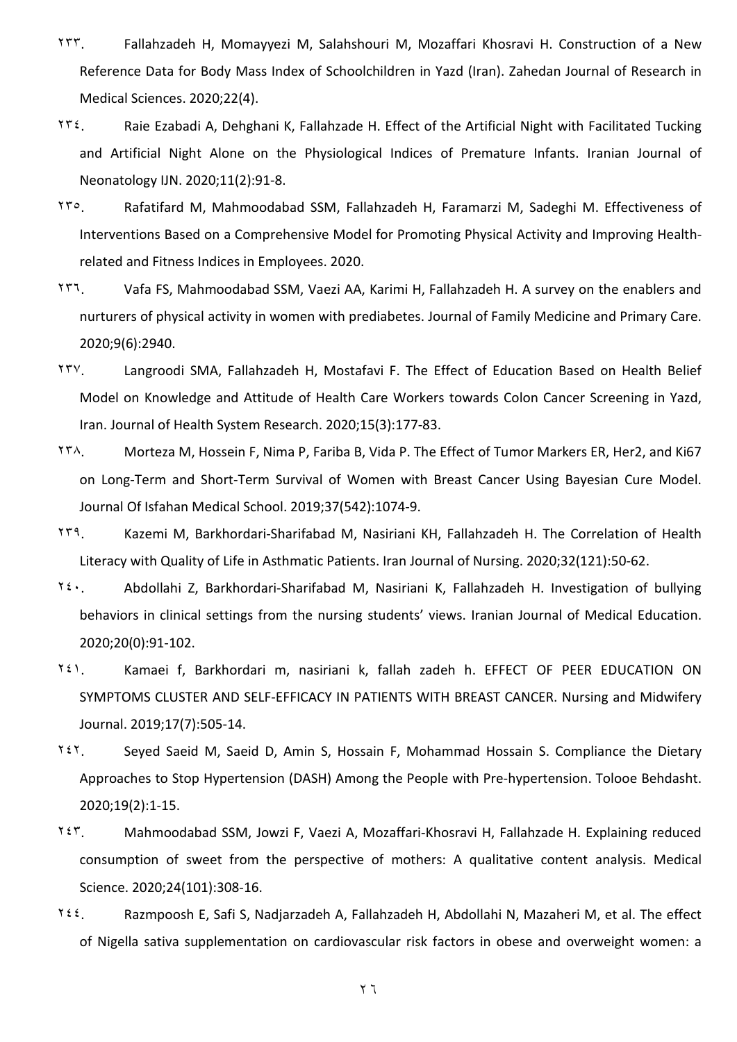٢٣٣. Fallahzadeh H, Momayyezi M, Salahshouri M, Mozaffari Khosravi H. Construction of a New Reference Data for Body Mass Index of Schoolchildren in Yazd (Iran). Zahedan Journal of Research in Medical Sciences. 2020;22(4).

٢٣٤. Raie Ezabadi A, Dehghani K, Fallahzade H. Effect of the Artificial Night with Facilitated Tucking and Artificial Night Alone on the Physiological Indices of Premature Infants. Iranian Journal of Neonatology IJN. 2020;11(2):91-8.

٢٣٥. Rafatifard M, Mahmoodabad SSM, Fallahzadeh H, Faramarzi M, Sadeghi M. Effectiveness of Interventions Based on a Comprehensive Model for Promoting Physical Activity and Improving Health-related and Fitness Indices in Employees. 2020.

٢٣٦. Vafa FS, Mahmoodabad SSM, Vaezi AA, Karimi H, Fallahzadeh H. A survey on the enablers and nurturers of physical activity in women with prediabetes. Journal of Family Medicine and Primary Care. 2020;9(6):2940.

٢٣٧. Langroodi SMA, Fallahzadeh H, Mostafavi F. The Effect of Education Based on Health Belief Model on Knowledge and Attitude of Health Care Workers towards Colon Cancer Screening in Yazd, Iran. Journal of Health System Research. 2020;15(3):177-83.

٢٣٨. Morteza M, Hossein F, Nima P, Fariba B, Vida P. The Effect of Tumor Markers ER, Her2, and Ki67 on Long-Term and Short-Term Survival of Women with Breast Cancer Using Bayesian Cure Model. Journal Of Isfahan Medical School. 2019;37(542):1074-9.

٢٣٩. Kazemi M, Barkhordari-Sharifabad M, Nasiriani KH, Fallahzadeh H. The Correlation of Health Literacy with Quality of Life in Asthmatic Patients. Iran Journal of Nursing. 2020;32(121):50-62.

٢٤٠. Abdollahi Z, Barkhordari-Sharifabad M, Nasiriani K, Fallahzadeh H. Investigation of bullying behaviors in clinical settings from the nursing students' views. Iranian Journal of Medical Education. 2020;20(0):91-102.

٢٤١. Kamaei f, Barkhordari m, nasiriani k, fallah zadeh h. EFFECT OF PEER EDUCATION ON SYMPTOMS CLUSTER AND SELF-EFFICACY IN PATIENTS WITH BREAST CANCER. Nursing and Midwifery Journal. 2019;17(7):505-14.

٢٤٢. Seyed Saeid M, Saeid D, Amin S, Hossain F, Mohammad Hossain S. Compliance the Dietary Approaches to Stop Hypertension (DASH) Among the People with Pre-hypertension. Tolooe Behdasht. 2020;19(2):1-15.

٢٤٣. Mahmoodabad SSM, Jowzi F, Vaezi A, Mozaffari-Khosravi H, Fallahzade H. Explaining reduced consumption of sweet from the perspective of mothers: A qualitative content analysis. Medical Science. 2020;24(101):308-16.

٢٤٤. Razmpoosh E, Safi S, Nadjarzadeh A, Fallahzadeh H, Abdollahi N, Mazaheri M, et al. The effect of Nigella sativa supplementation on cardiovascular risk factors in obese and overweight women: a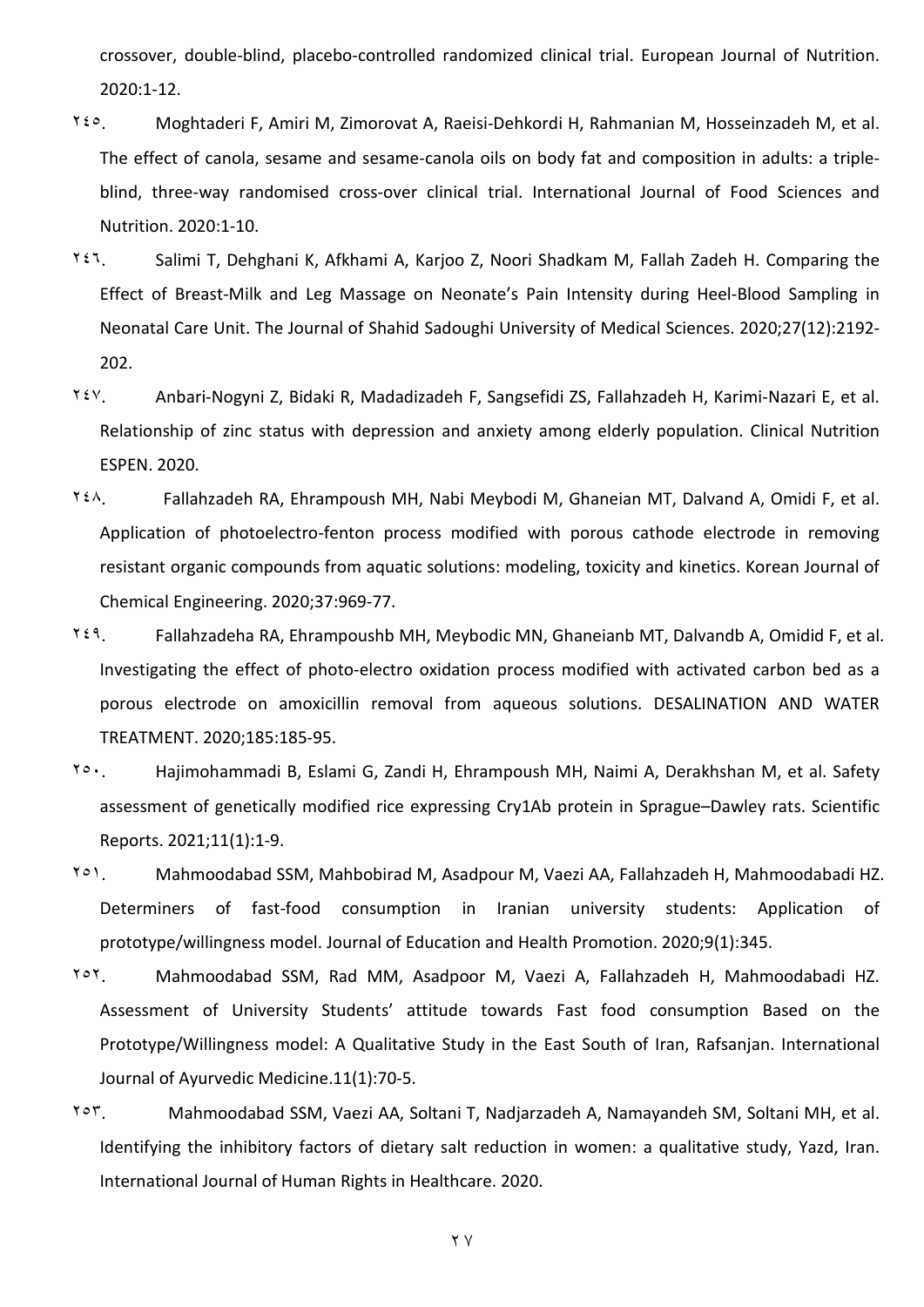crossover, double-blind, placebo-controlled randomized clinical trial. European Journal of Nutrition. 2020:1-12.

۲۴۵. Moghtaderi F, Amiri M, Zimorovat A, Raeisi-Dehkordi H, Rahmanian M, Hosseinzadeh M, et al. The effect of canola, sesame and sesame-canola oils on body fat and composition in adults: a triple-blind, three-way randomised cross-over clinical trial. International Journal of Food Sciences and Nutrition. 2020:1-10.

۲۴۶. Salimi T, Dehghani K, Afkhami A, Karjoo Z, Noori Shadkam M, Fallah Zadeh H. Comparing the Effect of Breast-Milk and Leg Massage on Neonate's Pain Intensity during Heel-Blood Sampling in Neonatal Care Unit. The Journal of Shahid Sadoughi University of Medical Sciences. 2020;27(12):2192-202.

۲۴۷. Anbari-Nogyni Z, Bidaki R, Madadizadeh F, Sangsefidi ZS, Fallahzadeh H, Karimi-Nazari E, et al. Relationship of zinc status with depression and anxiety among elderly population. Clinical Nutrition ESPEN. 2020.

۲۴۸. Fallahzadeh RA, Ehrampoush MH, Nabi Meybodi M, Ghaneian MT, Dalvand A, Omidi F, et al. Application of photoelectro-fenton process modified with porous cathode electrode in removing resistant organic compounds from aquatic solutions: modeling, toxicity and kinetics. Korean Journal of Chemical Engineering. 2020;37:969-77.

۲۴۹. Fallahzadeha RA, Ehrampoushb MH, Meybodic MN, Ghaneianb MT, Dalvandb A, Omidid F, et al. Investigating the effect of photo-electro oxidation process modified with activated carbon bed as a porous electrode on amoxicillin removal from aqueous solutions. DESALINATION AND WATER TREATMENT. 2020;185:185-95.

۲۵۰. Hajimohammadi B, Eslami G, Zandi H, Ehrampoush MH, Naimi A, Derakhshan M, et al. Safety assessment of genetically modified rice expressing Cry1Ab protein in Sprague–Dawley rats. Scientific Reports. 2021;11(1):1-9.

۲۵۱. Mahmoodabad SSM, Mahbobirad M, Asadpour M, Vaezi AA, Fallahzadeh H, Mahmoodabadi HZ. Determiners of fast-food consumption in Iranian university students: Application of prototype/willingness model. Journal of Education and Health Promotion. 2020;9(1):345.

۲۵۲. Mahmoodabad SSM, Rad MM, Asadpoor M, Vaezi A, Fallahzadeh H, Mahmoodabadi HZ. Assessment of University Students' attitude towards Fast food consumption Based on the Prototype/Willingness model: A Qualitative Study in the East South of Iran, Rafsanjan. International Journal of Ayurvedic Medicine.11(1):70-5.

۲۵۳. Mahmoodabad SSM, Vaezi AA, Soltani T, Nadjarzadeh A, Namayandeh SM, Soltani MH, et al. Identifying the inhibitory factors of dietary salt reduction in women: a qualitative study, Yazd, Iran. International Journal of Human Rights in Healthcare. 2020.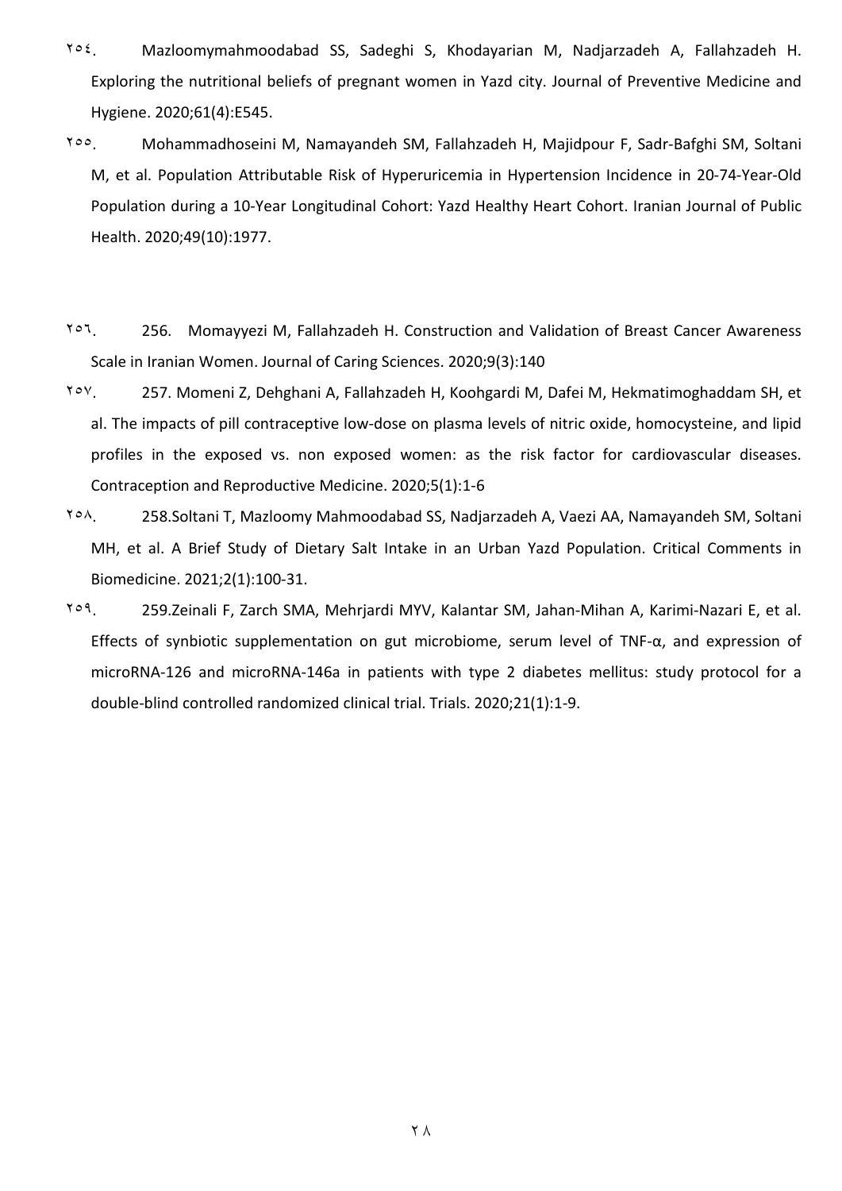٢٥٤. Mazloomymahmoodabad SS, Sadeghi S, Khodayarian M, Nadjarzadeh A, Fallahzadeh H. Exploring the nutritional beliefs of pregnant women in Yazd city. Journal of Preventive Medicine and Hygiene. 2020;61(4):E545.

٢٥٥. Mohammadhoseini M, Namayandeh SM, Fallahzadeh H, Majidpour F, Sadr-Bafghi SM, Soltani M, et al. Population Attributable Risk of Hyperuricemia in Hypertension Incidence in 20-74-Year-Old Population during a 10-Year Longitudinal Cohort: Yazd Healthy Heart Cohort. Iranian Journal of Public Health. 2020;49(10):1977.

٢٥٦. 256. Momayyezi M, Fallahzadeh H. Construction and Validation of Breast Cancer Awareness Scale in Iranian Women. Journal of Caring Sciences. 2020;9(3):140

٢٥٧. 257. Momeni Z, Dehghani A, Fallahzadeh H, Koohgardi M, Dafei M, Hekmatimoghaddam SH, et al. The impacts of pill contraceptive low-dose on plasma levels of nitric oxide, homocysteine, and lipid profiles in the exposed vs. non exposed women: as the risk factor for cardiovascular diseases. Contraception and Reproductive Medicine. 2020;5(1):1-6

٢٥٨. 258.Soltani T, Mazloomy Mahmoodabad SS, Nadjarzadeh A, Vaezi AA, Namayandeh SM, Soltani MH, et al. A Brief Study of Dietary Salt Intake in an Urban Yazd Population. Critical Comments in Biomedicine. 2021;2(1):100-31.

٢٥٩. 259.Zeinali F, Zarch SMA, Mehrjardi MYV, Kalantar SM, Jahan-Mihan A, Karimi-Nazari E, et al. Effects of synbiotic supplementation on gut microbiome, serum level of TNF-α, and expression of microRNA-126 and microRNA-146a in patients with type 2 diabetes mellitus: study protocol for a double-blind controlled randomized clinical trial. Trials. 2020;21(1):1-9.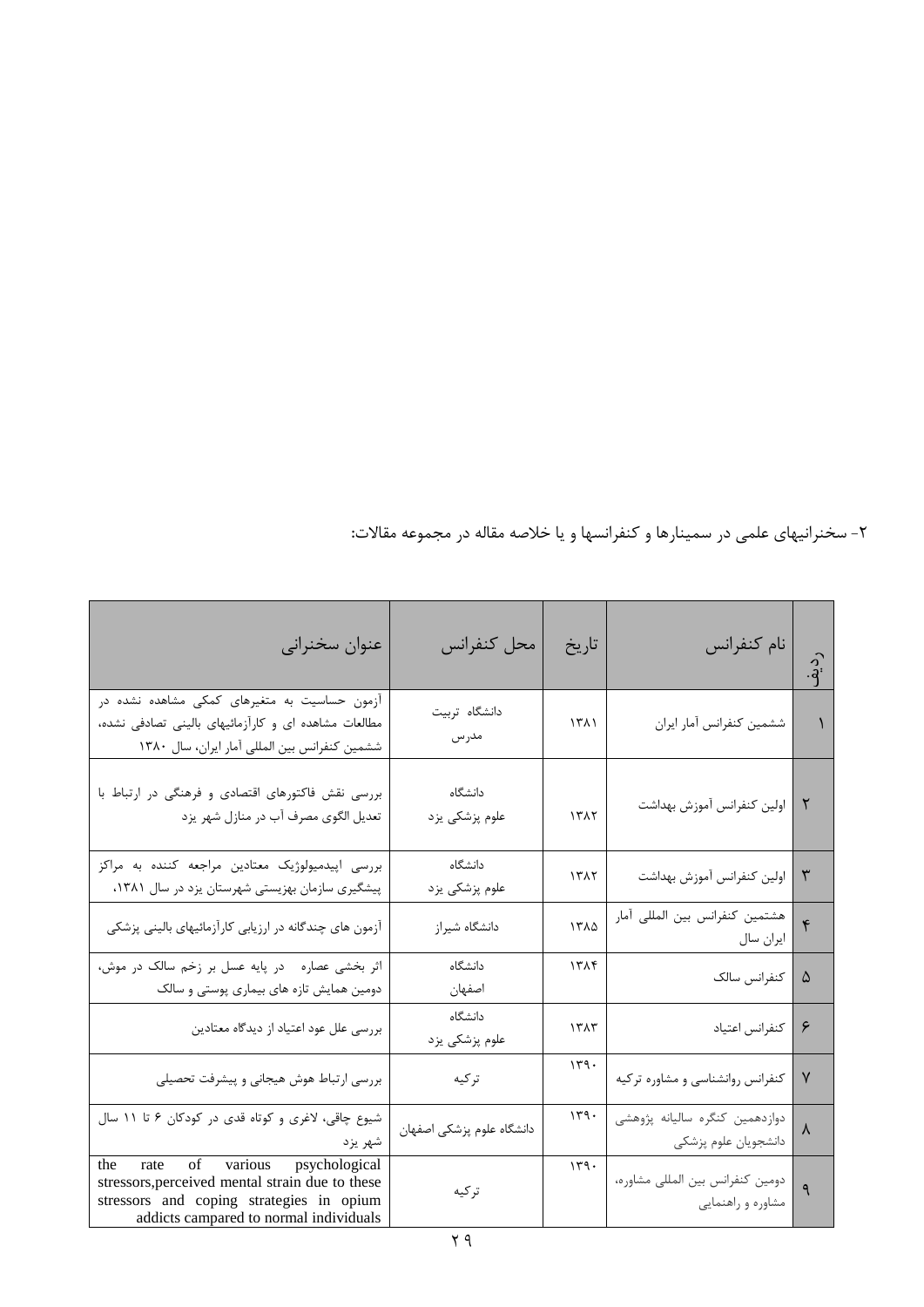۲- سخنرانیهای علمی در سمینارها و کنفرانسها و یا خلاصه مقاله در مجموعه مقالات:

| ردیف | نام کنفرانس | تاریخ | محل کنفرانس | عنوان سخنرانی |
|---|---|---|---|---|
| ۱ | ششمین کنفرانس آمار ایران | ۱۳۸۱ | دانشگاه تربیت مدرس | آزمون حساسیت به متغیرهای کمکی مشاهده نشده در مطالعات مشاهده ای و کارآزمائیهای بالینی تصادفی نشده، ششمین کنفرانس بین المللی آمار ایران، سال ۱۳۸۰ |
| ۲ | اولین کنفرانس آموزش بهداشت | ۱۳۸۲ | دانشگاه علوم پزشکی یزد | بررسی نقش فاکتورهای اقتصادی و فرهنگی در ارتباط با تعدیل الگوی مصرف آب در منازل شهر یزد |
| ۳ | اولین کنفرانس آموزش بهداشت | ۱۳۸۲ | دانشگاه علوم پزشکی یزد | بررسی اپیدمیولوژیک معتادین مراجعه کننده به مراکز پیشگیری سازمان بهزیستی شهرستان یزد در سال ۱۳۸۱، |
| ۴ | هشتمین کنفرانس بین المللی آمار ایران سال | ۱۳۸۵ | دانشگاه شیراز | آزمون های چندگانه در ارزیابی کارآزمائیهای بالینی پزشکی |
| ۵ | کنفرانس سالک | ۱۳۸۴ | دانشگاه اصفهان | اثر بخشی عصاره در پایه عسل بر زخم سالک در موش، دومین همایش تازه های بیماری پوستی و سالک |
| ۶ | کنفرانس اعتیاد | ۱۳۸۳ | دانشگاه علوم پزشکی یزد | بررسی علل عود اعتیاد از دیدگاه معتادین |
| ۷ | کنفرانس روانشناسی و مشاوره ترکیه | ۱۳۹۰ | ترکیه | بررسی ارتباط هوش هیجانی و پیشرفت تحصیلی |
| ۸ | دوازدهمین کنگره سالیانه پژوهشی دانشجویان علوم پزشکی | ۱۳۹۰ | دانشگاه علوم پزشکی اصفهان | شیوع چاقی، لاغری و کوتاه قدی در کودکان ۶ تا ۱۱ سال شهر یزد |
| ۹ | دومین کنفرانس بین المللی مشاوره، مشاوره و راهنمایی | ۱۳۹۰ | ترکیه | the rate of various psychological stressors,perceived mental strain due to these stressors and coping strategies in opium addicts campared to normal individuals |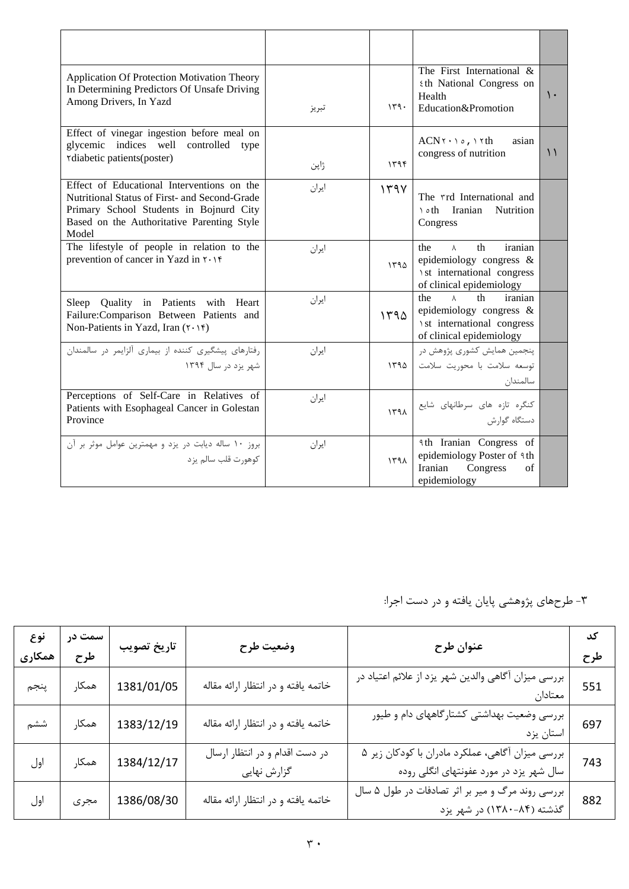| | | | | |
|---|---|---|---|---|
| | | | | |
| Application Of Protection Motivation Theory In Determining Predictors Of Unsafe Driving Among Drivers, In Yazd | تبریز | ۱۳۹۰ | The First International & ٤th National Congress on Health Education&Promotion | ۱۰ |
| Effect of vinegar ingestion before meal on glycemic indices well controlled type ۲diabetic patients(poster) | ژاپن | ۱۳۹۴ | ACN۲۰۱۰, ۱۲th asian congress of nutrition | ۱۱ |
| Effect of Educational Interventions on the Nutritional Status of First- and Second-Grade Primary School Students in Bojnurd City Based on the Authoritative Parenting Style Model | ایران | ۱۳۹۷ | The ۳rd International and ۱۰th Iranian Nutrition Congress | |
| The lifestyle of people in relation to the prevention of cancer in Yazd in ۲۰۱۴ | ایران | ۱۳۹۵ | the ۸ th iranian epidemiology congress & ۱st international congress of clinical epidemiology | |
| Sleep Quality in Patients with Heart Failure:Comparison Between Patients and Non-Patients in Yazd, Iran (۲۰۱۴) | ایران | ۱۳۹۵ | the ۸ th iranian epidemiology congress & ۱st international congress of clinical epidemiology | |
| رفتارهای پیشگیری کننده از بیماری آلزایمر در سالمندان شهر یزد در سال ۱۳۹۴ | ایران | ۱۳۹۵ | پنجمین همایش کشوری پژوهش در توسعه سلامت با محوریت سلامت سالمندان | |
| Perceptions of Self-Care in Relatives of Patients with Esophageal Cancer in Golestan Province | ایران | ۱۳۹۸ | کنگره تازه های سرطانهای شایع دستگاه گوارش | |
| بروز ۱۰ ساله دیابت در یزد و مهمترین عوامل موثر بر آن کوهورت قلب سالم یزد | ایران | ۱۳۹۸ | ۹th Iranian Congress of epidemiology Poster of ۹th Iranian Congress of epidemiology | |

۳- طرح‌های پژوهشی پایان یافته و در دست اجرا:

| نوع همکاری | سمت در طرح | تاریخ تصویب | وضعیت طرح | عنوان طرح | کد طرح |
|---|---|---|---|---|---|
| پنجم | همکار | 1381/01/05 | خاتمه یافته و در انتظار ارائه مقاله | بررسی میزان آگاهی والدین شهر یزد از علائم اعتیاد در معتادان | 551 |
| ششم | همکار | 1383/12/19 | خاتمه یافته و در انتظار ارائه مقاله | بررسی وضعیت بهداشتی کشتارگاههای دام و طیور استان یزد | 697 |
| اول | همکار | 1384/12/17 | در دست اقدام و در انتظار ارسال گزارش نهایی | بررسی میزان آگاهی، عملکرد مادران با کودکان زیر ۵ سال شهر یزد در مورد عفونتهای انگلی روده | 743 |
| اول | مجری | 1386/08/30 | خاتمه یافته و در انتظار ارائه مقاله | بررسی روند مرگ و میر بر اثر تصادفات در طول ۵ سال گذشته (۸۴-۱۳۸۰) در شهر یزد | 882 |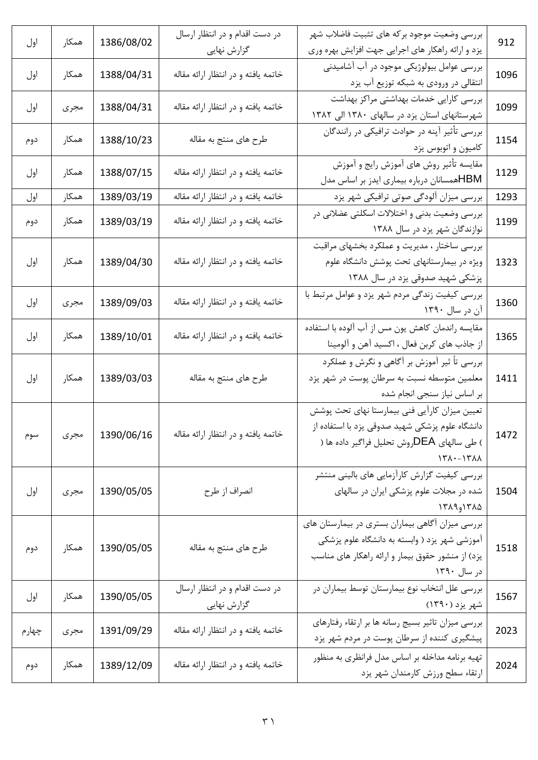| 912 | بررسی وضعیت موجود برکه های تثبیت فاضلاب شهر یزد و ارائه راهکار های اجرایی جهت افزایش بهره وری | در دست اقدام و در انتظار ارسال گزارش نهایی | 1386/08/02 | همکار | اول |
|---|---|---|---|---|---|
| 1096 | بررسی عوامل بیولوژیکی موجود در آب آشامیدنی انتقالی در ورودی به شبکه توزیع آب یزد | خاتمه یافته و در انتظار ارائه مقاله | 1388/04/31 | همکار | اول |
| 1099 | بررسی کارایی خدمات بهداشتی مراکز بهداشت شهرستانهای استان یزد در سالهای ۱۳۸۰ الی ۱۳۸۲ | خاتمه یافته و در انتظار ارائه مقاله | 1388/04/31 | مجری | اول |
| 1154 | بررسی تأثیر آپنه در حوادث ترافیکی در رانندگان کامیون و اتوبوس یزد | طرح های منتج به مقاله | 1388/10/23 | همکار | دوم |
| 1129 | مقایسه تأثیر روش های آموزش رایج و آموزش همسانان درباره بیماری ایدز بر اساس مدل HBM | خاتمه یافته و در انتظار ارائه مقاله | 1388/07/15 | همکار | اول |
| 1293 | بررسی میزان آلودگی صوتی ترافیکی شهر یزد | خاتمه یافته و در انتظار ارائه مقاله | 1389/03/19 | همکار | اول |
| 1199 | بررسی وضعیت بدنی و اختلالات اسکلتی عضلانی در نوازندگان شهر یزد در سال ۱۳۸۸ | خاتمه یافته و در انتظار ارائه مقاله | 1389/03/19 | همکار | دوم |
| 1323 | بررسی ساختار ، مدیریت و عملکرد بخشهای مراقبت ویژه در بیمارستانهای تحت پوشش دانشگاه علوم پزشکی شهید صدوقی یزد در سال ۱۳۸۸ | خاتمه یافته و در انتظار ارائه مقاله | 1389/04/30 | همکار | اول |
| 1360 | بررسی کیفیت زندگی مردم شهر یزد و عوامل مرتبط با آن در سال ۱۳۹۰ | خاتمه یافته و در انتظار ارائه مقاله | 1389/09/03 | مجری | اول |
| 1365 | مقایسه راندمان کاهش یون مس از آب آلوده با استفاده از جاذب های کربن فعال ، اکسید آهن و آلومینا | خاتمه یافته و در انتظار ارائه مقاله | 1389/10/01 | همکار | اول |
| 1411 | بررسی تأ ثیر آموزش بر آگاهی و نگرش و عملکرد معلمین متوسطه نسبت به سرطان پوست در شهر یزد بر اساس نیاز سنجی انجام شده | طرح های منتج به مقاله | 1389/03/03 | همکار | اول |
| 1472 | تعیین میزان کارآیی فنی بیمارستا نهای تحت پوشش دانشگاه علوم پزشکی شهید صدوقی یزد با استفاده از روش تحلیل فراگیر داده ها (DEA) طی سالهای ۱۳۸۰-۱۳۸۸ | خاتمه یافته و در انتظار ارائه مقاله | 1390/06/16 | مجری | سوم |
| 1504 | بررسی کیفیت گزارش کارآزمایی های بالینی منتشر شده در مجلات علوم پزشکی ایران در سالهای ۱۳۸۵و۱۳۸۹ | انصراف از طرح | 1390/05/05 | مجری | اول |
| 1518 | بررسی میزان آگاهی بیماران بستری در بیمارستان های آموزشی شهر یزد ( وابسته به دانشگاه علوم پزشکی یزد) از منشور حقوق بیمار و ارائه راهکار های مناسب در سال ۱۳۹۰ | طرح های منتج به مقاله | 1390/05/05 | همکار | دوم |
| 1567 | بررسی علل انتخاب نوع بیمارستان توسط بیماران در شهر یزد (۱۳۹۰) | در دست اقدام و در انتظار ارسال گزارش نهایی | 1390/05/05 | همکار | اول |
| 2023 | بررسی میزان تاثیر بسیج رسانه ها بر ارتقاء رفتارهای پیشگیری کننده از سرطان پوست در مردم شهر یزد | خاتمه یافته و در انتظار ارائه مقاله | 1391/09/29 | مجری | چهارم |
| 2024 | تهیه برنامه مداخله بر اساس مدل فرانظری به منظور ارتقاء سطح ورزش کارمندان شهر یزد | خاتمه یافته و در انتظار ارائه مقاله | 1389/12/09 | همکار | دوم |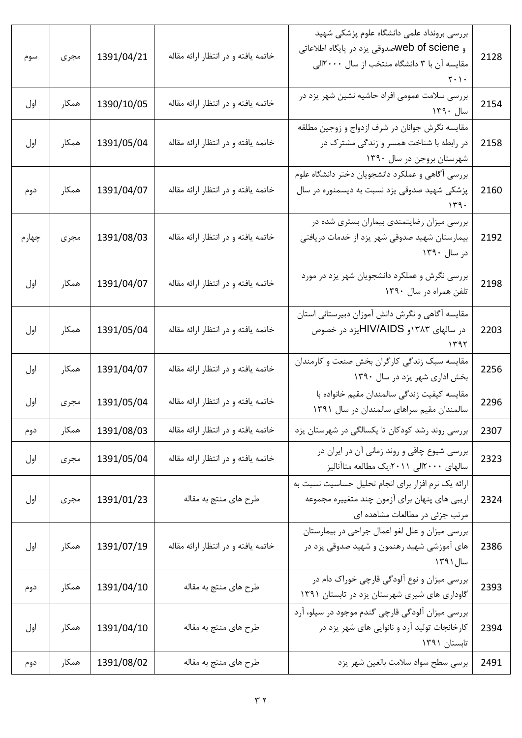| | | | | | |
|---|---|---|---|---|---|
| 2128 | بررسی برونداد علمی دانشگاه علوم پزشکی شهید صدوقی یزد در پایگاه اطلاعاتی web of sciene و مقایسه آن با ۳ دانشگاه منتخب از سال ۲۰۰۰الی ۲۰۱۰ | خاتمه یافته و در انتظار ارائه مقاله | 1391/04/21 | مجری | سوم |
| 2154 | بررسی سلامت عمومی افراد حاشیه نشین شهر یزد در سال ۱۳۹۰ | خاتمه یافته و در انتظار ارائه مقاله | 1390/10/05 | همکار | اول |
| 2158 | مقایسه نگرش جوانان در شرف ازدواج و زوجین مطلقه در رابطه با شناخت همسر و زندگی مشترک در شهرستان بروجن در سال ۱۳۹۰ | خاتمه یافته و در انتظار ارائه مقاله | 1391/05/04 | همکار | اول |
| 2160 | بررسی آگاهی و عملکرد دانشجویان دختر دانشگاه علوم پزشکی شهید صدوقی یزد نسبت به دیسمنوره در سال ۱۳۹۰ | خاتمه یافته و در انتظار ارائه مقاله | 1391/04/07 | همکار | دوم |
| 2192 | بررسی میزان رضایتمندی بیماران بستری شده در بیمارستان شهید صدوقی شهر یزد از خدمات دریافتی در سال ۱۳۹۰ | خاتمه یافته و در انتظار ارائه مقاله | 1391/08/03 | مجری | چهارم |
| 2198 | بررسی نگرش و عملکرد دانشجویان شهر یزد در مورد تلفن همراه در سال ۱۳۹۰ | خاتمه یافته و در انتظار ارائه مقاله | 1391/04/07 | همکار | اول |
| 2203 | مقایسه آگاهی و نگرش دانش آموزان دبیرستانی استان یزد در خصوص HIV/AIDS در سالهای ۱۳۸۳و ۱۳۹۲ | خاتمه یافته و در انتظار ارائه مقاله | 1391/05/04 | همکار | اول |
| 2256 | مقایسه سبک زندگی کارگران بخش صنعت و کارمندان بخش اداری شهر یزد در سال ۱۳۹۰ | خاتمه یافته و در انتظار ارائه مقاله | 1391/04/07 | همکار | اول |
| 2296 | مقایسه کیفیت زندگی سالمندان مقیم خانواده با سالمندان مقیم سراهای سالمندان در سال ۱۳۹۱ | خاتمه یافته و در انتظار ارائه مقاله | 1391/05/04 | مجری | اول |
| 2307 | بررسی روند رشد کودکان تا یکسالگی در شهرستان یزد | خاتمه یافته و در انتظار ارائه مقاله | 1391/08/03 | همکار | دوم |
| 2323 | بررسی شیوع چاقی و روند زمانی آن در ایران در سالهای ۲۰۰۰الی ۲۰۱۱:یک مطالعه متاآنالیز | خاتمه یافته و در انتظار ارائه مقاله | 1391/05/04 | مجری | اول |
| 2324 | ارائه یک نرم افزار برای انجام تحلیل حساسیت نسبت به اریبی های پنهان برای آزمون چند متغییره مجموعه مرتب جزئی در مطالعات مشاهده ای | طرح های منتج به مقاله | 1391/01/23 | مجری | اول |
| 2386 | بررسی میزان و علل لغو اعمال جراحی در بیمارستان های آموزشی شهید رهنمون و شهید صدوقی یزد در سال۱۳۹۱ | خاتمه یافته و در انتظار ارائه مقاله | 1391/07/19 | همکار | اول |
| 2393 | بررسی میزان و نوع آلودگی قارچی خوراک دام در گاوداری های شیری شهرستان یزد در تابستان ۱۳۹۱ | طرح های منتج به مقاله | 1391/04/10 | همکار | دوم |
| 2394 | بررسی میزان آلودگی قارچی گندم موجود در سیلو، آرد کارخانجات تولید آرد و نانوایی های شهر یزد در تابستان ۱۳۹۱ | طرح های منتج به مقاله | 1391/04/10 | همکار | اول |
| 2491 | برسی سطح سواد سلامت بالغین شهر یزد | طرح های منتج به مقاله | 1391/08/02 | همکار | دوم |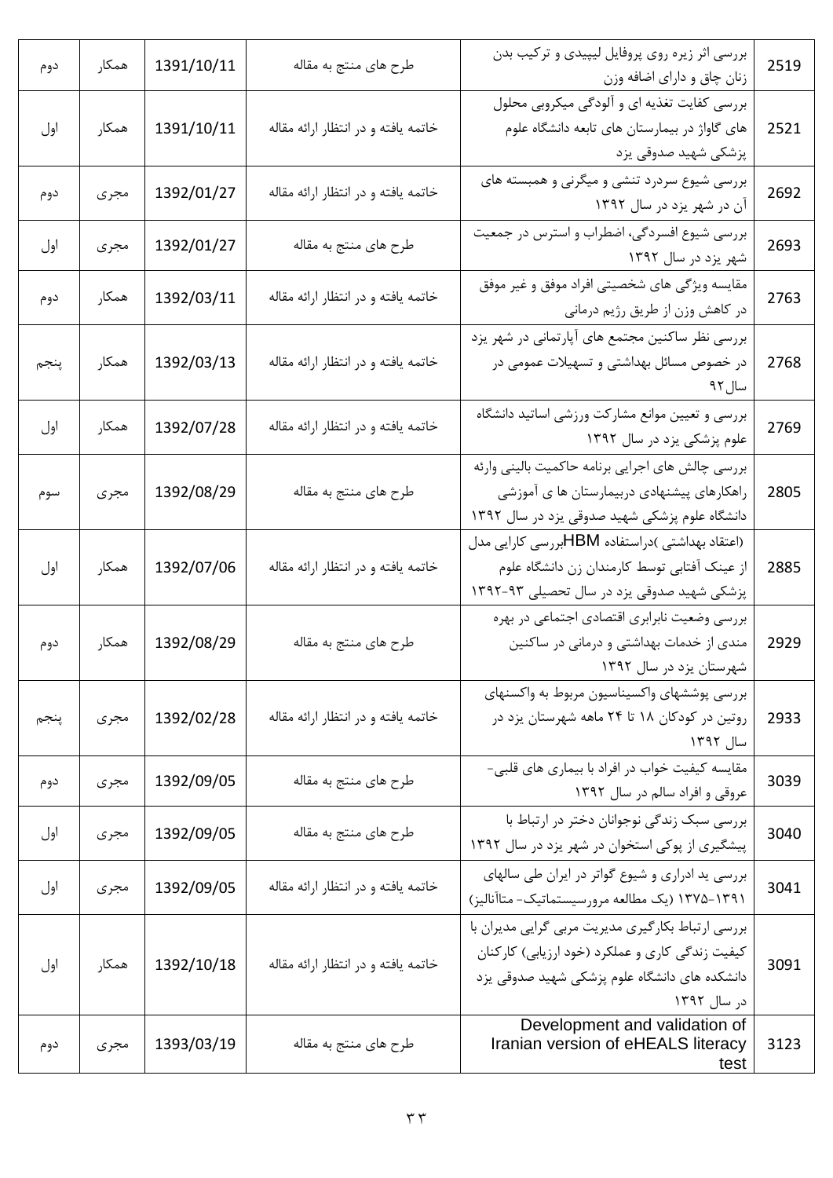| 2519 | بررسی اثر زیره روی پروفایل لیپیدی و ترکیب بدن زنان چاق و دارای اضافه وزن | طرح های منتج به مقاله | 1391/10/11 | همکار | دوم |
|---|---|---|---|---|---|
| 2521 | بررسی کفایت تغذیه ای و آلودگی میکروبی محلول های گاواژ در بیمارستان های تابعه دانشگاه علوم پزشکی شهید صدوقی یزد | خاتمه یافته و در انتظار ارائه مقاله | 1391/10/11 | همکار | اول |
| 2692 | بررسی شیوع سردرد تنشی و میگرنی و همبسته های آن در شهر یزد در سال ۱۳۹۲ | خاتمه یافته و در انتظار ارائه مقاله | 1392/01/27 | مجری | دوم |
| 2693 | بررسی شیوع افسردگی، اضطراب و استرس در جمعیت شهر یزد در سال ۱۳۹۲ | طرح های منتج به مقاله | 1392/01/27 | مجری | اول |
| 2763 | مقایسه ویژگی های شخصیتی افراد موفق و غیر موفق در کاهش وزن از طریق رژیم درمانی | خاتمه یافته و در انتظار ارائه مقاله | 1392/03/11 | همکار | دوم |
| 2768 | بررسی نظر ساکنین مجتمع های آپارتمانی در شهر یزد در خصوص مسائل بهداشتی و تسهیلات عمومی در سال۹۲ | خاتمه یافته و در انتظار ارائه مقاله | 1392/03/13 | همکار | پنجم |
| 2769 | بررسی و تعیین موانع مشارکت ورزشی اساتید دانشگاه علوم پزشکی یزد در سال ۱۳۹۲ | خاتمه یافته و در انتظار ارائه مقاله | 1392/07/28 | همکار | اول |
| 2805 | بررسی چالش های اجرایی برنامه حاکمیت بالینی وارئه راهکارهای پیشنهادی دربیمارستان ها ی آموزشی دانشگاه علوم پزشکی شهید صدوقی یزد در سال ۱۳۹۲ | طرح های منتج به مقاله | 1392/08/29 | مجری | سوم |
| 2885 | بررسی کارایی مدل HBM(اعتقاد بهداشتی )دراستفاده از عینک آفتابی توسط کارمندان زن دانشگاه علوم پزشکی شهید صدوقی یزد در سال تحصیلی ۹۳-۱۳۹۲ | خاتمه یافته و در انتظار ارائه مقاله | 1392/07/06 | همکار | اول |
| 2929 | بررسی وضعیت نابرابری اقتصادی اجتماعی در بهره مندی از خدمات بهداشتی و درمانی در ساکنین شهرستان یزد در سال ۱۳۹۲ | طرح های منتج به مقاله | 1392/08/29 | همکار | دوم |
| 2933 | بررسی پوششهای واکسیناسیون مربوط به واکسنهای روتین در کودکان ۱۸ تا ۲۴ ماهه شهرستان یزد در سال ۱۳۹۲ | خاتمه یافته و در انتظار ارائه مقاله | 1392/02/28 | مجری | پنجم |
| 3039 | مقایسه کیفیت خواب در افراد با بیماری های قلبی-عروقی و افراد سالم در سال ۱۳۹۲ | طرح های منتج به مقاله | 1392/09/05 | مجری | دوم |
| 3040 | بررسی سبک زندگی نوجوانان دختر در ارتباط با پیشگیری از پوکی استخوان در شهر یزد در سال ۱۳۹۲ | طرح های منتج به مقاله | 1392/09/05 | مجری | اول |
| 3041 | بررسی ید ادراری و شیوع گواتر در ایران طی سالهای ۱۳۹۱-۱۳۷۵ (یک مطالعه مرورسیستماتیک- متاآنالیز) | خاتمه یافته و در انتظار ارائه مقاله | 1392/09/05 | مجری | اول |
| 3091 | بررسی ارتباط بکارگیری مدیریت مربی گرایی مدیران با کیفیت زندگی کاری و عملکرد (خود ارزیابی) کارکنان دانشکده های دانشگاه علوم پزشکی شهید صدوقی یزد در سال ۱۳۹۲ | خاتمه یافته و در انتظار ارائه مقاله | 1392/10/18 | همکار | اول |
| 3123 | Development and validation of Iranian version of eHEALS literacy test | طرح های منتج به مقاله | 1393/03/19 | مجری | دوم |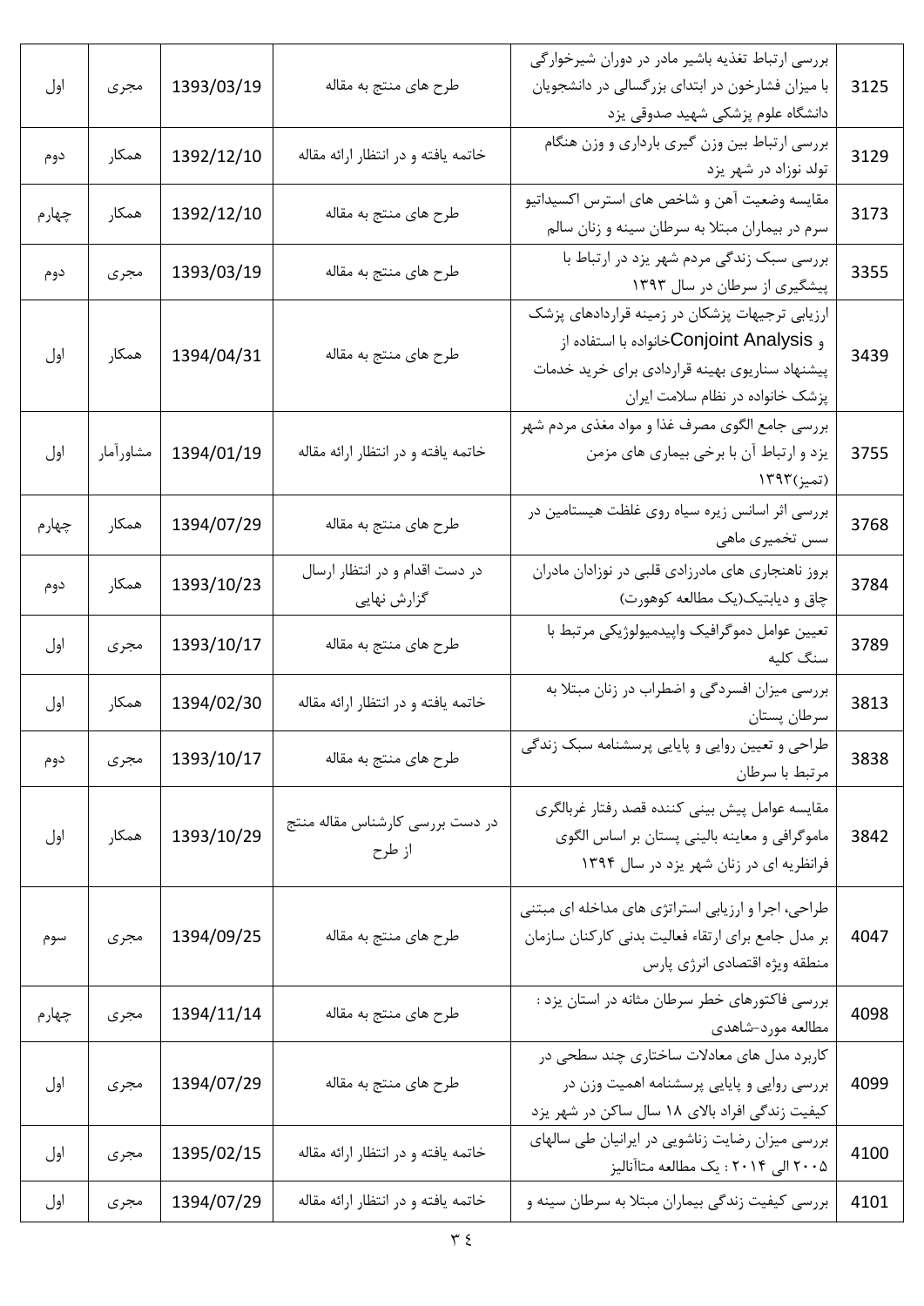| 3125 | بررسی ارتباط تغذیه باشیر مادر در دوران شیرخوارگی با میزان فشارخون در ابتدای بزرگسالی در دانشجویان دانشگاه علوم پزشکی شهید صدوقی یزد | طرح های منتج به مقاله | 1393/03/19 | مجری | اول |
|---|---|---|---|---|---|
| 3129 | بررسی ارتباط بین وزن گیری بارداری و وزن هنگام تولد نوزاد در شهر یزد | خاتمه یافته و در انتظار ارائه مقاله | 1392/12/10 | همکار | دوم |
| 3173 | مقایسه وضعیت آهن و شاخص های استرس اکسیداتیو سرم در بیماران مبتلا به سرطان سینه و زنان سالم | طرح های منتج به مقاله | 1392/12/10 | همکار | چهارم |
| 3355 | بررسی سبک زندگی مردم شهر یزد در ارتباط با پیشگیری از سرطان در سال ۱۳۹۳ | طرح های منتج به مقاله | 1393/03/19 | مجری | دوم |
| 3439 | ارزیابی ترجیهات پزشکان در زمینه قراردادهای پزشک خانواده با استفاده از Conjoint Analysis و پیشنهاد سناریوی بهینه قراردادی برای خرید خدمات پزشک خانواده در نظام سلامت ایران | طرح های منتج به مقاله | 1394/04/31 | همکار | اول |
| 3755 | بررسی جامع الگوی مصرف غذا و مواد مغذی مردم شهر یزد و ارتباط آن با برخی بیماری های مزمن (تمیز)۱۳۹۳ | خاتمه یافته و در انتظار ارائه مقاله | 1394/01/19 | مشاورآمار | اول |
| 3768 | بررسی اثر اسانس زیره سیاه روی غلظت هیستامین در سس تخمیری ماهی | طرح های منتج به مقاله | 1394/07/29 | همکار | چهارم |
| 3784 | بروز ناهنجاری های مادرزادی قلبی در نوزادان مادران چاق و دیابتیک(یک مطالعه کوهورت) | در دست اقدام و در انتظار ارسال گزارش نهایی | 1393/10/23 | همکار | دوم |
| 3789 | تعیین عوامل دموگرافیک واپیدمیولوژیکی مرتبط با سنگ کلیه | طرح های منتج به مقاله | 1393/10/17 | مجری | اول |
| 3813 | بررسی میزان افسردگی و اضطراب در زنان مبتلا به سرطان پستان | خاتمه یافته و در انتظار ارائه مقاله | 1394/02/30 | همکار | اول |
| 3838 | طراحی و تعیین روایی و پایایی پرسشنامه سبک زندگی مرتبط با سرطان | طرح های منتج به مقاله | 1393/10/17 | مجری | دوم |
| 3842 | مقایسه عوامل پیش بینی کننده قصد رفتار غربالگری ماموگرافی و معاینه بالینی پستان بر اساس الگوی فرانظریه ای در زنان شهر یزد در سال ۱۳۹۴ | در دست بررسی کارشناس مقاله منتج از طرح | 1393/10/29 | همکار | اول |
| 4047 | طراحی، اجرا و ارزیابی استراتژی های مداخله ای مبتنی بر مدل جامع برای ارتقاء فعالیت بدنی کارکنان سازمان منطقه ویژه اقتصادی انرژی پارس | طرح های منتج به مقاله | 1394/09/25 | مجری | سوم |
| 4098 | بررسی فاکتورهای خطر سرطان مثانه در استان یزد : مطالعه مورد-شاهدی | طرح های منتج به مقاله | 1394/11/14 | مجری | چهارم |
| 4099 | کاربرد مدل های معادلات ساختاری چند سطحی در بررسی روایی و پایایی پرسشنامه اهمیت وزن در کیفیت زندگی افراد بالای ۱۸ سال ساکن در شهر یزد | طرح های منتج به مقاله | 1394/07/29 | مجری | اول |
| 4100 | بررسی میزان رضایت زناشویی در ایرانیان طی سالهای ۲۰۰۵ الی ۲۰۱۴ : یک مطالعه متاآنالیز | خاتمه یافته و در انتظار ارائه مقاله | 1395/02/15 | مجری | اول |
| 4101 | بررسی کیفیت زندگی بیماران مبتلا به سرطان سینه و | خاتمه یافته و در انتظار ارائه مقاله | 1394/07/29 | مجری | اول |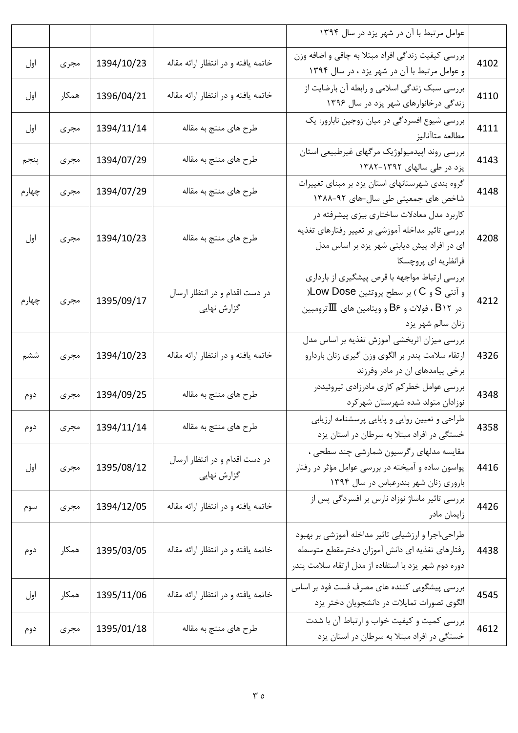| | | | | |
|---|---|---|---|---|
| | عوامل مرتبط با آن در شهر یزد در سال ۱۳۹۴ | | | |
| 4102 | بررسی کیفیت زندگی افراد مبتلا به چاقی و اضافه وزن و عوامل مرتبط با آن در شهر یزد ، در سال ۱۳۹۴ | خاتمه یافته و در انتظار ارائه مقاله | 1394/10/23 | مجری | اول |
| 4110 | بررسی سبک زندگی اسلامی و رابطه آن بارضایت از زندگی درخانوارهای شهر یزد در سال ۱۳۹۶ | خاتمه یافته و در انتظار ارائه مقاله | 1396/04/21 | همکار | اول |
| 4111 | بررسی شیوع افسردگی در میان زوجین نابارور: یک مطالعه متاآنالیز | طرح های منتج به مقاله | 1394/11/14 | مجری | اول |
| 4143 | بررسی روند اپیدمیولوژیک مرگهای غیرطبیعی استان یزد در طی سالهای ۱۳۹۲-۱۳۸۲ | طرح های منتج به مقاله | 1394/07/29 | مجری | پنجم |
| 4148 | گروه بندی شهرستانهای استان یزد بر مبنای تغییرات شاخص های جمعیتی طی سال-های ۹۲-۱۳۸۸ | طرح های منتج به مقاله | 1394/07/29 | مجری | چهارم |
| 4208 | کاربرد مدل معادلات ساختاری بیزی پیشرفته در بررسی تاثیر مداخله آموزشی بر تغییر رفتارهای تغذیه ای در افراد پیش دیابتی شهر یزد بر اساس مدل فرانظریه ای پروچسکا | طرح های منتج به مقاله | 1394/10/23 | مجری | اول |
| 4212 | بررسی ارتباط مواجهه با قرص پیشگیری از بارداری (Low Dose) بر سطح پروتئین C و S و آنتی ترومبین III و ویتامین های B6 و فولات ، B12 در زنان سالم شهر یزد | در دست اقدام و در انتظار ارسال گزارش نهایی | 1395/09/17 | مجری | چهارم |
| 4326 | بررسی میزان اثربخشی آموزش تغذیه بر اساس مدل ارتقاء سلامت پندر بر الگوی وزن گیری زنان باردارو برخی پیامدهای ان در مادر وفرزند | خاتمه یافته و در انتظار ارائه مقاله | 1394/10/23 | مجری | ششم |
| 4348 | بررسی عوامل خطرکم کاری مادرزادی تیروئیددر نوزادان متولد شده شهرستان شهرکرد | طرح های منتج به مقاله | 1394/09/25 | مجری | دوم |
| 4358 | طراحی و تعیین روایی و پایایی پرسشنامه ارزیابی خستگی در افراد مبتلا به سرطان در استان یزد | طرح های منتج به مقاله | 1394/11/14 | مجری | دوم |
| 4416 | مقایسه مدلهای رگرسیون شمارشی چند سطحی ، پواسون ساده و آمیخته در بررسی عوامل مؤثر در رفتار باروری زنان شهر بندرعباس در سال ۱۳۹۴ | در دست اقدام و در انتظار ارسال گزارش نهایی | 1395/08/12 | مجری | اول |
| 4426 | بررسی تاثیر ماساژ نوزاد نارس بر افسردگی پس از زایمان مادر | خاتمه یافته و در انتظار ارائه مقاله | 1394/12/05 | مجری | سوم |
| 4438 | طراحی،اجرا و ارزشیابی تاثیر مداخله آموزشی بر بهبود رفتارهای تغذیه ای دانش آموزان دخترمقطع متوسطه دوره دوم شهر یزد با استفاده از مدل ارتقاء سلامت پندر | خاتمه یافته و در انتظار ارائه مقاله | 1395/03/05 | همکار | دوم |
| 4545 | بررسی پیشگویی کننده های مصرف فست فود بر اساس الگوی تصورات تمایلات در دانشجویان دختر یزد | خاتمه یافته و در انتظار ارائه مقاله | 1395/11/06 | همکار | اول |
| 4612 | بررسی کمیت و کیفیت خواب و ارتباط آن با شدت خستگی در افراد مبتلا به سرطان در استان یزد | طرح های منتج به مقاله | 1395/01/18 | مجری | دوم |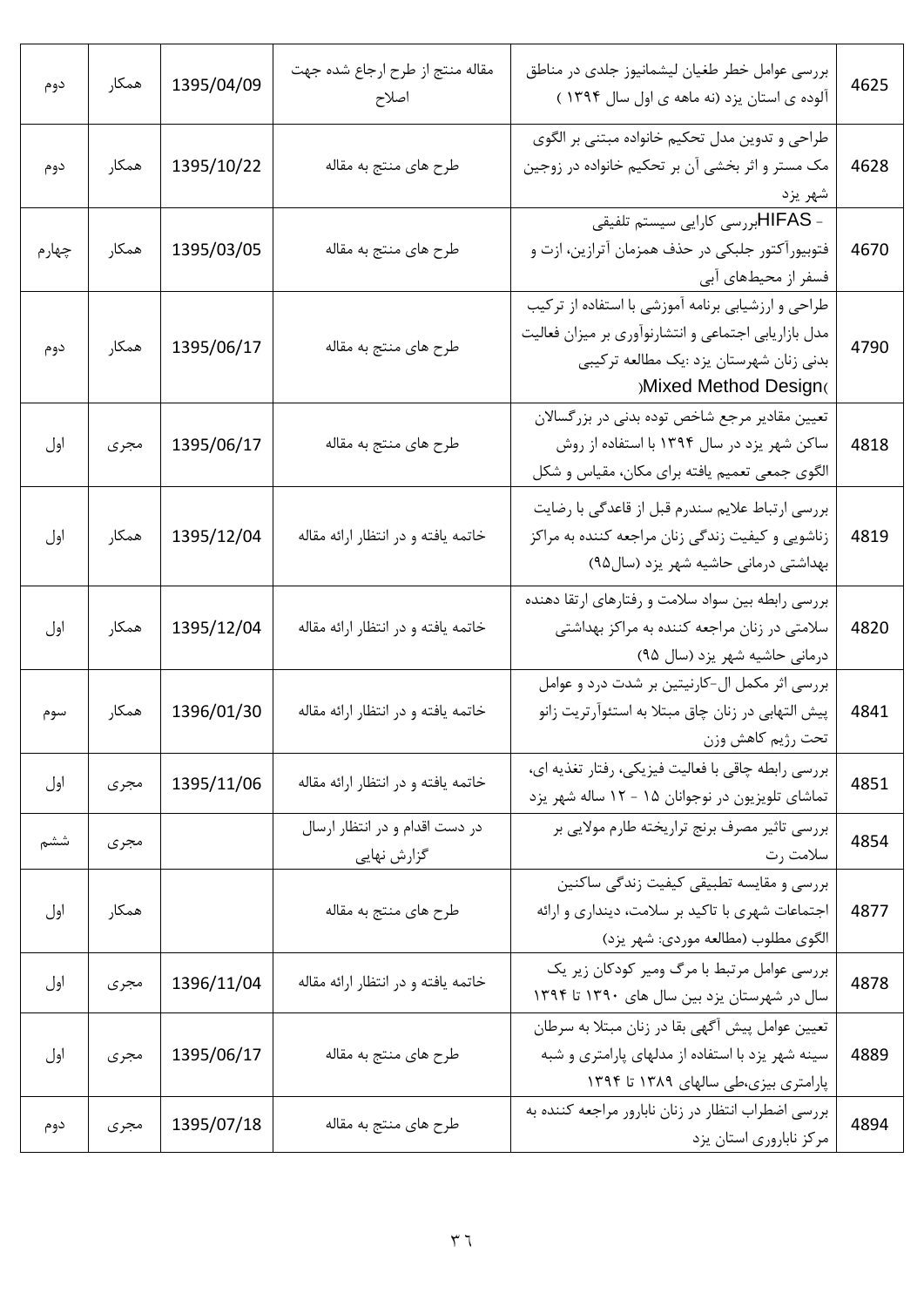| 4625 | بررسی عوامل خطر طغیان لیشمانیوز جلدی در مناطق آلوده ی استان یزد (نه ماهه ی اول سال ۱۳۹۴ ) | مقاله منتج از طرح ارجاع شده جهت اصلاح | 1395/04/09 | همکار | دوم |
|---|---|---|---|---|---|
| 4628 | طراحی و تدوین مدل تحکیم خانواده مبتنی بر الگوی مک مستر و اثر بخشی آن بر تحکیم خانواده در زوجین شهر یزد | طرح های منتج به مقاله | 1395/10/22 | همکار | دوم |
| 4670 | بررسی کارایی سیستم تلفیقی HIFAS - فتوبیوراکتور جلبکی در حذف همزمان آترازین، ازت و فسفر از محیط‌های آبی | طرح های منتج به مقاله | 1395/03/05 | همکار | چهارم |
| 4790 | طراحی و ارزشیابی برنامه آموزشی با استفاده از ترکیب مدل بازاریابی اجتماعی و انتشارنوآوری بر میزان فعالیت بدنی زنان شهرستان یزد :یک مطالعه ترکیبی (Mixed Method Design) | طرح های منتج به مقاله | 1395/06/17 | همکار | دوم |
| 4818 | تعیین مقادیر مرجع شاخص توده بدنی در بزرگسالان ساکن شهر یزد در سال ۱۳۹۴ با استفاده از روش الگوی جمعی تعمیم یافته برای مکان، مقیاس و شکل | طرح های منتج به مقاله | 1395/06/17 | مجری | اول |
| 4819 | بررسی ارتباط علایم سندرم قبل از قاعدگی با رضایت زناشویی و کیفیت زندگی زنان مراجعه کننده به مراکز بهداشتی درمانی حاشیه شهر یزد (سال۹۵) | خاتمه یافته و در انتظار ارائه مقاله | 1395/12/04 | همکار | اول |
| 4820 | بررسی رابطه بین سواد سلامت و رفتارهای ارتقا دهنده سلامتی در زنان مراجعه کننده به مراکز بهداشتی درمانی حاشیه شهر یزد (سال ۹۵) | خاتمه یافته و در انتظار ارائه مقاله | 1395/12/04 | همکار | اول |
| 4841 | بررسی اثر مکمل ال-کارنیتین بر شدت درد و عوامل پیش التهابی در زنان چاق مبتلا به استئوآرتریت زانو تحت رژیم کاهش وزن | خاتمه یافته و در انتظار ارائه مقاله | 1396/01/30 | همکار | سوم |
| 4851 | بررسی رابطه چاقی با فعالیت فیزیکی، رفتار تغذیه ای، تماشای تلویزیون در نوجوانان ۱۵ - ۱۲ ساله شهر یزد | خاتمه یافته و در انتظار ارائه مقاله | 1395/11/06 | مجری | اول |
| 4854 | بررسی تاثیر مصرف برنج تراریخته طارم مولایی بر سلامت رت | در دست اقدام و در انتظار ارسال گزارش نهایی | | مجری | ششم |
| 4877 | بررسی و مقایسه تطبیقی کیفیت زندگی ساکنین اجتماعات شهری با تاکید بر سلامت، دینداری و ارائه الگوی مطلوب (مطالعه موردی: شهر یزد) | طرح های منتج به مقاله | | همکار | اول |
| 4878 | بررسی عوامل مرتبط با مرگ ومیر کودکان زیر یک سال در شهرستان یزد بین سال های ۱۳۹۰ تا ۱۳۹۴ | خاتمه یافته و در انتظار ارائه مقاله | 1396/11/04 | مجری | اول |
| 4889 | تعیین عوامل پیش آگهی بقا در زنان مبتلا به سرطان سینه شهر یزد با استفاده از مدلهای پارامتری و شبه پارامتری بیزی،طی سالهای ۱۳۸۹ تا ۱۳۹۴ | طرح های منتج به مقاله | 1395/06/17 | مجری | اول |
| 4894 | بررسی اضطراب انتظار در زنان نابارور مراجعه کننده به مرکز ناباروری استان یزد | طرح های منتج به مقاله | 1395/07/18 | مجری | دوم |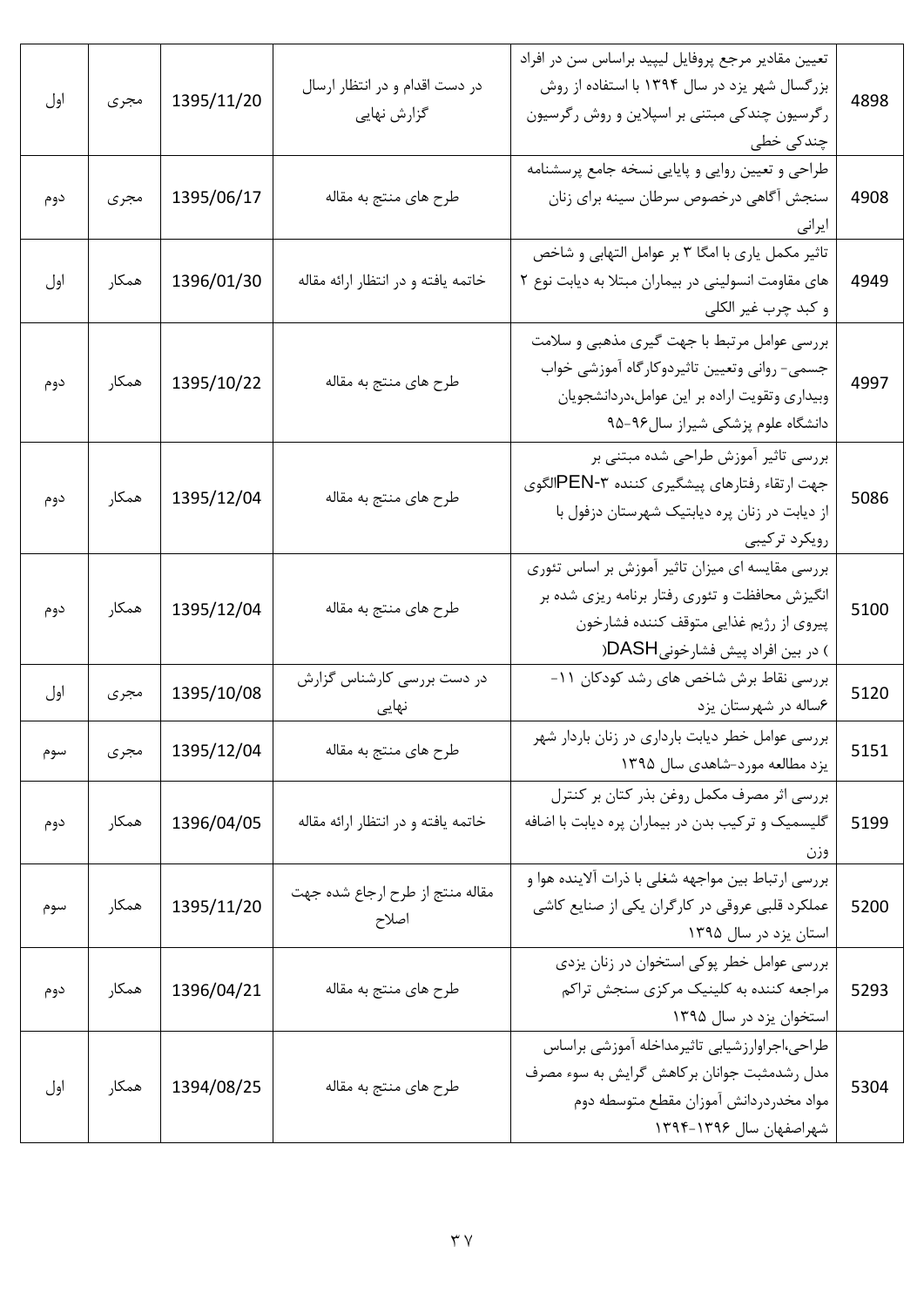| 4898 | تعیین مقادیر مرجع پروفایل لیپید براساس سن در افراد بزرگسال شهر یزد در سال ۱۳۹۴ با استفاده از روش رگرسیون چندکی مبتنی بر اسپلاین و روش رگرسیون چندکی خطی | در دست اقدام و در انتظار ارسال گزارش نهایی | 1395/11/20 | مجری | اول |
|---|---|---|---|---|---|
| 4908 | طراحی و تعیین روایی و پایایی نسخه جامع پرسشنامه سنجش آگاهی درخصوص سرطان سینه برای زنان ایرانی | طرح های منتج به مقاله | 1395/06/17 | مجری | دوم |
| 4949 | تاثیر مکمل یاری با امگا ۳ بر عوامل التهابی و شاخص های مقاومت انسولینی در بیماران مبتلا به دیابت نوع ۲ و کبد چرب غیر الکلی | خاتمه یافته و در انتظار ارائه مقاله | 1396/01/30 | همکار | اول |
| 4997 | بررسی عوامل مرتبط با جهت گیری مذهبی و سلامت جسمی- روانی وتعیین تاثیردوکارگاه آموزشی خواب وبیداری وتقویت اراده بر این عوامل،دردانشجویان دانشگاه علوم پزشکی شیراز سال۹۶-۹۵ | طرح های منتج به مقاله | 1395/10/22 | همکار | دوم |
| 5086 | بررسی تاثیر آموزش طراحی شده مبتنی بر جهت ارتقاء رفتارهای پیشگیری کننده PEN-۳الگوی از دیابت در زنان پره دیابتیک شهرستان دزفول با رویکرد ترکیبی | طرح های منتج به مقاله | 1395/12/04 | همکار | دوم |
| 5100 | بررسی مقایسه ای میزان تاثیر آموزش بر اساس تئوری انگیزش محافظت و تئوری رفتار برنامه ریزی شده بر پیروی از رژیم غذایی متوقف کننده فشارخون DASH( ) در بین افراد پیش فشارخونی | طرح های منتج به مقاله | 1395/12/04 | همکار | دوم |
| 5120 | بررسی نقاط برش شاخص های رشد کودکان ۱۱-۶ساله در شهرستان یزد | در دست بررسی کارشناس گزارش نهایی | 1395/10/08 | مجری | اول |
| 5151 | بررسی عوامل خطر دیابت بارداری در زنان باردار شهر یزد مطالعه مورد-شاهدی سال ۱۳۹۵ | طرح های منتج به مقاله | 1395/12/04 | مجری | سوم |
| 5199 | بررسی اثر مصرف مکمل روغن بذر کتان بر کنترل گلیسمیک و ترکیب بدن در بیماران پره دیابت با اضافه وزن | خاتمه یافته و در انتظار ارائه مقاله | 1396/04/05 | همکار | دوم |
| 5200 | بررسی ارتباط بین مواجهه شغلی با ذرات آلاینده هوا و عملکرد قلبی عروقی در کارگران یکی از صنایع کاشی استان یزد در سال ۱۳۹۵ | مقاله منتج از طرح ارجاع شده جهت اصلاح | 1395/11/20 | همکار | سوم |
| 5293 | بررسی عوامل خطر پوکی استخوان در زنان یزدی مراجعه کننده به کلینیک مرکزی سنجش تراکم استخوان یزد در سال ۱۳۹۵ | طرح های منتج به مقاله | 1396/04/21 | همکار | دوم |
| 5304 | طراحی،اجراوارزشیابی تاثیرمداخله آموزشی براساس مدل رشدمثبت جوانان برکاهش گرایش به سوء مصرف مواد مخدردردانش آموزان مقطع متوسطه دوم شهراصفهان سال ۱۳۹۶-۱۳۹۴ | طرح های منتج به مقاله | 1394/08/25 | همکار | اول |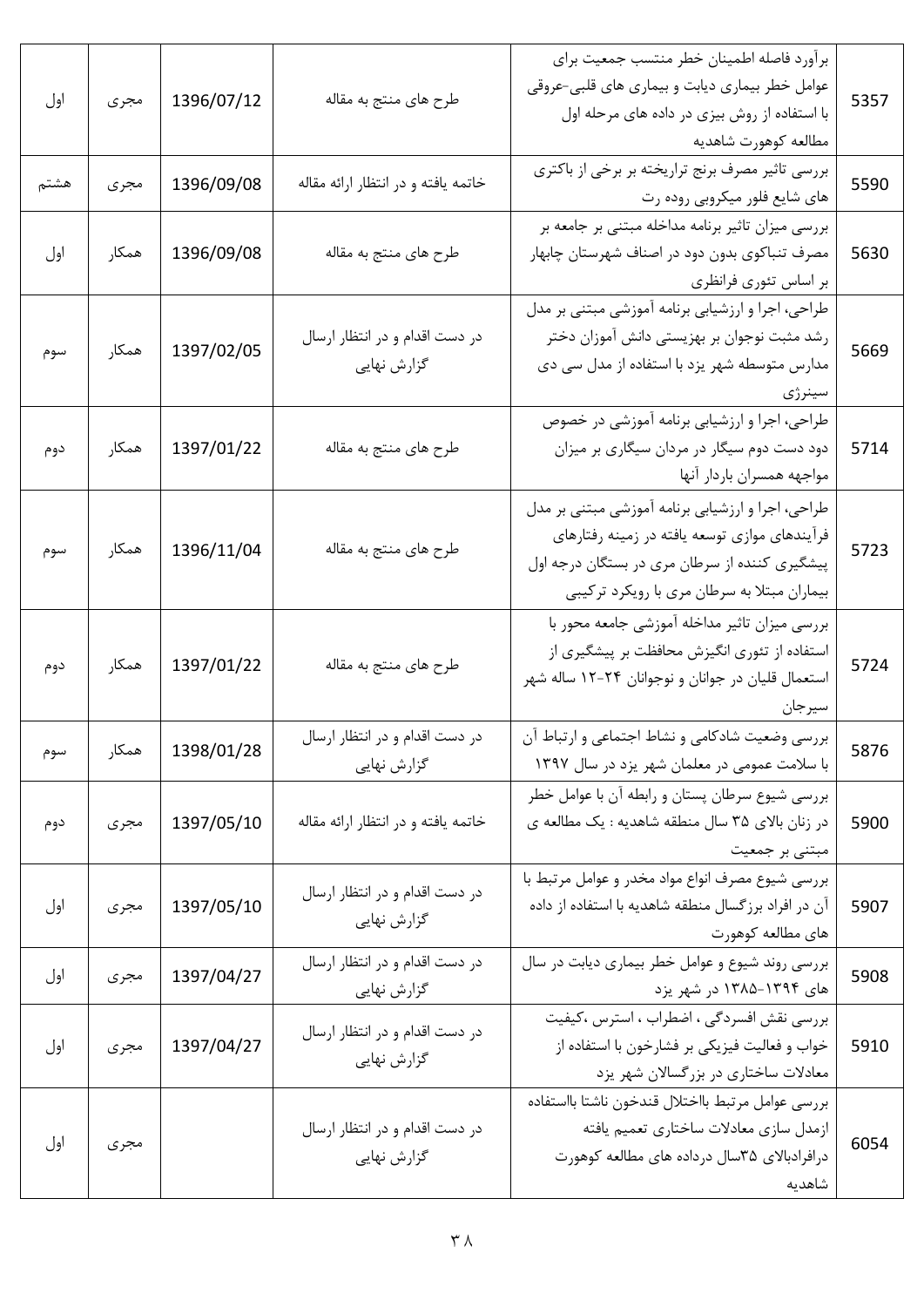| 5357 | برآورد فاصله اطمینان خطر منتسب جمعیت برای عوامل خطر بیماری دیابت و بیماری های قلبی-عروقی با استفاده از روش بیزی در داده های مرحله اول مطالعه کوهورت شاهدیه | طرح های منتج به مقاله | 1396/07/12 | مجری | اول |
|---|---|---|---|---|---|
| 5590 | بررسی تاثیر مصرف برنج تراریخته بر برخی از باکتری های شایع فلور میکروبی روده رت | خاتمه یافته و در انتظار ارائه مقاله | 1396/09/08 | مجری | هشتم |
| 5630 | بررسی میزان تاثیر برنامه مداخله مبتنی بر جامعه بر مصرف تنباکوی بدون دود در اصناف شهرستان چابهار بر اساس تئوری فرانظری | طرح های منتج به مقاله | 1396/09/08 | همکار | اول |
| 5669 | طراحی، اجرا و ارزشیابی برنامه آموزشی مبتنی بر مدل رشد مثبت نوجوان بر بهزیستی دانش آموزان دختر مدارس متوسطه شهر یزد با استفاده از مدل سی دی سینرژی | در دست اقدام و در انتظار ارسال گزارش نهایی | 1397/02/05 | همکار | سوم |
| 5714 | طراحی، اجرا و ارزشیابی برنامه آموزشی در خصوص دود دست دوم سیگار در مردان سیگاری بر میزان مواجهه همسران باردار آنها | طرح های منتج به مقاله | 1397/01/22 | همکار | دوم |
| 5723 | طراحی، اجرا و ارزشیابی برنامه آموزشی مبتنی بر مدل فرآیندهای موازی توسعه یافته در زمینه رفتارهای پیشگیری کننده از سرطان مری در بستگان درجه اول بیماران مبتلا به سرطان مری با رویکرد ترکیبی | طرح های منتج به مقاله | 1396/11/04 | همکار | سوم |
| 5724 | بررسی میزان تاثیر مداخله آموزشی جامعه محور با استفاده از تئوری انگیزش محافظت بر پیشگیری از استعمال قلیان در جوانان و نوجوانان ۲۴-۱۲ ساله شهر سیرجان | طرح های منتج به مقاله | 1397/01/22 | همکار | دوم |
| 5876 | بررسی وضعیت شادکامی و نشاط اجتماعی و ارتباط آن با سلامت عمومی در معلمان شهر یزد در سال ۱۳۹۷ | در دست اقدام و در انتظار ارسال گزارش نهایی | 1398/01/28 | همکار | سوم |
| 5900 | بررسی شیوع سرطان پستان و رابطه آن با عوامل خطر در زنان بالای ۳۵ سال منطقه شاهدیه : یک مطالعه ی مبتنی بر جمعیت | خاتمه یافته و در انتظار ارائه مقاله | 1397/05/10 | مجری | دوم |
| 5907 | بررسی شیوع مصرف انواع مواد مخدر و عوامل مرتبط با آن در افراد بزرگسال منطقه شاهدیه با استفاده از داده های مطالعه کوهورت | در دست اقدام و در انتظار ارسال گزارش نهایی | 1397/05/10 | مجری | اول |
| 5908 | بررسی روند شیوع و عوامل خطر بیماری دیابت در سال های ۱۳۹۴-۱۳۸۵ در شهر یزد | در دست اقدام و در انتظار ارسال گزارش نهایی | 1397/04/27 | مجری | اول |
| 5910 | بررسی نقش افسردگی ، اضطراب ، استرس ،کیفیت خواب و فعالیت فیزیکی بر فشارخون با استفاده از معادلات ساختاری در بزرگسالان شهر یزد | در دست اقدام و در انتظار ارسال گزارش نهایی | 1397/04/27 | مجری | اول |
| 6054 | بررسی عوامل مرتبط بااختلال قندخون ناشتا بااستفاده ازمدل سازی معادلات ساختاری تعمیم یافته درافرادبالای ۳۵سال درداده های مطالعه کوهورت شاهدیه | در دست اقدام و در انتظار ارسال گزارش نهایی | | مجری | اول |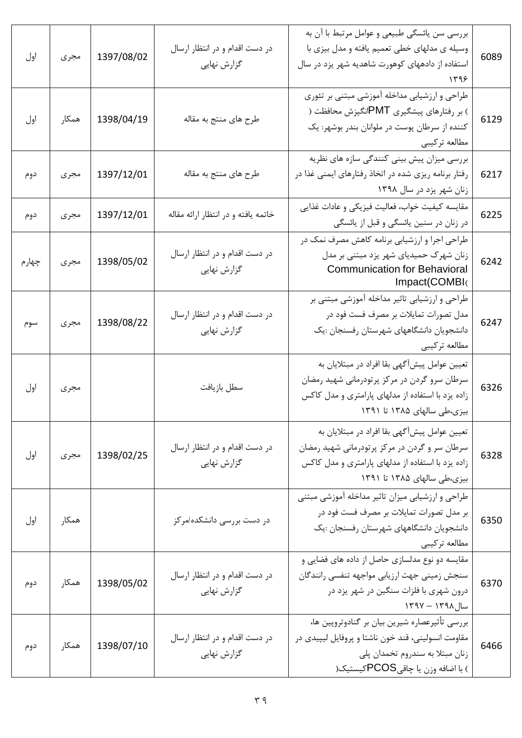| 6089 | بررسی سن یائسگی طبیعی و عوامل مرتبط با آن به وسیله ی مدلهای خطی تعمیم یافته و مدل بیزی با استفاده از دادههای کوهورت شاهدیه شهر یزد در سال ۱۳۹۶ | در دست اقدام و در انتظار ارسال گزارش نهایی | 1397/08/02 | مجری | اول |
|---|---|---|---|---|---|
| 6129 | طراحی و ارزشیابی مداخله آموزشی مبتنی بر تئوری انگیزش محافظت (PMT) بر رفتارهای پیشگیری کننده از سرطان پوست در ملوانان بندر بوشهر: یک مطالعه ترکیبی | طرح های منتج به مقاله | 1398/04/19 | همکار | اول |
| 6217 | بررسی میزان پیش بینی کنندگی سازه های نظریه رفتار برنامه ریزی شده در اتخاذ رفتارهای ایمنی غذا در زنان شهر یزد در سال ۱۳۹۸ | طرح های منتج به مقاله | 1397/12/01 | مجری | دوم |
| 6225 | مقایسه کیفیت خواب، فعالیت فیزیکی و عادات غذایی در زنان در سنین یائسگی و قبل از یائسگی | خاتمه یافته و در انتظار ارائه مقاله | 1397/12/01 | مجری | دوم |
| 6242 | طراحی اجرا و ارزشیابی برنامه کاهش مصرف نمک در زنان شهرک حمیدیای شهر یزد مبتنی بر مدل Communication for Behavioral Impact(COMBI) | در دست اقدام و در انتظار ارسال گزارش نهایی | 1398/05/02 | مجری | چهارم |
| 6247 | طراحی و ارزشیابی تاثیر مداخله آموزشی مبتنی بر مدل تصورات تمایلات بر مصرف فست فود در دانشجویان دانشگاههای شهرستان رفسنجان :یک مطالعه ترکیبی | در دست اقدام و در انتظار ارسال گزارش نهایی | 1398/08/22 | مجری | سوم |
| 6326 | تعیین عوامل پیش‌آگهی بقا افراد در مبتلایان به سرطان سرو گردن در مرکز پرتودرمانی شهید رمضان زاده یزد با استفاده از مدلهای پارامتری و مدل کاکس بیزی،طی سالهای ۱۳۸۵ تا ۱۳۹۱ | سطل بازیافت | | مجری | اول |
| 6328 | تعیین عوامل پیش‌آگهی بقا افراد در مبتلایان به سرطان سر و گردن در مرکز پرتودرمانی شهید رمضان زاده یزد با استفاده از مدلهای پارامتری و مدل کاکس بیزی،طی سالهای ۱۳۸۵ تا ۱۳۹۱ | در دست اقدام و در انتظار ارسال گزارش نهایی | 1398/02/25 | مجری | اول |
| 6350 | طراحی و ارزشیابی میزان تاثیر مداخله آموزشی مبتنی بر مدل تصورات تمایلات بر مصرف فست فود در دانشجویان دانشگاههای شهرستان رفسنجان :یک مطالعه ترکیبی | در دست بررسی دانشکده/مرکز | | همکار | اول |
| 6370 | مقایسه دو نوع مدلسازی حاصل از داده های فضایی و سنجش زمینی جهت ارزیابی مواجهه تنفسی رانندگان درون شهری با فلزات سنگین در شهر یزد در سال۱۳۹۸ – ۱۳۹۷ | در دست اقدام و در انتظار ارسال گزارش نهایی | 1398/05/02 | همکار | دوم |
| 6466 | بررسی تأثیرعصاره شیرین بیان بر گنادوتروپین ها، مقاومت انسولینی، قند خون ناشتا و پروفایل لیپیدی در زنان مبتلا به سندروم تخمدان پلی کیستیک(PCOS) با اضافه وزن یا چاقی | در دست اقدام و در انتظار ارسال گزارش نهایی | 1398/07/10 | همکار | دوم |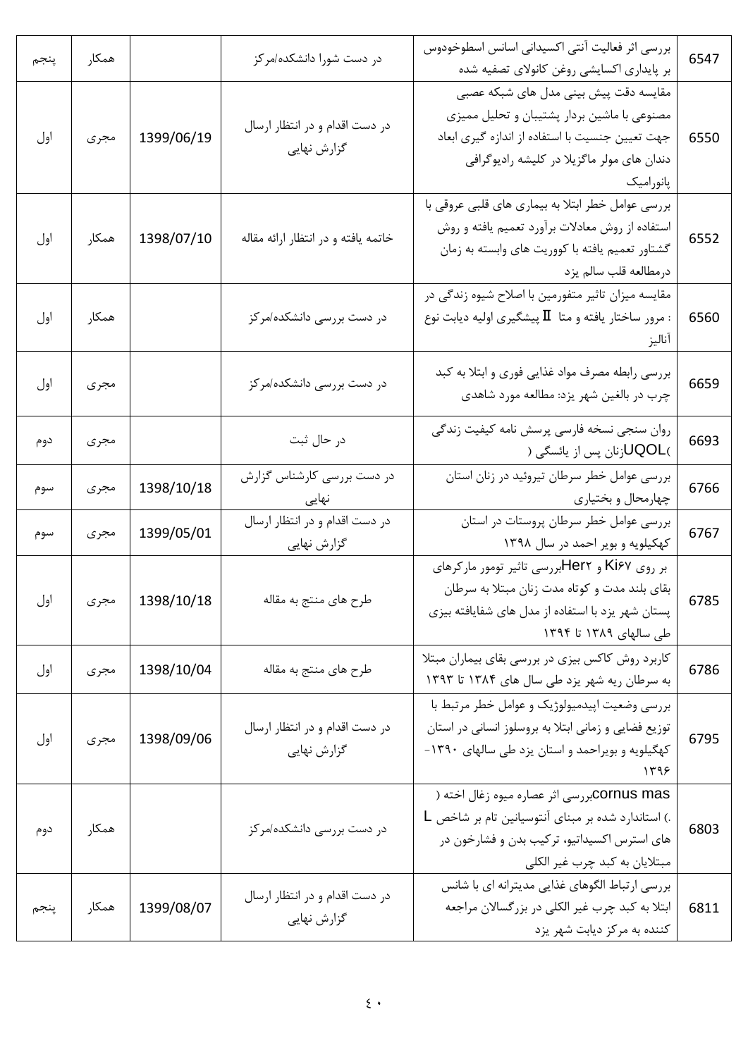| 6547 | بررسی اثر فعالیت آنتی اکسیدانی اسانس اسطوخودوس بر پایداری اکسایشی روغن کانولای تصفیه شده | در دست شورا دانشکده/مرکز | | همکار | پنجم |
|---|---|---|---|---|---|
| 6550 | مقایسه دقت پیش بینی مدل های شبکه عصبی مصنوعی با ماشین بردار پشتیبان و تحلیل ممیزی جهت تعیین جنسیت با استفاده از اندازه گیری ابعاد دندان های مولر ماگزیلا در کلیشه رادیوگرافی پانورامیک | در دست اقدام و در انتظار ارسال گزارش نهایی | 1399/06/19 | مجری | اول |
| 6552 | بررسی عوامل خطر ابتلا به بیماری های قلبی عروقی با استفاده از روش معادلات برآورد تعمیم یافته و روش گشتاور تعمیم یافته با کووریت های وابسته به زمان درمطالعه قلب سالم یزد | خاتمه یافته و در انتظار ارائه مقاله | 1398/07/10 | همکار | اول |
| 6560 | مقایسه میزان تاثیر متفورمین با اصلاح شیوه زندگی در پیشگیری اولیه دیابت نوع II : مرور ساختار یافته و متا آنالیز | در دست بررسی دانشکده/مرکز | | همکار | اول |
| 6659 | بررسی رابطه مصرف مواد غذایی فوری و ابتلا به کبد چرب در بالغین شهر یزد: مطالعه مورد شاهدی | در دست بررسی دانشکده/مرکز | | مجری | اول |
| 6693 | روان سنجی نسخه فارسی پرسش نامه کیفیت زندگی زنان پس از یائسگی (UQOL) | در حال ثبت | | مجری | دوم |
| 6766 | بررسی عوامل خطر سرطان تیروئید در زنان استان چهارمحال و بختیاری | در دست بررسی کارشناس گزارش نهایی | 1398/10/18 | مجری | سوم |
| 6767 | بررسی عوامل خطر سرطان پروستات در استان کهکیلویه و بویر احمد در سال ۱۳۹۸ | در دست اقدام و در انتظار ارسال گزارش نهایی | 1399/05/01 | مجری | سوم |
| 6785 | بررسی تاثیر تومور مارکرهای Her۲ و Ki۶۷ بر روی بقای بلند مدت و کوتاه مدت زنان مبتلا به سرطان پستان شهر یزد با استفاده از مدل های شفایافته بیزی طی سالهای ۱۳۸۹ تا ۱۳۹۴ | طرح های منتج به مقاله | 1398/10/18 | مجری | اول |
| 6786 | کاربرد روش کاکس بیزی در بررسی بقای بیماران مبتلا به سرطان ریه شهر یزد طی سال های ۱۳۸۴ تا ۱۳۹۳ | طرح های منتج به مقاله | 1398/10/04 | مجری | اول |
| 6795 | بررسی وضعیت اپیدمیولوژیک و عوامل خطر مرتبط با توزیع فضایی و زمانی ابتلا به بروسلوز انسانی در استان کهگیلویه و بویراحمد و استان یزد طی سالهای ۱۳۹۰-۱۳۹۶ | در دست اقدام و در انتظار ارسال گزارش نهایی | 1398/09/06 | مجری | اول |
| 6803 | بررسی اثر عصاره میوه زغال اخته ( cornus mas L.) استاندارد شده بر مبنای آنتوسیانین تام بر شاخص های استرس اکسیداتیو، ترکیب بدن و فشارخون در مبتلایان به کبد چرب غیر الکلی | در دست بررسی دانشکده/مرکز | | همکار | دوم |
| 6811 | بررسی ارتباط الگوهای غذایی مدیترانه ای با شانس ابتلا به کبد چرب غیر الکلی در بزرگسالان مراجعه کننده به مرکز دیابت شهر یزد | در دست اقدام و در انتظار ارسال گزارش نهایی | 1399/08/07 | همکار | پنجم |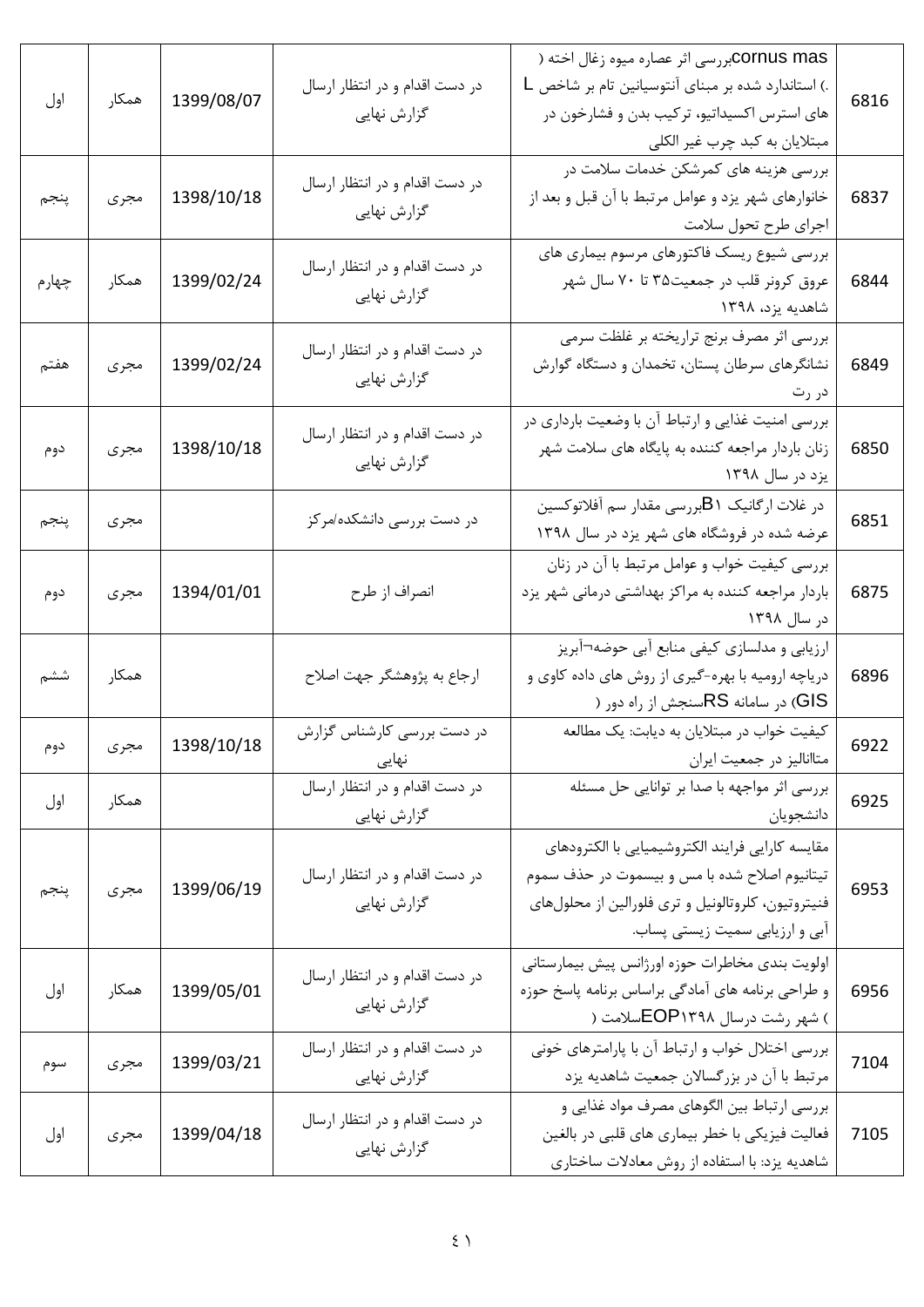| 6816 | بررسی اثر عصاره میوه زغال اخته (cornus mas L.) استاندارد شده بر مبنای آنتوسیانین تام بر شاخص های استرس اکسیداتیو، ترکیب بدن و فشارخون در مبتلایان به کبد چرب غیر الکلی | در دست اقدام و در انتظار ارسال گزارش نهایی | 1399/08/07 | همکار | اول |
|---|---|---|---|---|---|
| 6837 | بررسی هزینه های کمرشکن خدمات سلامت در خانوارهای شهر یزد و عوامل مرتبط با آن قبل و بعد از اجرای طرح تحول سلامت | در دست اقدام و در انتظار ارسال گزارش نهایی | 1398/10/18 | مجری | پنجم |
| 6844 | بررسی شیوع ریسک فاکتورهای مرسوم بیماری های عروق کرونر قلب در جمعیت۳۵ تا ۷۰ سال شهر شاهدیه یزد، ۱۳۹۸ | در دست اقدام و در انتظار ارسال گزارش نهایی | 1399/02/24 | همکار | چهارم |
| 6849 | بررسی اثر مصرف برنج تراریخته بر غلظت سرمی نشانگرهای سرطان پستان، تخمدان و دستگاه گوارش در رت | در دست اقدام و در انتظار ارسال گزارش نهایی | 1399/02/24 | مجری | هفتم |
| 6850 | بررسی امنیت غذایی و ارتباط آن با وضعیت بارداری در زنان باردار مراجعه کننده به پایگاه های سلامت شهر یزد در سال ۱۳۹۸ | در دست اقدام و در انتظار ارسال گزارش نهایی | 1398/10/18 | مجری | دوم |
| 6851 | بررسی مقدار سم آفلاتوکسین B۱ در غلات ارگانیک عرضه شده در فروشگاه های شهر یزد در سال ۱۳۹۸ | در دست بررسی دانشکده/مرکز | | مجری | پنجم |
| 6875 | بررسی کیفیت خواب و عوامل مرتبط با آن در زنان باردار مراجعه کننده به مراکز بهداشتی درمانی شهر یزد در سال ۱۳۹۸ | انصراف از طرح | 1394/01/01 | مجری | دوم |
| 6896 | ارزیابی و مدلسازی کیفی منابع آبی حوضه¬آبریز دریاچه ارومیه با بهره-گیری از روش های داده کاوی و سنجش از راه دور (RS) در سامانه GIS) | ارجاع به پژوهشگر جهت اصلاح | | همکار | ششم |
| 6922 | کیفیت خواب در مبتلایان به دیابت: یک مطالعه متاآنالیز در جمعیت ایران | در دست بررسی کارشناس گزارش نهایی | 1398/10/18 | مجری | دوم |
| 6925 | بررسی اثر مواجهه با صدا بر توانایی حل مسئله دانشجویان | در دست اقدام و در انتظار ارسال گزارش نهایی | | همکار | اول |
| 6953 | مقایسه کارایی فرایند الکتروشیمیایی با الکترودهای تیتانیوم اصلاح شده با مس و بیسموت در حذف سموم فنیتروتیون، کلروتالونیل و تری فلورالین از محلول‌های آبی و ارزیابی سمیت زیستی پساب. | در دست اقدام و در انتظار ارسال گزارش نهایی | 1399/06/19 | مجری | پنجم |
| 6956 | اولویت بندی مخاطرات حوزه اورژانس پیش بیمارستانی و طراحی برنامه های آمادگی براساس برنامه پاسخ حوزه سلامت (EOP۱۳۹۸) شهر رشت درسال | در دست اقدام و در انتظار ارسال گزارش نهایی | 1399/05/01 | همکار | اول |
| 7104 | بررسی اختلال خواب و ارتباط آن با پارامترهای خونی مرتبط با آن در بزرگسالان جمعیت شاهدیه یزد | در دست اقدام و در انتظار ارسال گزارش نهایی | 1399/03/21 | مجری | سوم |
| 7105 | بررسی ارتباط بین الگوهای مصرف مواد غذایی و فعالیت فیزیکی با خطر بیماری های قلبی در بالغین شاهدیه یزد: با استفاده از روش معادلات ساختاری | در دست اقدام و در انتظار ارسال گزارش نهایی | 1399/04/18 | مجری | اول |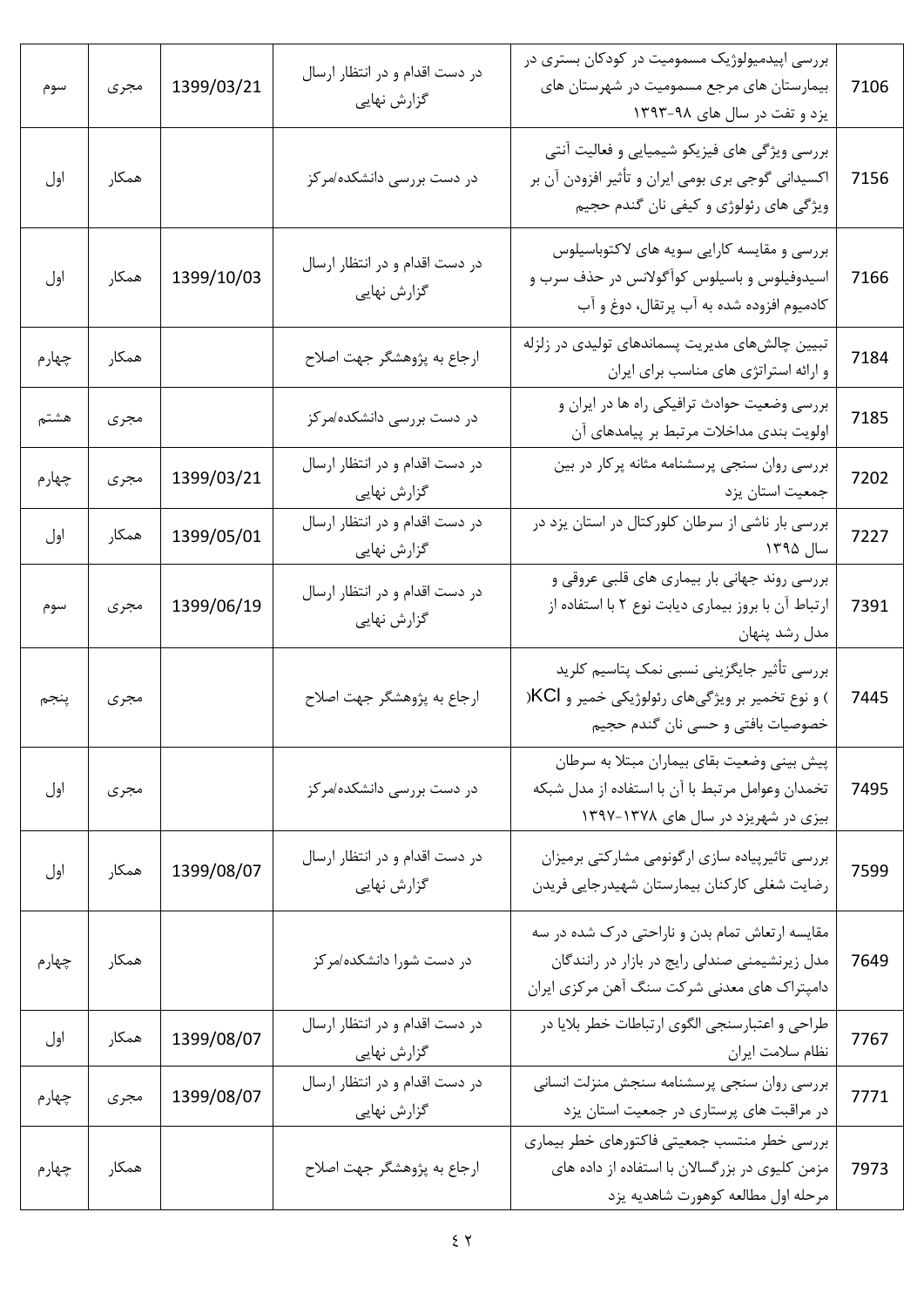| 7106 | بررسی اپیدمیولوژیک مسمومیت در کودکان بستری در بیمارستان های مرجع مسمومیت در شهرستان های یزد و تفت در سال های ۹۸-۱۳۹۳ | در دست اقدام و در انتظار ارسال گزارش نهایی | 1399/03/21 | مجری | سوم |
|---|---|---|---|---|---|
| 7156 | بررسی ویژگی های فیزیکو شیمیایی و فعالیت آنتی اکسیدانی گوجی بری بومی ایران و تأثیر افزودن آن بر ویژگی های رئولوژی و کیفی نان گندم حجیم | در دست بررسی دانشکده/مرکز | | همکار | اول |
| 7166 | بررسی و مقایسه کارایی سویه های لاکتوباسیلوس اسیدوفیلوس و باسیلوس کوآگولانس در حذف سرب و کادمیوم افزوده شده به آب پرتقال، دوغ و آب | در دست اقدام و در انتظار ارسال گزارش نهایی | 1399/10/03 | همکار | اول |
| 7184 | تبیین چالش‌های مدیریت پسماندهای تولیدی در زلزله و ارائه استراتژی های مناسب برای ایران | ارجاع به پژوهشگر جهت اصلاح | | همکار | چهارم |
| 7185 | بررسی وضعیت حوادث ترافیکی راه ها در ایران و اولویت بندی مداخلات مرتبط بر پیامدهای آن | در دست بررسی دانشکده/مرکز | | مجری | هشتم |
| 7202 | بررسی روان سنجی پرسشنامه مثانه پرکار در بین جمعیت استان یزد | در دست اقدام و در انتظار ارسال گزارش نهایی | 1399/03/21 | مجری | چهارم |
| 7227 | بررسی بار ناشی از سرطان کلورکتال در استان یزد در سال ۱۳۹۵ | در دست اقدام و در انتظار ارسال گزارش نهایی | 1399/05/01 | همکار | اول |
| 7391 | بررسی روند جهانی بار بیماری های قلبی عروقی و ارتباط آن با بروز بیماری دیابت نوع ۲ با استفاده از مدل رشد پنهان | در دست اقدام و در انتظار ارسال گزارش نهایی | 1399/06/19 | مجری | سوم |
| 7445 | بررسی تأثیر جایگزینی نسبی نمک پتاسیم کلرید (KCl) و نوع تخمیر بر ویژگی‌های رئولوژیکی خمیر و خصوصیات بافتی و حسی نان گندم حجیم | ارجاع به پژوهشگر جهت اصلاح | | مجری | پنجم |
| 7495 | پیش بینی وضعیت بقای بیماران مبتلا به سرطان تخمدان وعوامل مرتبط با آن با استفاده از مدل شبکه بیزی در شهریزد در سال های ۱۳۷۸-۱۳۹۷ | در دست بررسی دانشکده/مرکز | | مجری | اول |
| 7599 | بررسی تاثیرپیاده سازی ارگونومی مشارکتی برمیزان رضایت شغلی کارکنان بیمارستان شهیدرجایی فریدن | در دست اقدام و در انتظار ارسال گزارش نهایی | 1399/08/07 | همکار | اول |
| 7649 | مقایسه ارتعاش تمام بدن و ناراحتی درک شده در سه مدل زیرنشیمنی صندلی رایج در بازار در رانندگان دامپتراک های معدنی شرکت سنگ آهن مرکزی ایران | در دست شورا دانشکده/مرکز | | همکار | چهارم |
| 7767 | طراحی و اعتبارسنجی الگوی ارتباطات خطر بلایا در نظام سلامت ایران | در دست اقدام و در انتظار ارسال گزارش نهایی | 1399/08/07 | همکار | اول |
| 7771 | بررسی روان سنجی پرسشنامه سنجش منزلت انسانی در مراقبت های پرستاری در جمعیت استان یزد | در دست اقدام و در انتظار ارسال گزارش نهایی | 1399/08/07 | مجری | چهارم |
| 7973 | بررسی خطر منتسب جمعیتی فاکتورهای خطر بیماری مزمن کلیوی در بزرگسالان با استفاده از داده های مرحله اول مطالعه کوهورت شاهدیه یزد | ارجاع به پژوهشگر جهت اصلاح | | همکار | چهارم |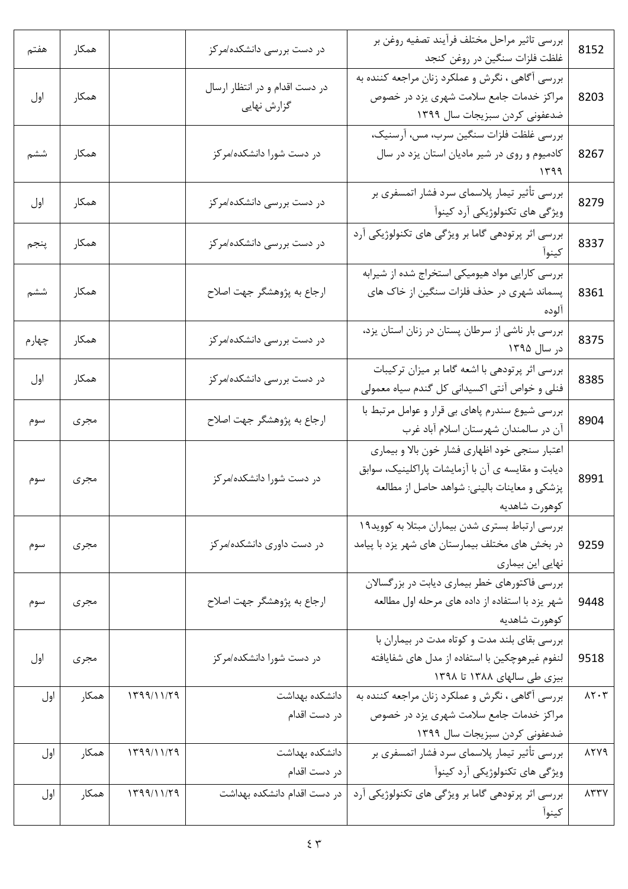| 8152 | بررسی تاثیر مراحل مختلف فرآیند تصفیه روغن بر غلظت فلزات سنگین در روغن کنجد | در دست بررسی دانشکده/مرکز | | همکار | هفتم |
|---|---|---|---|---|---|
| 8203 | بررسی آگاهی ، نگرش و عملکرد زنان مراجعه کننده به مراکز خدمات جامع سلامت شهری یزد در خصوص ضدعفونی کردن سبزیجات سال ۱۳۹۹ | در دست اقدام و در انتظار ارسال گزارش نهایی | | همکار | اول |
| 8267 | بررسی غلظت فلزات سنگین سرب، مس، آرسنیک، کادمیوم و روی در شیر مادیان استان یزد در سال ۱۳۹۹ | در دست شورا دانشکده/مرکز | | همکار | ششم |
| 8279 | بررسی تأثیر تیمار پلاسمای سرد فشار اتمسفری بر ویژگی های تکنولوژیکی آرد کینوآ | در دست بررسی دانشکده/مرکز | | همکار | اول |
| 8337 | بررسی اثر پرتودهی گاما بر ویژگی های تکنولوژیکی آرد کینوآ | در دست بررسی دانشکده/مرکز | | همکار | پنجم |
| 8361 | بررسی کارایی مواد هیومیکی استخراج شده از شیرابه پسماند شهری در حذف فلزات سنگین از خاک های آلوده | ارجاع به پژوهشگر جهت اصلاح | | همکار | ششم |
| 8375 | بررسی بار ناشی از سرطان پستان در زنان استان یزد، در سال ۱۳۹۵ | در دست بررسی دانشکده/مرکز | | همکار | چهارم |
| 8385 | بررسی اثر پرتودهی با اشعه گاما بر میزان ترکیبات فنلی و خواص آنتی اکسیدانی کل گندم سیاه معمولی | در دست بررسی دانشکده/مرکز | | همکار | اول |
| 8904 | بررسی شیوع سندرم پاهای بی قرار و عوامل مرتبط با آن در سالمندان شهرستان اسلام آباد غرب | ارجاع به پژوهشگر جهت اصلاح | | مجری | سوم |
| 8991 | اعتبار سنجی خود اظهاری فشار خون بالا و بیماری دیابت و مقایسه ی آن با آزمایشات پاراکلینیک، سوابق پزشکی و معاینات بالینی: شواهد حاصل از مطالعه کوهورت شاهدیه | در دست شورا دانشکده/مرکز | | مجری | سوم |
| 9259 | بررسی ارتباط بستری شدن بیماران مبتلا به کووید۱۹ در بخش های مختلف بیمارستان های شهر یزد با پیامد نهایی این بیماری | در دست داوری دانشکده/مرکز | | مجری | سوم |
| 9448 | بررسی فاکتورهای خطر بیماری دیابت در بزرگسالان شهر یزد با استفاده از داده های مرحله اول مطالعه کوهورت شاهدیه | ارجاع به پژوهشگر جهت اصلاح | | مجری | سوم |
| 9518 | بررسی بقای بلند مدت و کوتاه مدت در بیماران با لنفوم غیرهوچکین با استفاده از مدل های شفایافته بیزی طی سالهای ۱۳۸۸ تا ۱۳۹۸ | در دست شورا دانشکده/مرکز | | مجری | اول |
| ۸۲۰۳ | بررسی آگاهی ، نگرش و عملکرد زنان مراجعه کننده به مراکز خدمات جامع سلامت شهری یزد در خصوص ضدعفونی کردن سبزیجات سال ۱۳۹۹ | دانشکده بهداشت در دست اقدام | ۱۳۹۹/۱۱/۲۹ | همکار | اول |
| ۸۲۷۹ | بررسی تأثیر تیمار پلاسمای سرد فشار اتمسفری بر ویژگی های تکنولوژیکی آرد کینوآ | دانشکده بهداشت در دست اقدام | ۱۳۹۹/۱۱/۲۹ | همکار | اول |
| ۸۳۳۷ | بررسی اثر پرتودهی گاما بر ویژگی های تکنولوژیکی آرد کینوآ | در دست اقدام دانشکده بهداشت | ۱۳۹۹/۱۱/۲۹ | همکار | اول |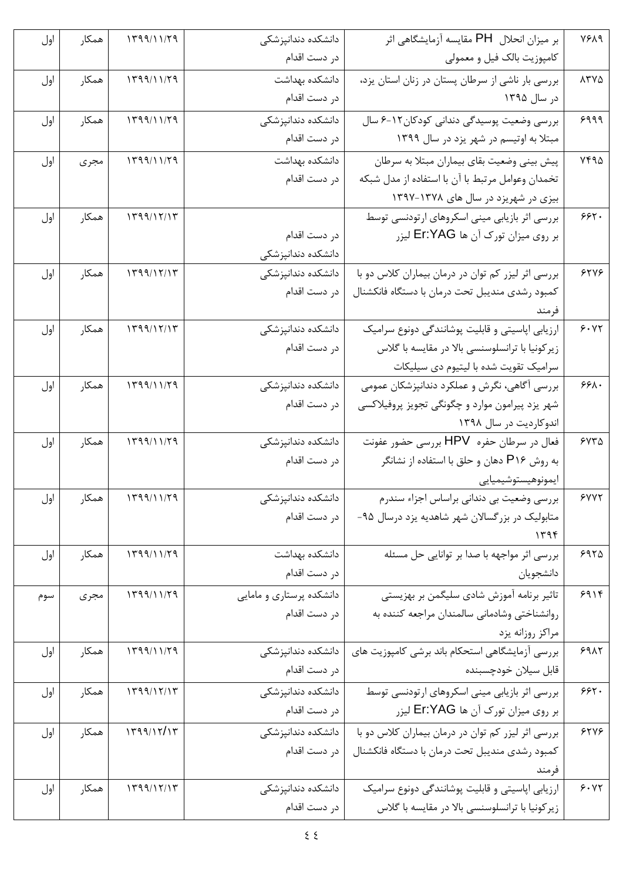| ۷۶۸۹ | بر میزان انحلال PH مقایسه آزمایشگاهی اثر کامپوزیت بالک فیل و معمولی | دانشکده دندانپزشکی در دست اقدام | ۱۳۹۹/۱۱/۲۹ | همکار | اول |
|---|---|---|---|---|---|
| ۸۳۷۵ | بررسی بار ناشی از سرطان پستان در زنان استان یزد، در سال ۱۳۹۵ | دانشکده بهداشت در دست اقدام | ۱۳۹۹/۱۱/۲۹ | همکار | اول |
| ۶۹۹۹ | بررسی وضعیت پوسیدگی دندانی کودکان۱۲-۶ سال مبتلا به اوتیسم در شهر یزد در سال ۱۳۹۹ | دانشکده دندانپزشکی در دست اقدام | ۱۳۹۹/۱۱/۲۹ | همکار | اول |
| ۷۴۹۵ | پیش بینی وضعیت بقای بیماران مبتلا به سرطان تخمدان وعوامل مرتبط با آن با استفاده از مدل شبکه بیزی در شهریزد در سال های ۱۳۷۸-۱۳۹۷ | دانشکده بهداشت در دست اقدام | ۱۳۹۹/۱۱/۲۹ | مجری | اول |
| ۶۶۲۰ | بررسی اثر بازیابی مینی اسکروهای ارتودنسی توسط بر روی میزان تورک آن ها Er:YAG لیزر | در دست اقدام دانشکده دندانپزشکی | ۱۳۹۹/۱۲/۱۳ | همکار | اول |
| ۶۲۷۶ | بررسی اثر لیزر کم توان در درمان بیماران کلاس دو با کمبود رشدی مندیبل تحت درمان با دستگاه فانکشنال فرمند | دانشکده دندانپزشکی در دست اقدام | ۱۳۹۹/۱۲/۱۳ | همکار | اول |
| ۶۰۷۲ | ارزیابی اپاسیتی و قابلیت پوشاندگی دونوع سرامیک زیرکونیا با ترانسلوسنسی بالا در مقایسه با گلاس سرامیک تقویت شده با لیتیوم دی سیلیکات | دانشکده دندانپزشکی در دست اقدام | ۱۳۹۹/۱۲/۱۳ | همکار | اول |
| ۶۶۸۰ | بررسی آگاهی، نگرش و عملکرد دندانپزشکان عمومی شهر یزد پیرامون موارد و چگونگی تجویز پروفیلاکسی اندوکاردیت در سال ۱۳۹۸ | دانشکده دندانپزشکی در دست اقدام | ۱۳۹۹/۱۱/۲۹ | همکار | اول |
| ۶۷۳۵ | فعال در سرطان حفره HPV بررسی حضور عفونت به روش P۱۶ دهان و حلق با استفاده از نشانگر ایمونوهیستوشیمیایی | دانشکده دندانپزشکی در دست اقدام | ۱۳۹۹/۱۱/۲۹ | همکار | اول |
| ۶۷۷۲ | بررسی وضعیت بی دندانی براساس اجزاء سندرم متابولیک در بزرگسالان شهر شاهدیه یزد درسال ۹۵-۱۳۹۴ | دانشکده دندانپزشکی در دست اقدام | ۱۳۹۹/۱۱/۲۹ | همکار | اول |
| ۶۹۲۵ | بررسی اثر مواجهه با صدا بر توانایی حل مسئله دانشجویان | دانشکده بهداشت در دست اقدام | ۱۳۹۹/۱۱/۲۹ | همکار | اول |
| ۶۹۱۴ | تاثیر برنامه آموزش شادی سلیگمن بر بهزیستی روانشناختی وشادمانی سالمندان مراجعه کننده به مراکز روزانه یزد | دانشکده پرستاری و مامایی در دست اقدام | ۱۳۹۹/۱۱/۲۹ | مجری | سوم |
| ۶۹۸۲ | بررسی آزمایشگاهی استحکام باند برشی کامپوزیت های قابل سیلان خودچسبنده | دانشکده دندانپزشکی در دست اقدام | ۱۳۹۹/۱۱/۲۹ | همکار | اول |
| ۶۶۲۰ | بررسی اثر بازیابی مینی اسکروهای ارتودنسی توسط بر روی میزان تورک آن ها Er:YAG لیزر | دانشکده دندانپزشکی در دست اقدام | ۱۳۹۹/۱۲/۱۳ | همکار | اول |
| ۶۲۷۶ | بررسی اثر لیزر کم توان در درمان بیماران کلاس دو با کمبود رشدی مندیبل تحت درمان با دستگاه فانکشنال فرمند | دانشکده دندانپزشکی در دست اقدام | ۱۳۹۹/۱۲/۱۳ | همکار | اول |
| ۶۰۷۲ | ارزیابی اپاسیتی و قابلیت پوشاندگی دونوع سرامیک زیرکونیا با ترانسلوسنسی بالا در مقایسه با گلاس | دانشکده دندانپزشکی در دست اقدام | ۱۳۹۹/۱۲/۱۳ | همکار | اول |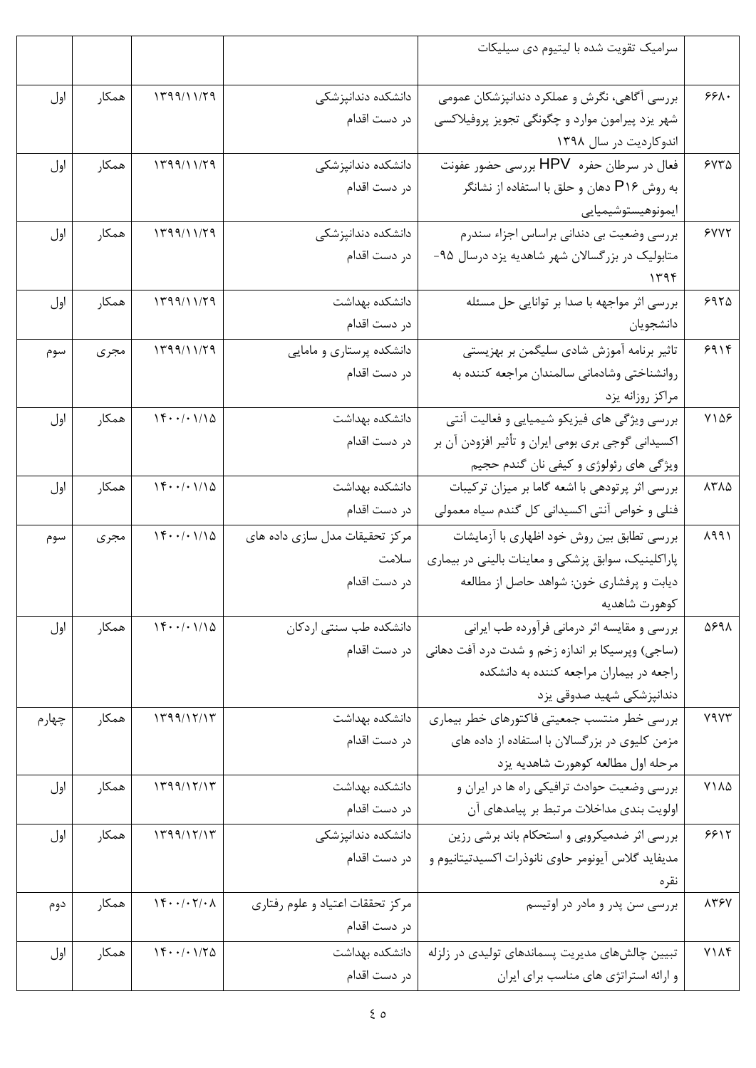| | | | | | |
|---|---|---|---|---|---|
| | سرامیک تقویت شده با لیتیوم دی سیلیکات | | | | |
| ۶۶۸۰ | بررسی آگاهی، نگرش و عملکرد دندانپزشکان عمومی شهر یزد پیرامون موارد و چگونگی تجویز پروفیلاکسی اندوکاردیت در سال ۱۳۹۸ | دانشکده دندانپزشکی در دست اقدام | ۱۳۹۹/۱۱/۲۹ | همکار | اول |
| ۶۷۳۵ | فعال در سرطان حفره HPV بررسی حضور عفونت به روش P۱۶ دهان و حلق با استفاده از نشانگر ایمونوهیستوشیمیایی | دانشکده دندانپزشکی در دست اقدام | ۱۳۹۹/۱۱/۲۹ | همکار | اول |
| ۶۷۷۲ | بررسی وضعیت بی دندانی براساس اجزاء سندرم متابولیک در بزرگسالان شهر شاهدیه یزد درسال ۹۵-۱۳۹۴ | دانشکده دندانپزشکی در دست اقدام | ۱۳۹۹/۱۱/۲۹ | همکار | اول |
| ۶۹۲۵ | بررسی اثر مواجهه با صدا بر توانایی حل مسئله دانشجویان | دانشکده بهداشت در دست اقدام | ۱۳۹۹/۱۱/۲۹ | همکار | اول |
| ۶۹۱۴ | تاثیر برنامه آموزش شادی سلیگمن بر بهزیستی روانشناختی وشادمانی سالمندان مراجعه کننده به مراکز روزانه یزد | دانشکده پرستاری و مامایی در دست اقدام | ۱۳۹۹/۱۱/۲۹ | مجری | سوم |
| ۷۱۵۶ | بررسی ویژگی های فیزیکو شیمیایی و فعالیت آنتی اکسیدانی گوجی بری بومی ایران و تأثیر افزودن آن بر ویژگی های رئولوژی و کیفی نان گندم حجیم | دانشکده بهداشت در دست اقدام | ۱۴۰۰/۰۱/۱۵ | همکار | اول |
| ۸۳۸۵ | بررسی اثر پرتودهی با اشعه گاما بر میزان ترکیبات فنلی و خواص آنتی اکسیدانی کل گندم سیاه معمولی | دانشکده بهداشت در دست اقدام | ۱۴۰۰/۰۱/۱۵ | همکار | اول |
| ۸۹۹۱ | بررسی تطابق بین روش خود اظهاری با آزمایشات پاراکلینیک، سوابق پزشکی و معاینات بالینی در بیماری دیابت و پرفشاری خون: شواهد حاصل از مطالعه کوهورت شاهدیه | مرکز تحقیقات مدل سازی داده های سلامت در دست اقدام | ۱۴۰۰/۰۱/۱۵ | مجری | سوم |
| ۵۶۹۸ | بررسی و مقایسه اثر درمانی فرآورده طب ایرانی (ساجی) وپرسیکا بر اندازه زخم و شدت درد آفت دهانی راجعه در بیماران مراجعه کننده به دانشکده دندانپزشکی شهید صدوقی یزد | دانشکده طب سنتی اردکان در دست اقدام | ۱۴۰۰/۰۱/۱۵ | همکار | اول |
| ۷۹۷۳ | بررسی خطر منتسب جمعیتی فاکتورهای خطر بیماری مزمن کلیوی در بزرگسالان با استفاده از داده های مرحله اول مطالعه کوهورت شاهدیه یزد | دانشکده بهداشت در دست اقدام | ۱۳۹۹/۱۲/۱۳ | همکار | چهارم |
| ۷۱۸۵ | بررسی وضعیت حوادث ترافیکی راه ها در ایران و اولویت بندی مداخلات مرتبط بر پیامدهای آن | دانشکده بهداشت در دست اقدام | ۱۳۹۹/۱۲/۱۳ | همکار | اول |
| ۶۶۱۲ | بررسی اثر ضدمیکروبی و استحکام باند برشی رزین مدیفاید گلاس آیونومر حاوی نانوذرات اکسیدتیتانیوم و نقره | دانشکده دندانپزشکی در دست اقدام | ۱۳۹۹/۱۲/۱۳ | همکار | اول |
| ۸۳۶۷ | بررسی سن پدر و مادر در اوتیسم | مرکز تحققات اعتیاد و علوم رفتاری در دست اقدام | ۱۴۰۰/۰۲/۰۸ | همکار | دوم |
| ۷۱۸۴ | تبیین چالش‌های مدیریت پسماندهای تولیدی در زلزله و ارائه استراتژی های مناسب برای ایران | دانشکده بهداشت در دست اقدام | ۱۴۰۰/۰۱/۲۵ | همکار | اول |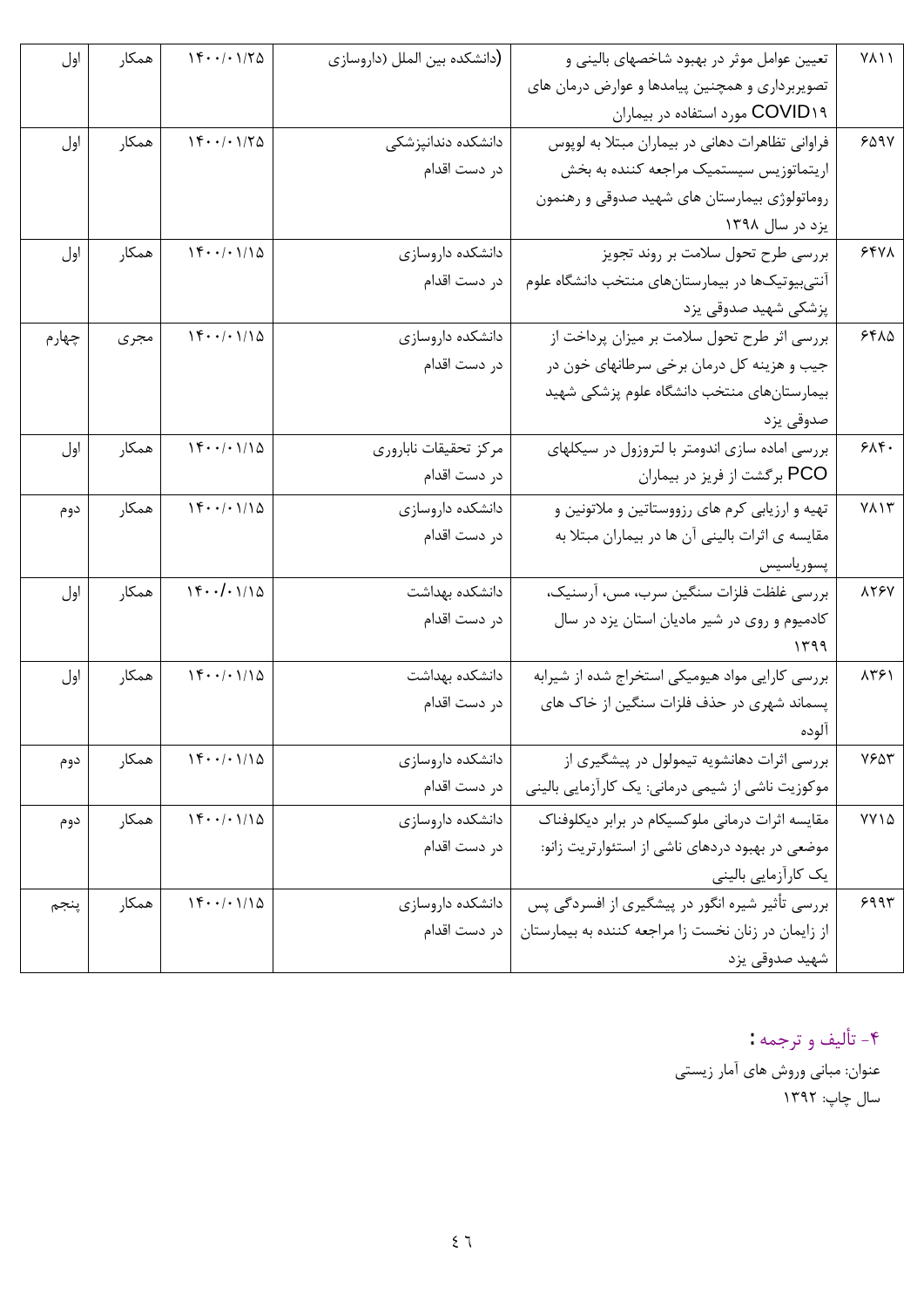| | | | | | |
|---|---|---|---|---|---|
| ۷۸۱۱ | تعیین عوامل موثر در بهبود شاخصهای بالینی و تصویربرداری و همچنین پیامدها و عوارض درمان های COVID۱۹ مورد استفاده در بیماران | (دانشکده بین الملل (داروسازی | ۱۴۰۰/۰۱/۲۵ | همکار | اول |
| ۶۵۹۷ | فراوانی تظاهرات دهانی در بیماران مبتلا به لوپوس اریتماتوزیس سیستمیک مراجعه کننده به بخش روماتولوژی بیمارستان های شهید صدوقی و رهنمون یزد در سال ۱۳۹۸ | دانشکده دندانپزشکی در دست اقدام | ۱۴۰۰/۰۱/۲۵ | همکار | اول |
| ۶۴۷۸ | بررسی طرح تحول سلامت بر روند تجویز آنتی‌بیوتیک‌ها در بیمارستان‌های منتخب دانشگاه علوم پزشکی شهید صدوقی یزد | دانشکده داروسازی در دست اقدام | ۱۴۰۰/۰۱/۱۵ | همکار | اول |
| ۶۴۸۵ | بررسی اثر طرح تحول سلامت بر میزان پرداخت از جیب و هزینه کل درمان برخی سرطانهای خون در بیمارستان‌های منتخب دانشگاه علوم پزشکی شهید صدوقی یزد | دانشکده داروسازی در دست اقدام | ۱۴۰۰/۰۱/۱۵ | مجری | چهارم |
| ۶۸۴۰ | بررسی اماده سازی اندومتر با لتروزول در سیکلهای برگشت از فریز در بیماران PCO | مرکز تحقیقات ناباروری در دست اقدام | ۱۴۰۰/۰۱/۱۵ | همکار | اول |
| ۷۸۱۳ | تهیه و ارزیابی کرم های رزووستاتین و ملاتونین و مقایسه ی اثرات بالینی آن ها در بیماران مبتلا به پسوریاسیس | دانشکده داروسازی در دست اقدام | ۱۴۰۰/۰۱/۱۵ | همکار | دوم |
| ۸۲۶۷ | بررسی غلظت فلزات سنگین سرب، مس، آرسنیک، کادمیوم و روی در شیر مادیان استان یزد در سال ۱۳۹۹ | دانشکده بهداشت در دست اقدام | ۱۴۰۰/۰۱/۱۵ | همکار | اول |
| ۸۳۶۱ | بررسی کارایی مواد هیومیکی استخراج شده از شیرابه پسماند شهری در حذف فلزات سنگین از خاک های آلوده | دانشکده بهداشت در دست اقدام | ۱۴۰۰/۰۱/۱۵ | همکار | اول |
| ۷۶۵۳ | بررسی اثرات دهانشویه تیمولول در پیشگیری از موکوزیت ناشی از شیمی درمانی: یک کارآزمایی بالینی | دانشکده داروسازی در دست اقدام | ۱۴۰۰/۰۱/۱۵ | همکار | دوم |
| ۷۷۱۵ | مقایسه اثرات درمانی ملوکسیکام در برابر دیکلوفناک موضعی در بهبود دردهای ناشی از استئوارتریت زانو: یک کارآزمایی بالینی | دانشکده داروسازی در دست اقدام | ۱۴۰۰/۰۱/۱۵ | همکار | دوم |
| ۶۹۹۳ | بررسی تأثیر شیره انگور در پیشگیری از افسردگی پس از زایمان در زنان نخست زا مراجعه کننده به بیمارستان شهید صدوقی یزد | دانشکده داروسازی در دست اقدام | ۱۴۰۰/۰۱/۱۵ | همکار | پنجم |

## ۴- تألیف و ترجمه :

عنوان: مبانی وروش های آمار زیستی

سال چاپ: ۱۳۹۲